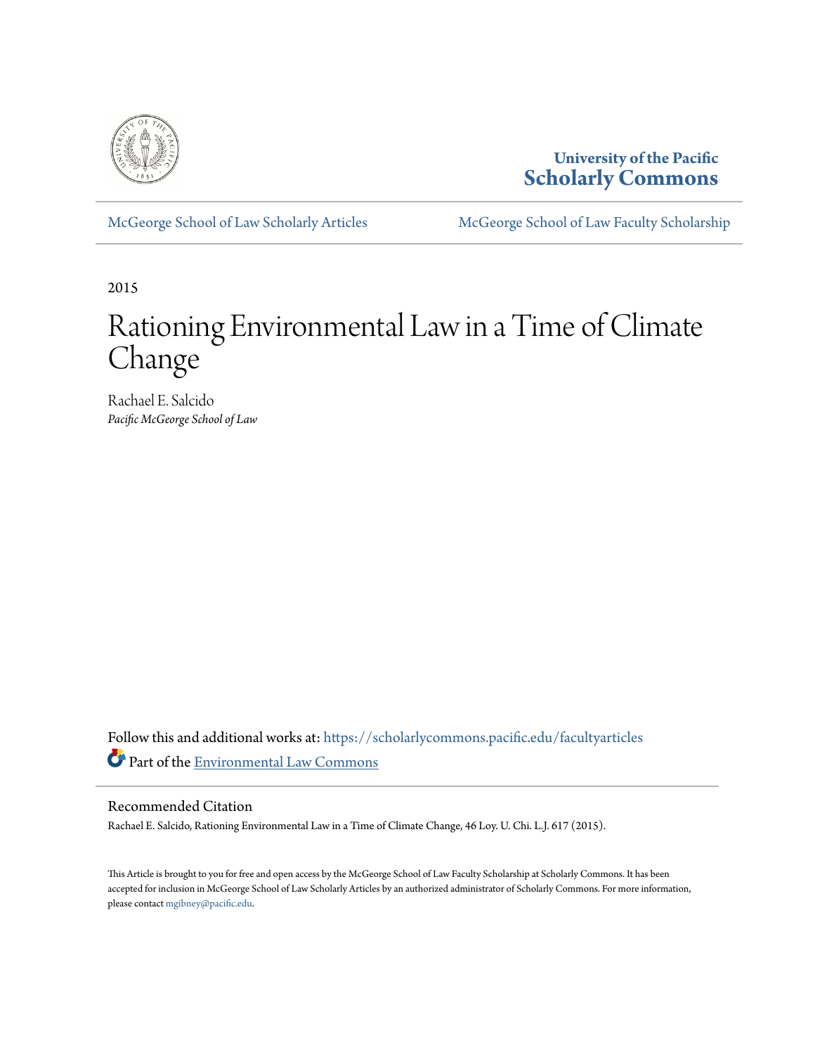University of the Pacific
**Scholarly Commons**

McGeorge School of Law Scholarly Articles | McGeorge School of Law Faculty Scholarship

2015

# Rationing Environmental Law in a Time of Climate Change

Rachael E. Salcido
*Pacific McGeorge School of Law*

Follow this and additional works at: https://scholarlycommons.pacific.edu/facultyarticles

Part of the Environmental Law Commons

## Recommended Citation

Rachael E. Salcido, Rationing Environmental Law in a Time of Climate Change, 46 Loy. U. Chi. L.J. 617 (2015).

This Article is brought to you for free and open access by the McGeorge School of Law Faculty Scholarship at Scholarly Commons. It has been accepted for inclusion in McGeorge School of Law Scholarly Articles by an authorized administrator of Scholarly Commons. For more information, please contact mgibney@pacific.edu.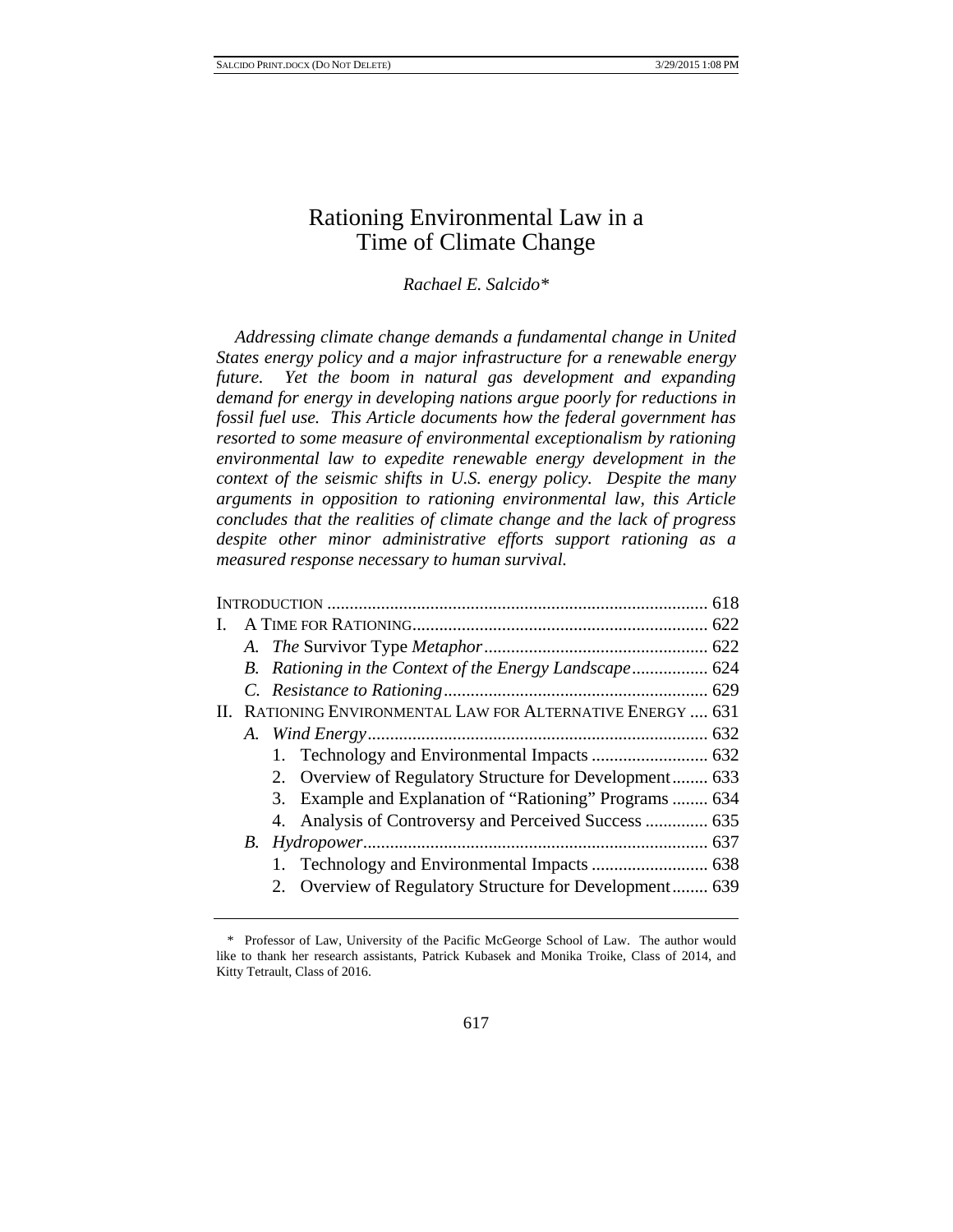# Rationing Environmental Law in a Time of Climate Change

*Rachael E. Salcido**

*Addressing climate change demands a fundamental change in United States energy policy and a major infrastructure for a renewable energy future. Yet the boom in natural gas development and expanding demand for energy in developing nations argue poorly for reductions in fossil fuel use. This Article documents how the federal government has resorted to some measure of environmental exceptionalism by rationing environmental law to expedite renewable energy development in the context of the seismic shifts in U.S. energy policy. Despite the many arguments in opposition to rationing environmental law, this Article concludes that the realities of climate change and the lack of progress despite other minor administrative efforts support rationing as a measured response necessary to human survival.*

INTRODUCTION .................................................................................... 618
I. A TIME FOR RATIONING.................................................................. 622
  A. *The* Survivor Type *Metaphor*................................................. 622
  B. *Rationing in the Context of the Energy Landscape*................ 624
  C. *Resistance to Rationing*.......................................................... 629
II. RATIONING ENVIRONMENTAL LAW FOR ALTERNATIVE ENERGY .... 631
  A. *Wind Energy*........................................................................... 632
    1. Technology and Environmental Impacts .......................... 632
    2. Overview of Regulatory Structure for Development........ 633
    3. Example and Explanation of "Rationing" Programs ........ 634
    4. Analysis of Controversy and Perceived Success ............. 635
  B. *Hydropower*............................................................................ 637
    1. Technology and Environmental Impacts .......................... 638
    2. Overview of Regulatory Structure for Development........ 639

---

\* Professor of Law, University of the Pacific McGeorge School of Law. The author would like to thank her research assistants, Patrick Kubasek and Monika Troike, Class of 2014, and Kitty Tetrault, Class of 2016.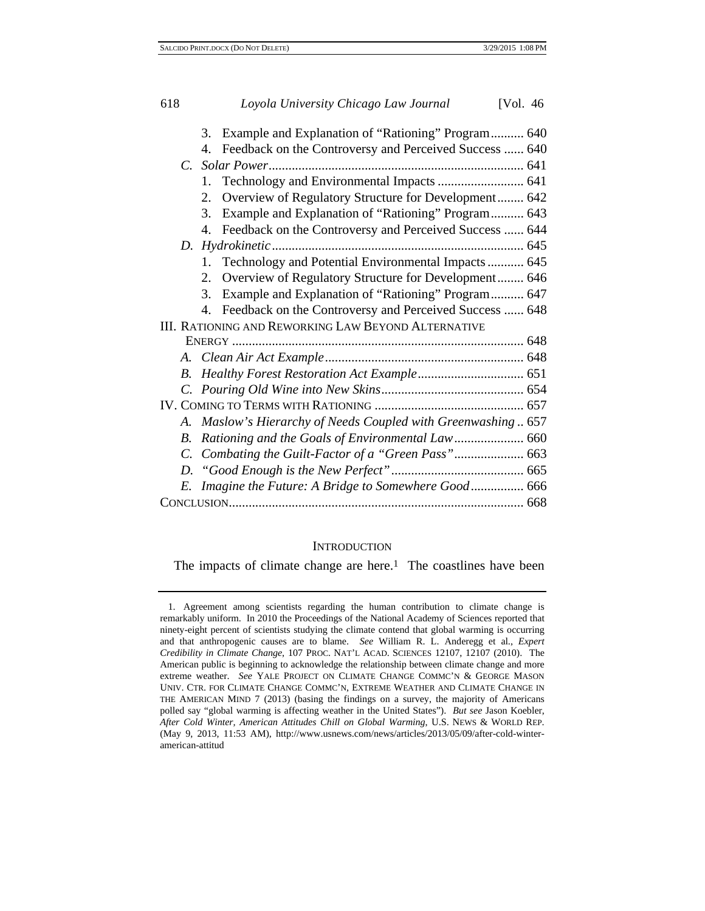3. Example and Explanation of "Rationing" Program.......... 640
4. Feedback on the Controversy and Perceived Success ...... 640

*C. Solar Power*............................................................................ 641

1. Technology and Environmental Impacts .......................... 641
2. Overview of Regulatory Structure for Development........ 642
3. Example and Explanation of "Rationing" Program.......... 643
4. Feedback on the Controversy and Perceived Success ...... 644

*D. Hydrokinetic*........................................................................... 645

1. Technology and Potential Environmental Impacts ........... 645
2. Overview of Regulatory Structure for Development........ 646
3. Example and Explanation of "Rationing" Program.......... 647
4. Feedback on the Controversy and Perceived Success ...... 648

III. RATIONING AND REWORKING LAW BEYOND ALTERNATIVE ENERGY ....................................................................................... 648

*A. Clean Air Act Example*........................................................... 648

*B. Healthy Forest Restoration Act Example*................................ 651

*C. Pouring Old Wine into New Skins*........................................... 654

IV. COMING TO TERMS WITH RATIONING ............................................. 657

*A. Maslow's Hierarchy of Needs Coupled with Greenwashing* .. 657

*B. Rationing and the Goals of Environmental Law*..................... 660

*C. Combating the Guilt-Factor of a "Green Pass"*..................... 663

*D. "Good Enough is the New Perfect"*........................................ 665

*E. Imagine the Future: A Bridge to Somewhere Good*................ 666

CONCLUSION........................................................................................ 668

## INTRODUCTION

The impacts of climate change are here.[1] The coastlines have been

---

1. Agreement among scientists regarding the human contribution to climate change is remarkably uniform. In 2010 the Proceedings of the National Academy of Sciences reported that ninety-eight percent of scientists studying the climate contend that global warming is occurring and that anthropogenic causes are to blame. *See* William R. L. Anderegg et al., *Expert Credibility in Climate Change*, 107 PROC. NAT'L ACAD. SCIENCES 12107, 12107 (2010). The American public is beginning to acknowledge the relationship between climate change and more extreme weather. *See* YALE PROJECT ON CLIMATE CHANGE COMMC'N & GEORGE MASON UNIV. CTR. FOR CLIMATE CHANGE COMMC'N, EXTREME WEATHER AND CLIMATE CHANGE IN THE AMERICAN MIND 7 (2013) (basing the findings on a survey, the majority of Americans polled say "global warming is affecting weather in the United States"). *But see* Jason Koebler, *After Cold Winter, American Attitudes Chill on Global Warming*, U.S. NEWS & WORLD REP. (May 9, 2013, 11:53 AM), http://www.usnews.com/news/articles/2013/05/09/after-cold-winter-american-attitud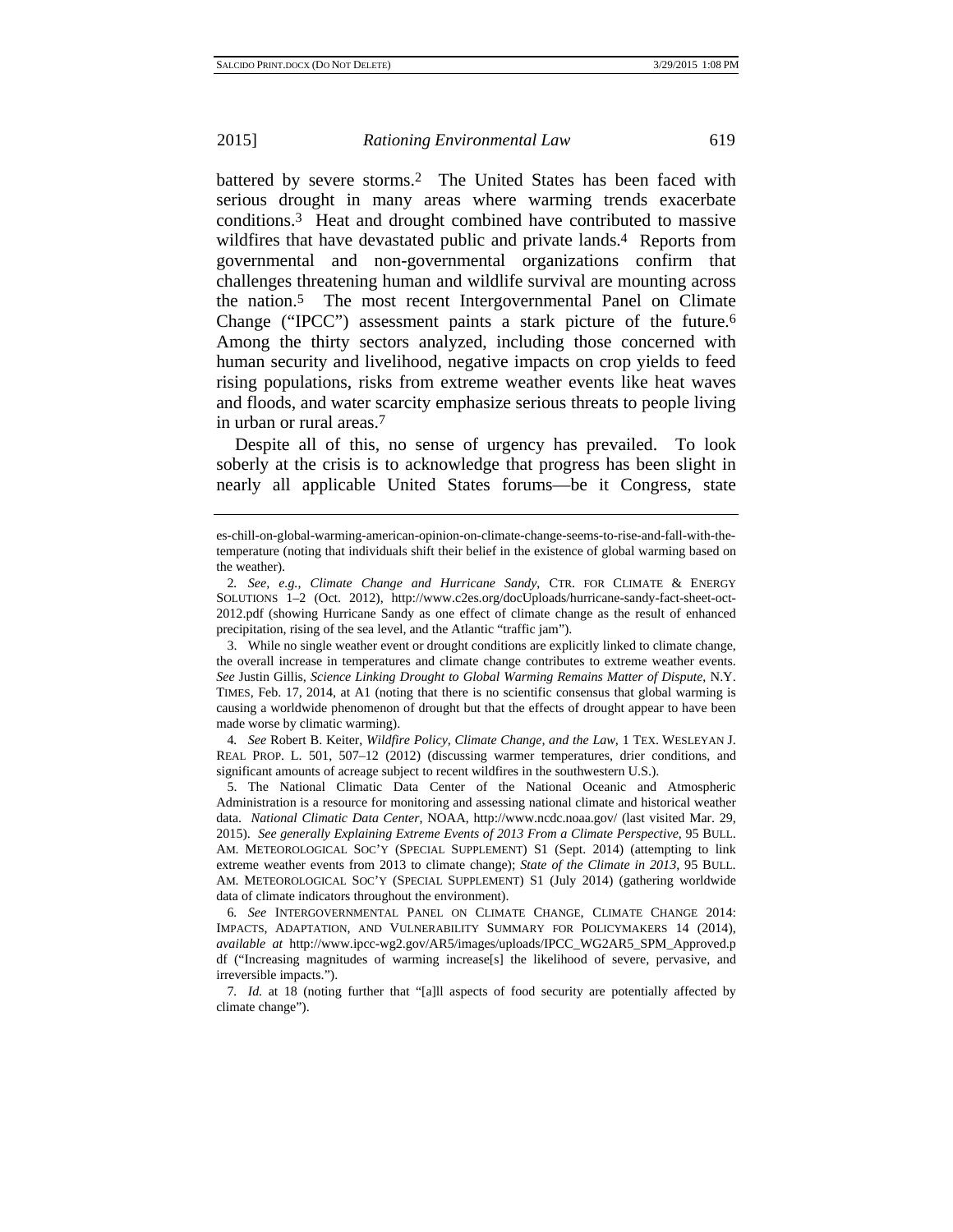battered by severe storms.[2] The United States has been faced with serious drought in many areas where warming trends exacerbate conditions.[3] Heat and drought combined have contributed to massive wildfires that have devastated public and private lands.[4] Reports from governmental and non-governmental organizations confirm that challenges threatening human and wildlife survival are mounting across the nation.[5] The most recent Intergovernmental Panel on Climate Change ("IPCC") assessment paints a stark picture of the future.[6] Among the thirty sectors analyzed, including those concerned with human security and livelihood, negative impacts on crop yields to feed rising populations, risks from extreme weather events like heat waves and floods, and water scarcity emphasize serious threats to people living in urban or rural areas.[7]

Despite all of this, no sense of urgency has prevailed. To look soberly at the crisis is to acknowledge that progress has been slight in nearly all applicable United States forums—be it Congress, state

---

es-chill-on-global-warming-american-opinion-on-climate-change-seems-to-rise-and-fall-with-the-temperature (noting that individuals shift their belief in the existence of global warming based on the weather).

2. *See, e.g.*, *Climate Change and Hurricane Sandy*, CTR. FOR CLIMATE & ENERGY SOLUTIONS 1–2 (Oct. 2012), http://www.c2es.org/docUploads/hurricane-sandy-fact-sheet-oct-2012.pdf (showing Hurricane Sandy as one effect of climate change as the result of enhanced precipitation, rising of the sea level, and the Atlantic "traffic jam").

3. While no single weather event or drought conditions are explicitly linked to climate change, the overall increase in temperatures and climate change contributes to extreme weather events. *See* Justin Gillis, *Science Linking Drought to Global Warming Remains Matter of Dispute*, N.Y. TIMES, Feb. 17, 2014, at A1 (noting that there is no scientific consensus that global warming is causing a worldwide phenomenon of drought but that the effects of drought appear to have been made worse by climatic warming).

4. *See* Robert B. Keiter, *Wildfire Policy, Climate Change, and the Law*, 1 TEX. WESLEYAN J. REAL PROP. L. 501, 507–12 (2012) (discussing warmer temperatures, drier conditions, and significant amounts of acreage subject to recent wildfires in the southwestern U.S.).

5. The National Climatic Data Center of the National Oceanic and Atmospheric Administration is a resource for monitoring and assessing national climate and historical weather data. *National Climatic Data Center*, NOAA, http://www.ncdc.noaa.gov/ (last visited Mar. 29, 2015). *See generally Explaining Extreme Events of 2013 From a Climate Perspective*, 95 BULL. AM. METEOROLOGICAL SOC'Y (SPECIAL SUPPLEMENT) S1 (Sept. 2014) (attempting to link extreme weather events from 2013 to climate change); *State of the Climate in 2013*, 95 BULL. AM. METEOROLOGICAL SOC'Y (SPECIAL SUPPLEMENT) S1 (July 2014) (gathering worldwide data of climate indicators throughout the environment).

6. *See* INTERGOVERNMENTAL PANEL ON CLIMATE CHANGE, CLIMATE CHANGE 2014: IMPACTS, ADAPTATION, AND VULNERABILITY SUMMARY FOR POLICYMAKERS 14 (2014), *available at* http://www.ipcc-wg2.gov/AR5/images/uploads/IPCC_WG2AR5_SPM_Approved.pdf ("Increasing magnitudes of warming increase[s] the likelihood of severe, pervasive, and irreversible impacts.").

7. *Id.* at 18 (noting further that "[a]ll aspects of food security are potentially affected by climate change").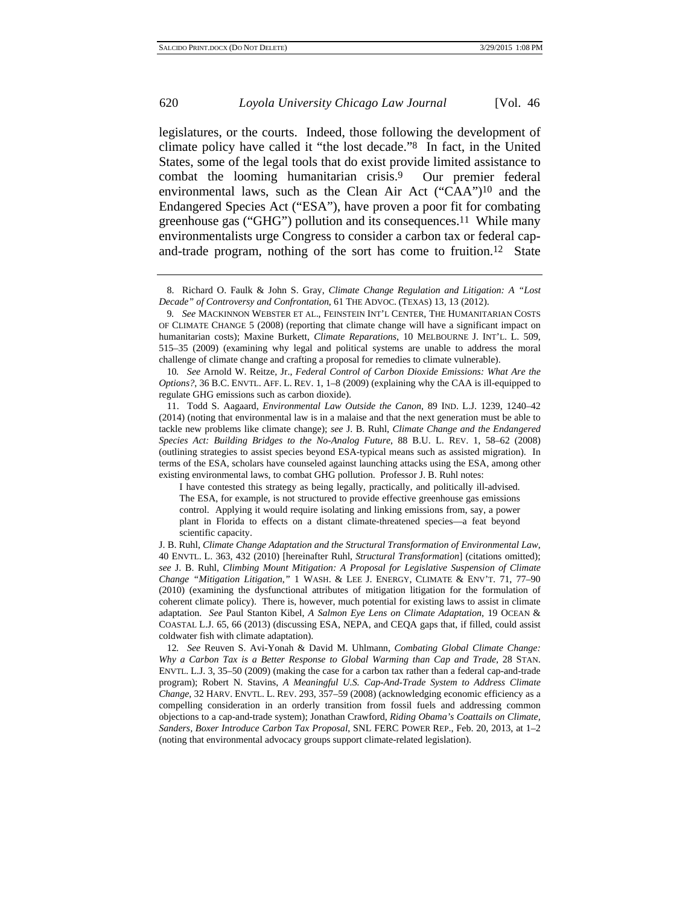legislatures, or the courts. Indeed, those following the development of climate policy have called it "the lost decade."[8] In fact, in the United States, some of the legal tools that do exist provide limited assistance to combat the looming humanitarian crisis.[9] Our premier federal environmental laws, such as the Clean Air Act ("CAA")[10] and the Endangered Species Act ("ESA"), have proven a poor fit for combating greenhouse gas ("GHG") pollution and its consequences.[11] While many environmentalists urge Congress to consider a carbon tax or federal cap-and-trade program, nothing of the sort has come to fruition.[12] State

---

8. Richard O. Faulk & John S. Gray, *Climate Change Regulation and Litigation: A "Lost Decade" of Controversy and Confrontation*, 61 THE ADVOC. (TEXAS) 13, 13 (2012).

9. *See* MACKINNON WEBSTER ET AL., FEINSTEIN INT'L CENTER, THE HUMANITARIAN COSTS OF CLIMATE CHANGE 5 (2008) (reporting that climate change will have a significant impact on humanitarian costs); Maxine Burkett, *Climate Reparations*, 10 MELBOURNE J. INT'L. L. 509, 515–35 (2009) (examining why legal and political systems are unable to address the moral challenge of climate change and crafting a proposal for remedies to climate vulnerable).

10. *See* Arnold W. Reitze, Jr., *Federal Control of Carbon Dioxide Emissions: What Are the Options?*, 36 B.C. ENVTL. AFF. L. REV. 1, 1–8 (2009) (explaining why the CAA is ill-equipped to regulate GHG emissions such as carbon dioxide).

11. Todd S. Aagaard, *Environmental Law Outside the Canon*, 89 IND. L.J. 1239, 1240–42 (2014) (noting that environmental law is in a malaise and that the next generation must be able to tackle new problems like climate change); *see* J. B. Ruhl, *Climate Change and the Endangered Species Act: Building Bridges to the No-Analog Future*, 88 B.U. L. REV. 1, 58–62 (2008) (outlining strategies to assist species beyond ESA-typical means such as assisted migration). In terms of the ESA, scholars have counseled against launching attacks using the ESA, among other existing environmental laws, to combat GHG pollution. Professor J. B. Ruhl notes:

> I have contested this strategy as being legally, practically, and politically ill-advised. The ESA, for example, is not structured to provide effective greenhouse gas emissions control. Applying it would require isolating and linking emissions from, say, a power plant in Florida to effects on a distant climate-threatened species—a feat beyond scientific capacity.

J. B. Ruhl, *Climate Change Adaptation and the Structural Transformation of Environmental Law*, 40 ENVTL. L. 363, 432 (2010) [hereinafter Ruhl, *Structural Transformation*] (citations omitted); *see* J. B. Ruhl, *Climbing Mount Mitigation: A Proposal for Legislative Suspension of Climate Change "Mitigation Litigation,"* 1 WASH. & LEE J. ENERGY, CLIMATE & ENV'T. 71, 77–90 (2010) (examining the dysfunctional attributes of mitigation litigation for the formulation of coherent climate policy). There is, however, much potential for existing laws to assist in climate adaptation. *See* Paul Stanton Kibel, *A Salmon Eye Lens on Climate Adaptation*, 19 OCEAN & COASTAL L.J. 65, 66 (2013) (discussing ESA, NEPA, and CEQA gaps that, if filled, could assist coldwater fish with climate adaptation).

12. *See* Reuven S. Avi-Yonah & David M. Uhlmann, *Combating Global Climate Change: Why a Carbon Tax is a Better Response to Global Warming than Cap and Trade*, 28 STAN. ENVTL. L.J. 3, 35–50 (2009) (making the case for a carbon tax rather than a federal cap-and-trade program); Robert N. Stavins, *A Meaningful U.S. Cap-And-Trade System to Address Climate Change*, 32 HARV. ENVTL. L. REV. 293, 357–59 (2008) (acknowledging economic efficiency as a compelling consideration in an orderly transition from fossil fuels and addressing common objections to a cap-and-trade system); Jonathan Crawford, *Riding Obama's Coattails on Climate, Sanders, Boxer Introduce Carbon Tax Proposal*, SNL FERC POWER REP., Feb. 20, 2013, at 1–2 (noting that environmental advocacy groups support climate-related legislation).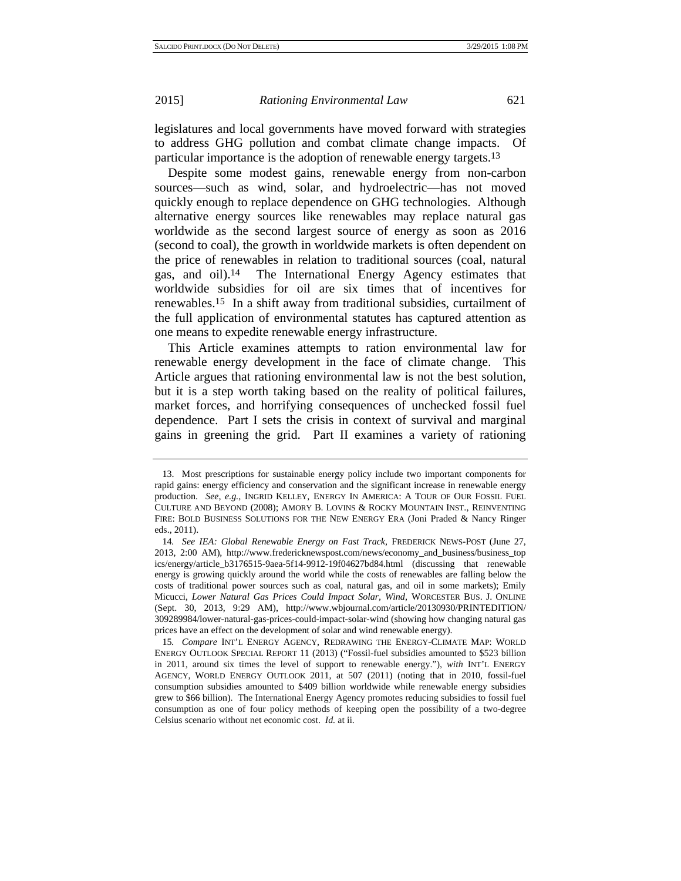legislatures and local governments have moved forward with strategies to address GHG pollution and combat climate change impacts. Of particular importance is the adoption of renewable energy targets.[13]

Despite some modest gains, renewable energy from non-carbon sources—such as wind, solar, and hydroelectric—has not moved quickly enough to replace dependence on GHG technologies. Although alternative energy sources like renewables may replace natural gas worldwide as the second largest source of energy as soon as 2016 (second to coal), the growth in worldwide markets is often dependent on the price of renewables in relation to traditional sources (coal, natural gas, and oil).[14] The International Energy Agency estimates that worldwide subsidies for oil are six times that of incentives for renewables.[15] In a shift away from traditional subsidies, curtailment of the full application of environmental statutes has captured attention as one means to expedite renewable energy infrastructure.

This Article examines attempts to ration environmental law for renewable energy development in the face of climate change. This Article argues that rationing environmental law is not the best solution, but it is a step worth taking based on the reality of political failures, market forces, and horrifying consequences of unchecked fossil fuel dependence. Part I sets the crisis in context of survival and marginal gains in greening the grid. Part II examines a variety of rationing

---

13. Most prescriptions for sustainable energy policy include two important components for rapid gains: energy efficiency and conservation and the significant increase in renewable energy production. *See, e.g.*, INGRID KELLEY, ENERGY IN AMERICA: A TOUR OF OUR FOSSIL FUEL CULTURE AND BEYOND (2008); AMORY B. LOVINS & ROCKY MOUNTAIN INST., REINVENTING FIRE: BOLD BUSINESS SOLUTIONS FOR THE NEW ENERGY ERA (Joni Praded & Nancy Ringer eds., 2011).

14. *See IEA: Global Renewable Energy on Fast Track*, FREDERICK NEWS-POST (June 27, 2013, 2:00 AM), http://www.fredericknewspost.com/news/economy_and_business/business_topics/energy/article_b3176515-9aea-5f14-9912-19f04627bd84.html (discussing that renewable energy is growing quickly around the world while the costs of renewables are falling below the costs of traditional power sources such as coal, natural gas, and oil in some markets); Emily Micucci, *Lower Natural Gas Prices Could Impact Solar, Wind*, WORCESTER BUS. J. ONLINE (Sept. 30, 2013, 9:29 AM), http://www.wbjournal.com/article/20130930/PRINTEDITION/309289984/lower-natural-gas-prices-could-impact-solar-wind (showing how changing natural gas prices have an effect on the development of solar and wind renewable energy).

15. *Compare* INT'L ENERGY AGENCY, REDRAWING THE ENERGY-CLIMATE MAP: WORLD ENERGY OUTLOOK SPECIAL REPORT 11 (2013) ("Fossil-fuel subsidies amounted to $523 billion in 2011, around six times the level of support to renewable energy."), *with* INT'L ENERGY AGENCY, WORLD ENERGY OUTLOOK 2011, at 507 (2011) (noting that in 2010, fossil-fuel consumption subsidies amounted to $409 billion worldwide while renewable energy subsidies grew to $66 billion). The International Energy Agency promotes reducing subsidies to fossil fuel consumption as one of four policy methods of keeping open the possibility of a two-degree Celsius scenario without net economic cost. *Id.* at ii.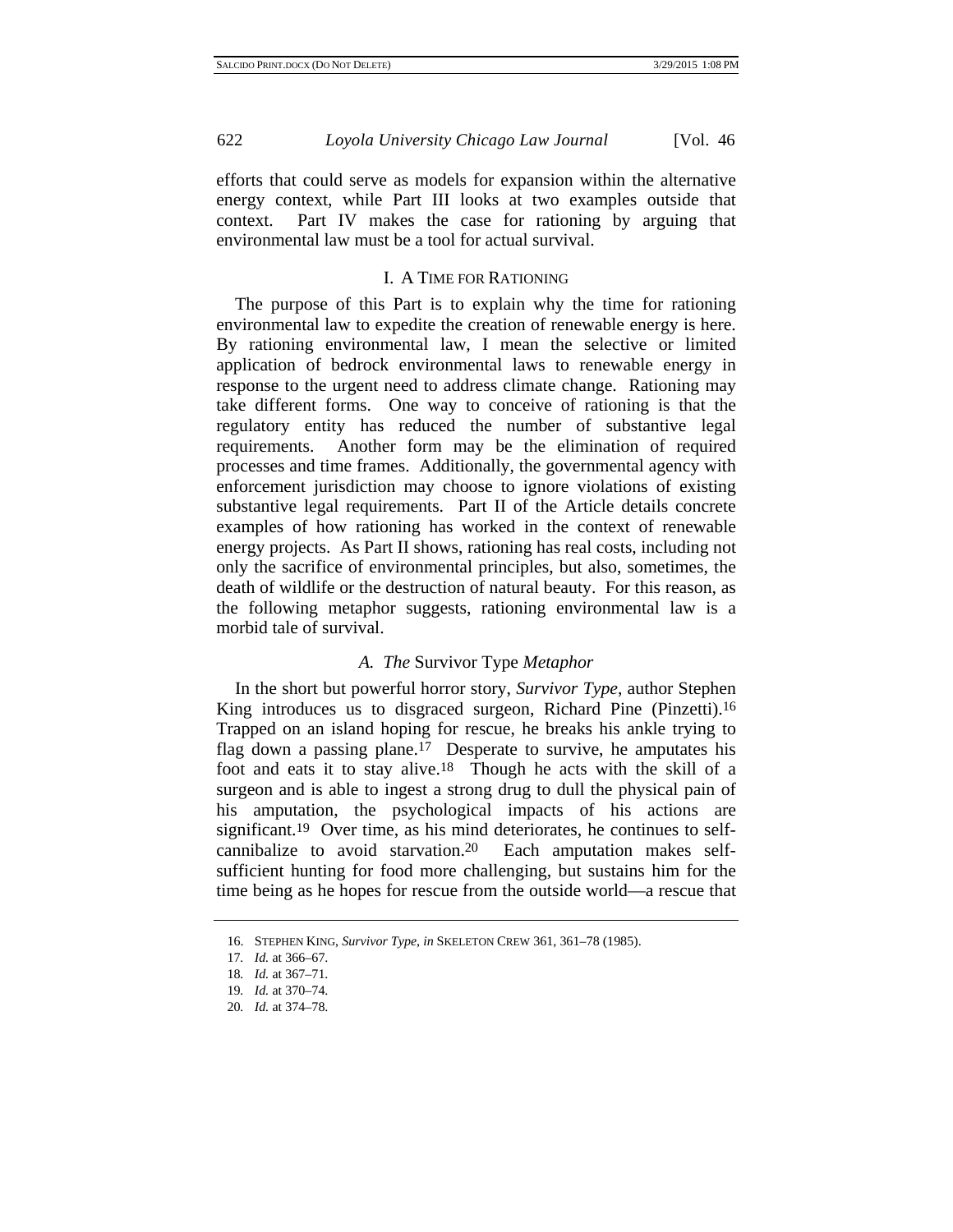efforts that could serve as models for expansion within the alternative energy context, while Part III looks at two examples outside that context. Part IV makes the case for rationing by arguing that environmental law must be a tool for actual survival.

## I. A TIME FOR RATIONING

The purpose of this Part is to explain why the time for rationing environmental law to expedite the creation of renewable energy is here. By rationing environmental law, I mean the selective or limited application of bedrock environmental laws to renewable energy in response to the urgent need to address climate change. Rationing may take different forms. One way to conceive of rationing is that the regulatory entity has reduced the number of substantive legal requirements. Another form may be the elimination of required processes and time frames. Additionally, the governmental agency with enforcement jurisdiction may choose to ignore violations of existing substantive legal requirements. Part II of the Article details concrete examples of how rationing has worked in the context of renewable energy projects. As Part II shows, rationing has real costs, including not only the sacrifice of environmental principles, but also, sometimes, the death of wildlife or the destruction of natural beauty. For this reason, as the following metaphor suggests, rationing environmental law is a morbid tale of survival.

### *A. The* Survivor Type *Metaphor*

In the short but powerful horror story, *Survivor Type*, author Stephen King introduces us to disgraced surgeon, Richard Pine (Pinzetti).[16] Trapped on an island hoping for rescue, he breaks his ankle trying to flag down a passing plane.[17] Desperate to survive, he amputates his foot and eats it to stay alive.[18] Though he acts with the skill of a surgeon and is able to ingest a strong drug to dull the physical pain of his amputation, the psychological impacts of his actions are significant.[19] Over time, as his mind deteriorates, he continues to self-cannibalize to avoid starvation.[20] Each amputation makes self-sufficient hunting for food more challenging, but sustains him for the time being as he hopes for rescue from the outside world—a rescue that

---

16. STEPHEN KING, *Survivor Type*, *in* SKELETON CREW 361, 361–78 (1985).

17. *Id.* at 366–67.

18. *Id.* at 367–71.

19. *Id.* at 370–74.

20. *Id.* at 374–78.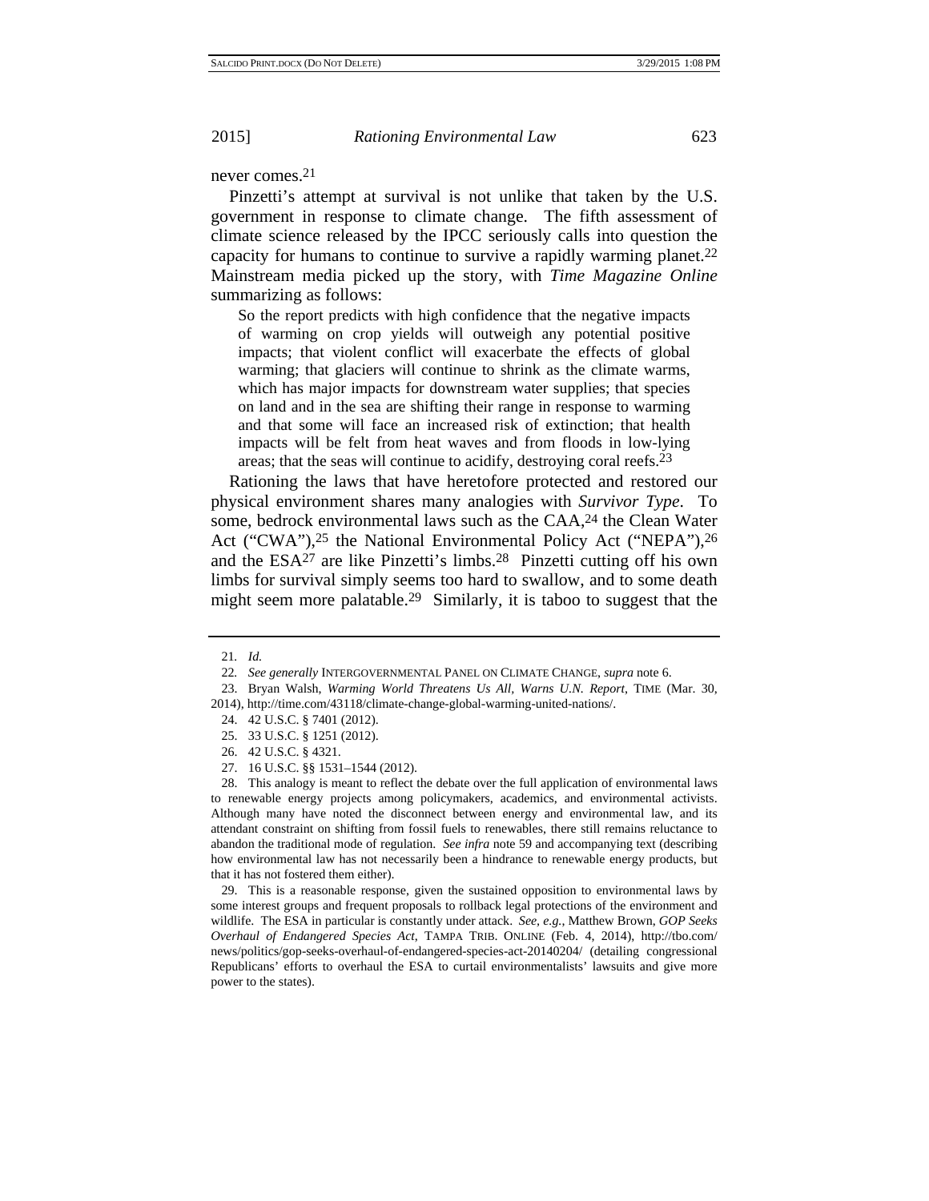never comes.[21]

Pinzetti's attempt at survival is not unlike that taken by the U.S. government in response to climate change. The fifth assessment of climate science released by the IPCC seriously calls into question the capacity for humans to continue to survive a rapidly warming planet.[22] Mainstream media picked up the story, with *Time Magazine Online* summarizing as follows:

> So the report predicts with high confidence that the negative impacts of warming on crop yields will outweigh any potential positive impacts; that violent conflict will exacerbate the effects of global warming; that glaciers will continue to shrink as the climate warms, which has major impacts for downstream water supplies; that species on land and in the sea are shifting their range in response to warming and that some will face an increased risk of extinction; that health impacts will be felt from heat waves and from floods in low-lying areas; that the seas will continue to acidify, destroying coral reefs.[23]

Rationing the laws that have heretofore protected and restored our physical environment shares many analogies with *Survivor Type*. To some, bedrock environmental laws such as the CAA,[24] the Clean Water Act ("CWA"),[25] the National Environmental Policy Act ("NEPA"),[26] and the ESA[27] are like Pinzetti's limbs.[28] Pinzetti cutting off his own limbs for survival simply seems too hard to swallow, and to some death might seem more palatable.[29] Similarly, it is taboo to suggest that the

---

21. *Id.*

22. *See generally* INTERGOVERNMENTAL PANEL ON CLIMATE CHANGE, *supra* note 6.

23. Bryan Walsh, *Warming World Threatens Us All, Warns U.N. Report*, TIME (Mar. 30, 2014), http://time.com/43118/climate-change-global-warming-united-nations/.

24. 42 U.S.C. § 7401 (2012).

25. 33 U.S.C. § 1251 (2012).

26. 42 U.S.C. § 4321.

27. 16 U.S.C. §§ 1531–1544 (2012).

28. This analogy is meant to reflect the debate over the full application of environmental laws to renewable energy projects among policymakers, academics, and environmental activists. Although many have noted the disconnect between energy and environmental law, and its attendant constraint on shifting from fossil fuels to renewables, there still remains reluctance to abandon the traditional mode of regulation. *See infra* note 59 and accompanying text (describing how environmental law has not necessarily been a hindrance to renewable energy products, but that it has not fostered them either).

29. This is a reasonable response, given the sustained opposition to environmental laws by some interest groups and frequent proposals to rollback legal protections of the environment and wildlife. The ESA in particular is constantly under attack. *See, e.g.*, Matthew Brown, *GOP Seeks Overhaul of Endangered Species Act*, TAMPA TRIB. ONLINE (Feb. 4, 2014), http://tbo.com/news/politics/gop-seeks-overhaul-of-endangered-species-act-20140204/ (detailing congressional Republicans' efforts to overhaul the ESA to curtail environmentalists' lawsuits and give more power to the states).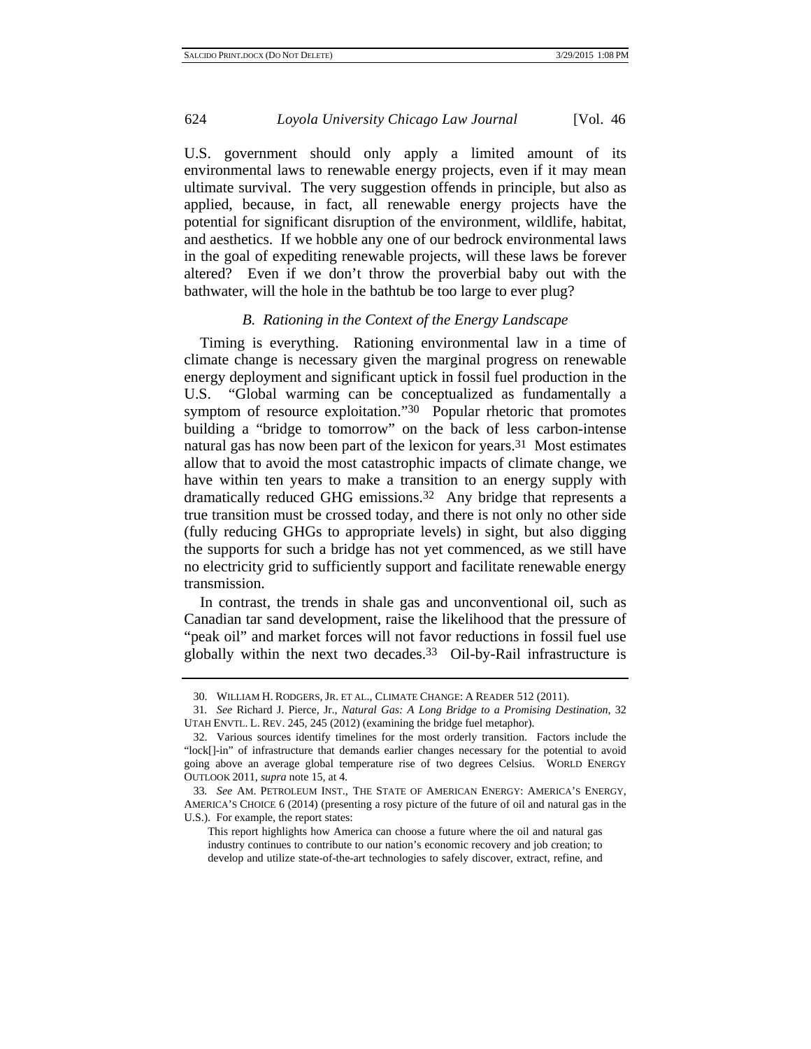U.S. government should only apply a limited amount of its environmental laws to renewable energy projects, even if it may mean ultimate survival. The very suggestion offends in principle, but also as applied, because, in fact, all renewable energy projects have the potential for significant disruption of the environment, wildlife, habitat, and aesthetics. If we hobble any one of our bedrock environmental laws in the goal of expediting renewable projects, will these laws be forever altered? Even if we don't throw the proverbial baby out with the bathwater, will the hole in the bathtub be too large to ever plug?

### *B. Rationing in the Context of the Energy Landscape*

Timing is everything. Rationing environmental law in a time of climate change is necessary given the marginal progress on renewable energy deployment and significant uptick in fossil fuel production in the U.S. "Global warming can be conceptualized as fundamentally a symptom of resource exploitation."[30] Popular rhetoric that promotes building a "bridge to tomorrow" on the back of less carbon-intense natural gas has now been part of the lexicon for years.[31] Most estimates allow that to avoid the most catastrophic impacts of climate change, we have within ten years to make a transition to an energy supply with dramatically reduced GHG emissions.[32] Any bridge that represents a true transition must be crossed today, and there is not only no other side (fully reducing GHGs to appropriate levels) in sight, but also digging the supports for such a bridge has not yet commenced, as we still have no electricity grid to sufficiently support and facilitate renewable energy transmission.

In contrast, the trends in shale gas and unconventional oil, such as Canadian tar sand development, raise the likelihood that the pressure of "peak oil" and market forces will not favor reductions in fossil fuel use globally within the next two decades.[33] Oil-by-Rail infrastructure is

---

30. WILLIAM H. RODGERS, JR. ET AL., CLIMATE CHANGE: A READER 512 (2011).

31. *See* Richard J. Pierce, Jr., *Natural Gas: A Long Bridge to a Promising Destination*, 32 UTAH ENVTL. L. REV. 245, 245 (2012) (examining the bridge fuel metaphor).

32. Various sources identify timelines for the most orderly transition. Factors include the "lock[]-in" of infrastructure that demands earlier changes necessary for the potential to avoid going above an average global temperature rise of two degrees Celsius. WORLD ENERGY OUTLOOK 2011, *supra* note 15, at 4.

33. *See* AM. PETROLEUM INST., THE STATE OF AMERICAN ENERGY: AMERICA'S ENERGY, AMERICA'S CHOICE 6 (2014) (presenting a rosy picture of the future of oil and natural gas in the U.S.). For example, the report states:

> This report highlights how America can choose a future where the oil and natural gas industry continues to contribute to our nation's economic recovery and job creation; to develop and utilize state-of-the-art technologies to safely discover, extract, refine, and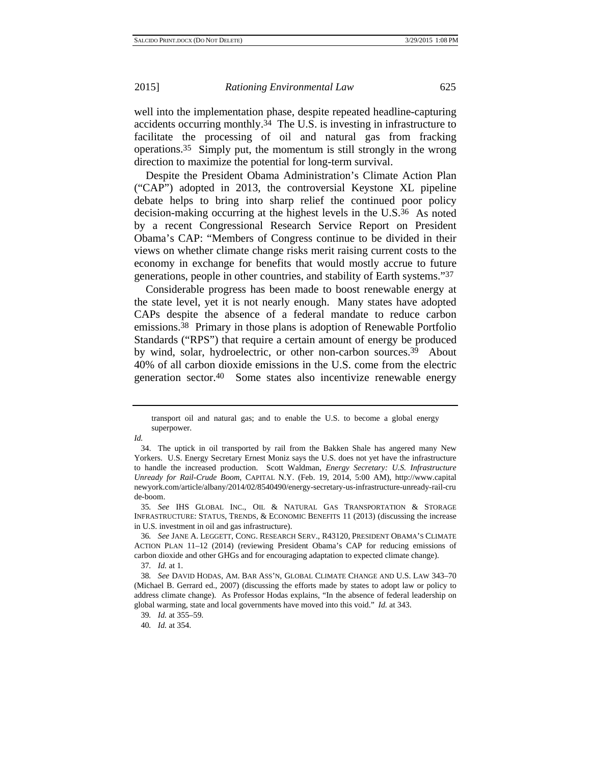well into the implementation phase, despite repeated headline-capturing accidents occurring monthly.[34] The U.S. is investing in infrastructure to facilitate the processing of oil and natural gas from fracking operations.[35] Simply put, the momentum is still strongly in the wrong direction to maximize the potential for long-term survival.

Despite the President Obama Administration's Climate Action Plan ("CAP") adopted in 2013, the controversial Keystone XL pipeline debate helps to bring into sharp relief the continued poor policy decision-making occurring at the highest levels in the U.S.[36] As noted by a recent Congressional Research Service Report on President Obama's CAP: "Members of Congress continue to be divided in their views on whether climate change risks merit raising current costs to the economy in exchange for benefits that would mostly accrue to future generations, people in other countries, and stability of Earth systems."[37]

Considerable progress has been made to boost renewable energy at the state level, yet it is not nearly enough. Many states have adopted CAPs despite the absence of a federal mandate to reduce carbon emissions.[38] Primary in those plans is adoption of Renewable Portfolio Standards ("RPS") that require a certain amount of energy be produced by wind, solar, hydroelectric, or other non-carbon sources.[39] About 40% of all carbon dioxide emissions in the U.S. come from the electric generation sector.[40] Some states also incentivize renewable energy

---

> transport oil and natural gas; and to enable the U.S. to become a global energy superpower.

*Id.*

34. The uptick in oil transported by rail from the Bakken Shale has angered many New Yorkers. U.S. Energy Secretary Ernest Moniz says the U.S. does not yet have the infrastructure to handle the increased production. Scott Waldman, *Energy Secretary: U.S. Infrastructure Unready for Rail-Crude Boom*, CAPITAL N.Y. (Feb. 19, 2014, 5:00 AM), http://www.capitalnewyork.com/article/albany/2014/02/8540490/energy-secretary-us-infrastructure-unready-rail-crude-boom.

35. *See* IHS GLOBAL INC., OIL & NATURAL GAS TRANSPORTATION & STORAGE INFRASTRUCTURE: STATUS, TRENDS, & ECONOMIC BENEFITS 11 (2013) (discussing the increase in U.S. investment in oil and gas infrastructure).

36. *See* JANE A. LEGGETT, CONG. RESEARCH SERV., R43120, PRESIDENT OBAMA'S CLIMATE ACTION PLAN 11–12 (2014) (reviewing President Obama's CAP for reducing emissions of carbon dioxide and other GHGs and for encouraging adaptation to expected climate change).

37. *Id.* at 1.

38. *See* DAVID HODAS, AM. BAR ASS'N, GLOBAL CLIMATE CHANGE AND U.S. LAW 343–70 (Michael B. Gerrard ed., 2007) (discussing the efforts made by states to adopt law or policy to address climate change). As Professor Hodas explains, "In the absence of federal leadership on global warming, state and local governments have moved into this void." *Id.* at 343.

39. *Id.* at 355–59.

40. *Id.* at 354.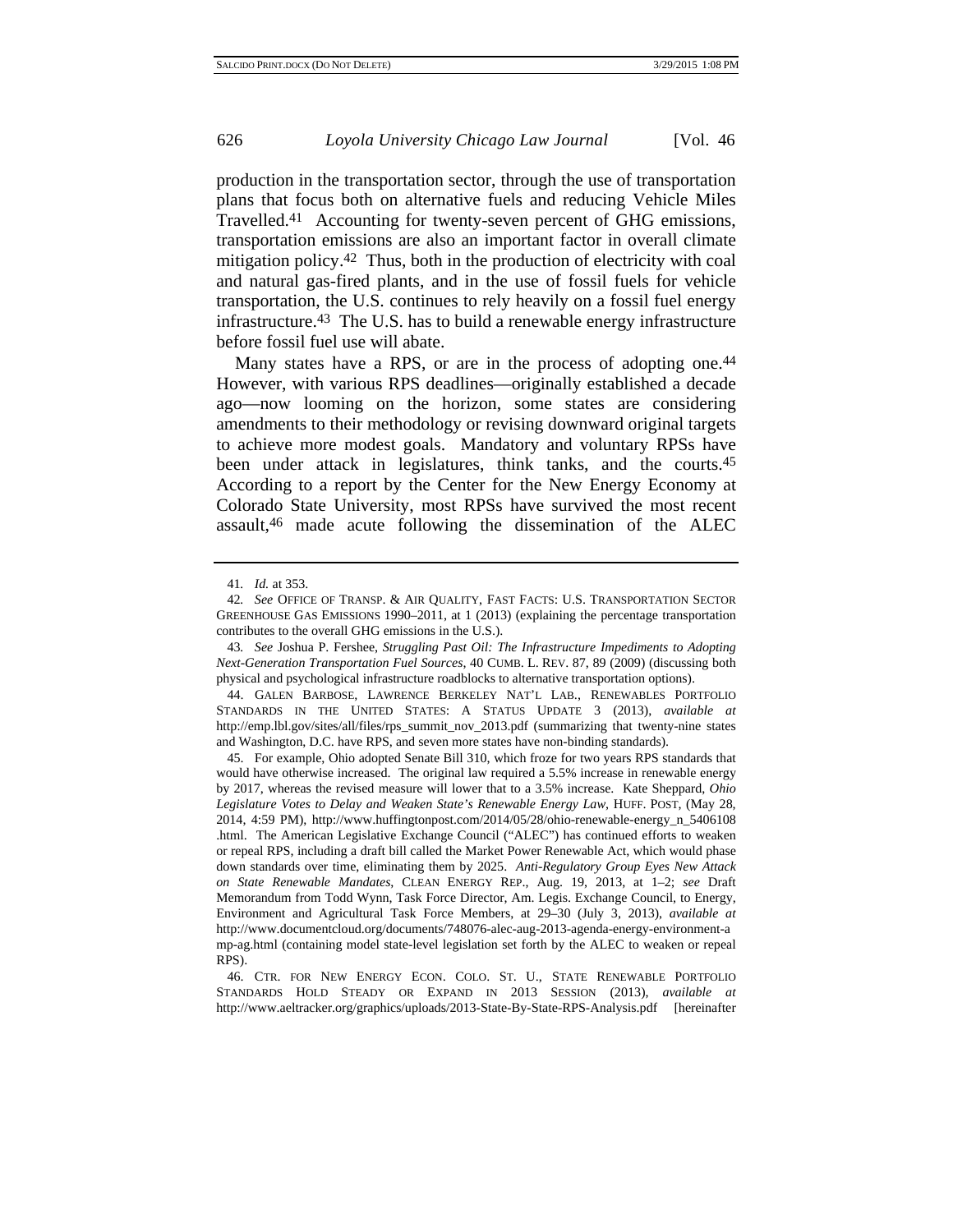production in the transportation sector, through the use of transportation plans that focus both on alternative fuels and reducing Vehicle Miles Travelled.[41] Accounting for twenty-seven percent of GHG emissions, transportation emissions are also an important factor in overall climate mitigation policy.[42] Thus, both in the production of electricity with coal and natural gas-fired plants, and in the use of fossil fuels for vehicle transportation, the U.S. continues to rely heavily on a fossil fuel energy infrastructure.[43] The U.S. has to build a renewable energy infrastructure before fossil fuel use will abate.

Many states have a RPS, or are in the process of adopting one.[44] However, with various RPS deadlines—originally established a decade ago—now looming on the horizon, some states are considering amendments to their methodology or revising downward original targets to achieve more modest goals. Mandatory and voluntary RPSs have been under attack in legislatures, think tanks, and the courts.[45] According to a report by the Center for the New Energy Economy at Colorado State University, most RPSs have survived the most recent assault,[46] made acute following the dissemination of the ALEC

---

41. *Id.* at 353.

42. *See* OFFICE OF TRANSP. & AIR QUALITY, FAST FACTS: U.S. TRANSPORTATION SECTOR GREENHOUSE GAS EMISSIONS 1990–2011, at 1 (2013) (explaining the percentage transportation contributes to the overall GHG emissions in the U.S.).

43. *See* Joshua P. Fershee, *Struggling Past Oil: The Infrastructure Impediments to Adopting Next-Generation Transportation Fuel Sources*, 40 CUMB. L. REV. 87, 89 (2009) (discussing both physical and psychological infrastructure roadblocks to alternative transportation options).

44. GALEN BARBOSE, LAWRENCE BERKELEY NAT'L LAB., RENEWABLES PORTFOLIO STANDARDS IN THE UNITED STATES: A STATUS UPDATE 3 (2013), *available at* http://emp.lbl.gov/sites/all/files/rps_summit_nov_2013.pdf (summarizing that twenty-nine states and Washington, D.C. have RPS, and seven more states have non-binding standards).

45. For example, Ohio adopted Senate Bill 310, which froze for two years RPS standards that would have otherwise increased. The original law required a 5.5% increase in renewable energy by 2017, whereas the revised measure will lower that to a 3.5% increase. Kate Sheppard, *Ohio Legislature Votes to Delay and Weaken State's Renewable Energy Law*, HUFF. POST, (May 28, 2014, 4:59 PM), http://www.huffingtonpost.com/2014/05/28/ohio-renewable-energy_n_5406108.html. The American Legislative Exchange Council ("ALEC") has continued efforts to weaken or repeal RPS, including a draft bill called the Market Power Renewable Act, which would phase down standards over time, eliminating them by 2025. *Anti-Regulatory Group Eyes New Attack on State Renewable Mandates*, CLEAN ENERGY REP., Aug. 19, 2013, at 1–2; *see* Draft Memorandum from Todd Wynn, Task Force Director, Am. Legis. Exchange Council, to Energy, Environment and Agricultural Task Force Members, at 29–30 (July 3, 2013), *available at* http://www.documentcloud.org/documents/748076-alec-aug-2013-agenda-energy-environment-amp-ag.html (containing model state-level legislation set forth by the ALEC to weaken or repeal RPS).

46. CTR. FOR NEW ENERGY ECON. COLO. ST. U., STATE RENEWABLE PORTFOLIO STANDARDS HOLD STEADY OR EXPAND IN 2013 SESSION (2013), *available at* http://www.aeltracker.org/graphics/uploads/2013-State-By-State-RPS-Analysis.pdf [hereinafter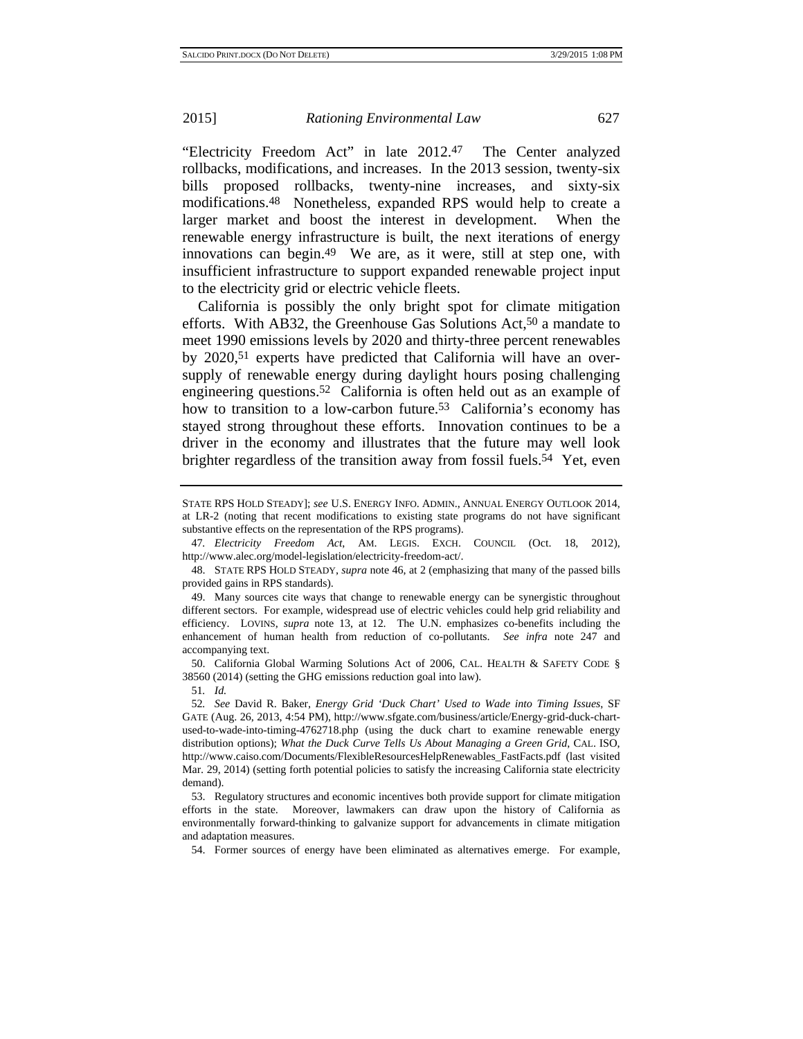"Electricity Freedom Act" in late 2012.[47] The Center analyzed rollbacks, modifications, and increases. In the 2013 session, twenty-six bills proposed rollbacks, twenty-nine increases, and sixty-six modifications.[48] Nonetheless, expanded RPS would help to create a larger market and boost the interest in development. When the renewable energy infrastructure is built, the next iterations of energy innovations can begin.[49] We are, as it were, still at step one, with insufficient infrastructure to support expanded renewable project input to the electricity grid or electric vehicle fleets.

California is possibly the only bright spot for climate mitigation efforts. With AB32, the Greenhouse Gas Solutions Act,[50] a mandate to meet 1990 emissions levels by 2020 and thirty-three percent renewables by 2020,[51] experts have predicted that California will have an over-supply of renewable energy during daylight hours posing challenging engineering questions.[52] California is often held out as an example of how to transition to a low-carbon future.[53] California's economy has stayed strong throughout these efforts. Innovation continues to be a driver in the economy and illustrates that the future may well look brighter regardless of the transition away from fossil fuels.[54] Yet, even

---

STATE RPS HOLD STEADY]; *see* U.S. ENERGY INFO. ADMIN., ANNUAL ENERGY OUTLOOK 2014, at LR-2 (noting that recent modifications to existing state programs do not have significant substantive effects on the representation of the RPS programs).

47. *Electricity Freedom Act*, AM. LEGIS. EXCH. COUNCIL (Oct. 18, 2012), http://www.alec.org/model-legislation/electricity-freedom-act/.

48. STATE RPS HOLD STEADY, *supra* note 46, at 2 (emphasizing that many of the passed bills provided gains in RPS standards).

49. Many sources cite ways that change to renewable energy can be synergistic throughout different sectors. For example, widespread use of electric vehicles could help grid reliability and efficiency. LOVINS, *supra* note 13, at 12. The U.N. emphasizes co-benefits including the enhancement of human health from reduction of co-pollutants. *See infra* note 247 and accompanying text.

50. California Global Warming Solutions Act of 2006, CAL. HEALTH & SAFETY CODE § 38560 (2014) (setting the GHG emissions reduction goal into law).

51. *Id.*

52. *See* David R. Baker, *Energy Grid 'Duck Chart' Used to Wade into Timing Issues*, SF GATE (Aug. 26, 2013, 4:54 PM), http://www.sfgate.com/business/article/Energy-grid-duck-chart-used-to-wade-into-timing-4762718.php (using the duck chart to examine renewable energy distribution options); *What the Duck Curve Tells Us About Managing a Green Grid*, CAL. ISO, http://www.caiso.com/Documents/FlexibleResourcesHelpRenewables_FastFacts.pdf (last visited Mar. 29, 2014) (setting forth potential policies to satisfy the increasing California state electricity demand).

53. Regulatory structures and economic incentives both provide support for climate mitigation efforts in the state. Moreover, lawmakers can draw upon the history of California as environmentally forward-thinking to galvanize support for advancements in climate mitigation and adaptation measures.

54. Former sources of energy have been eliminated as alternatives emerge. For example,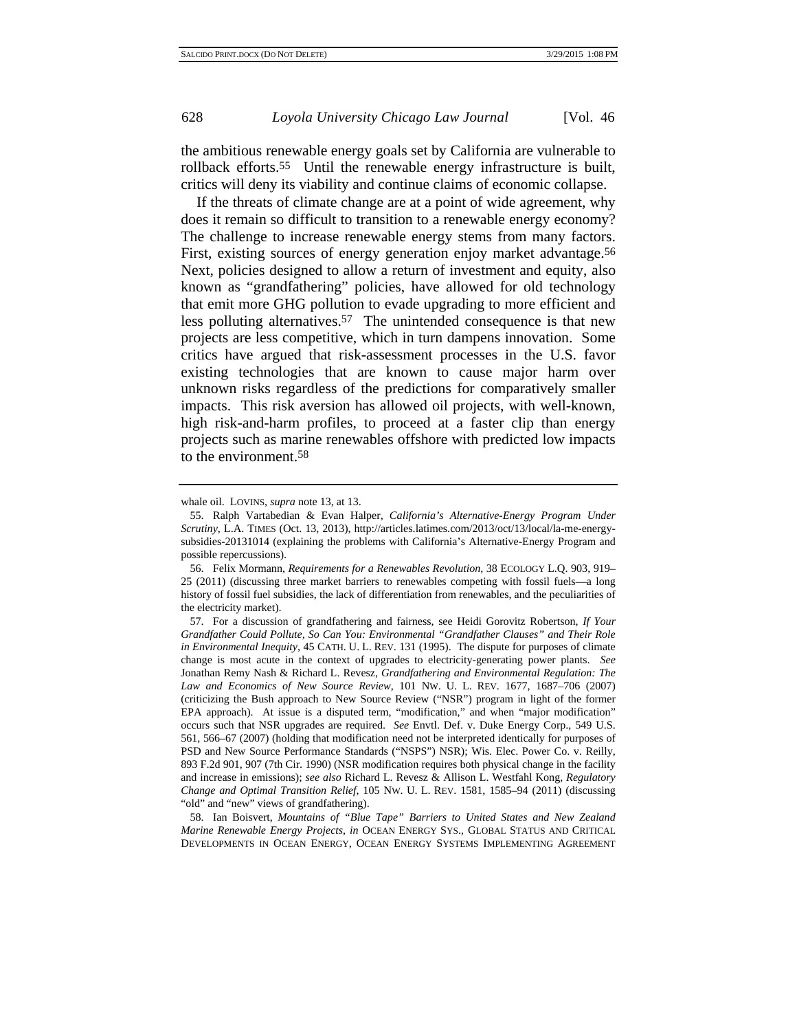the ambitious renewable energy goals set by California are vulnerable to rollback efforts.[55] Until the renewable energy infrastructure is built, critics will deny its viability and continue claims of economic collapse.

If the threats of climate change are at a point of wide agreement, why does it remain so difficult to transition to a renewable energy economy? The challenge to increase renewable energy stems from many factors. First, existing sources of energy generation enjoy market advantage.[56] Next, policies designed to allow a return of investment and equity, also known as "grandfathering" policies, have allowed for old technology that emit more GHG pollution to evade upgrading to more efficient and less polluting alternatives.[57] The unintended consequence is that new projects are less competitive, which in turn dampens innovation. Some critics have argued that risk-assessment processes in the U.S. favor existing technologies that are known to cause major harm over unknown risks regardless of the predictions for comparatively smaller impacts. This risk aversion has allowed oil projects, with well-known, high risk-and-harm profiles, to proceed at a faster clip than energy projects such as marine renewables offshore with predicted low impacts to the environment.[58]

---

whale oil. LOVINS, *supra* note 13, at 13.

55. Ralph Vartabedian & Evan Halper, *California's Alternative-Energy Program Under Scrutiny*, L.A. TIMES (Oct. 13, 2013), http://articles.latimes.com/2013/oct/13/local/la-me-energy-subsidies-20131014 (explaining the problems with California's Alternative-Energy Program and possible repercussions).

56. Felix Mormann, *Requirements for a Renewables Revolution*, 38 ECOLOGY L.Q. 903, 919–25 (2011) (discussing three market barriers to renewables competing with fossil fuels—a long history of fossil fuel subsidies, the lack of differentiation from renewables, and the peculiarities of the electricity market).

57. For a discussion of grandfathering and fairness, see Heidi Gorovitz Robertson, *If Your Grandfather Could Pollute, So Can You: Environmental "Grandfather Clauses" and Their Role in Environmental Inequity*, 45 CATH. U. L. REV. 131 (1995). The dispute for purposes of climate change is most acute in the context of upgrades to electricity-generating power plants. *See* Jonathan Remy Nash & Richard L. Revesz, *Grandfathering and Environmental Regulation: The Law and Economics of New Source Review*, 101 NW. U. L. REV. 1677, 1687–706 (2007) (criticizing the Bush approach to New Source Review ("NSR") program in light of the former EPA approach). At issue is a disputed term, "modification," and when "major modification" occurs such that NSR upgrades are required. *See* Envtl. Def. v. Duke Energy Corp., 549 U.S. 561, 566–67 (2007) (holding that modification need not be interpreted identically for purposes of PSD and New Source Performance Standards ("NSPS") NSR); Wis. Elec. Power Co. v. Reilly, 893 F.2d 901, 907 (7th Cir. 1990) (NSR modification requires both physical change in the facility and increase in emissions); *see also* Richard L. Revesz & Allison L. Westfahl Kong, *Regulatory Change and Optimal Transition Relief*, 105 NW. U. L. REV. 1581, 1585–94 (2011) (discussing "old" and "new" views of grandfathering).

58. Ian Boisvert, *Mountains of "Blue Tape" Barriers to United States and New Zealand Marine Renewable Energy Projects*, *in* OCEAN ENERGY SYS., GLOBAL STATUS AND CRITICAL DEVELOPMENTS IN OCEAN ENERGY, OCEAN ENERGY SYSTEMS IMPLEMENTING AGREEMENT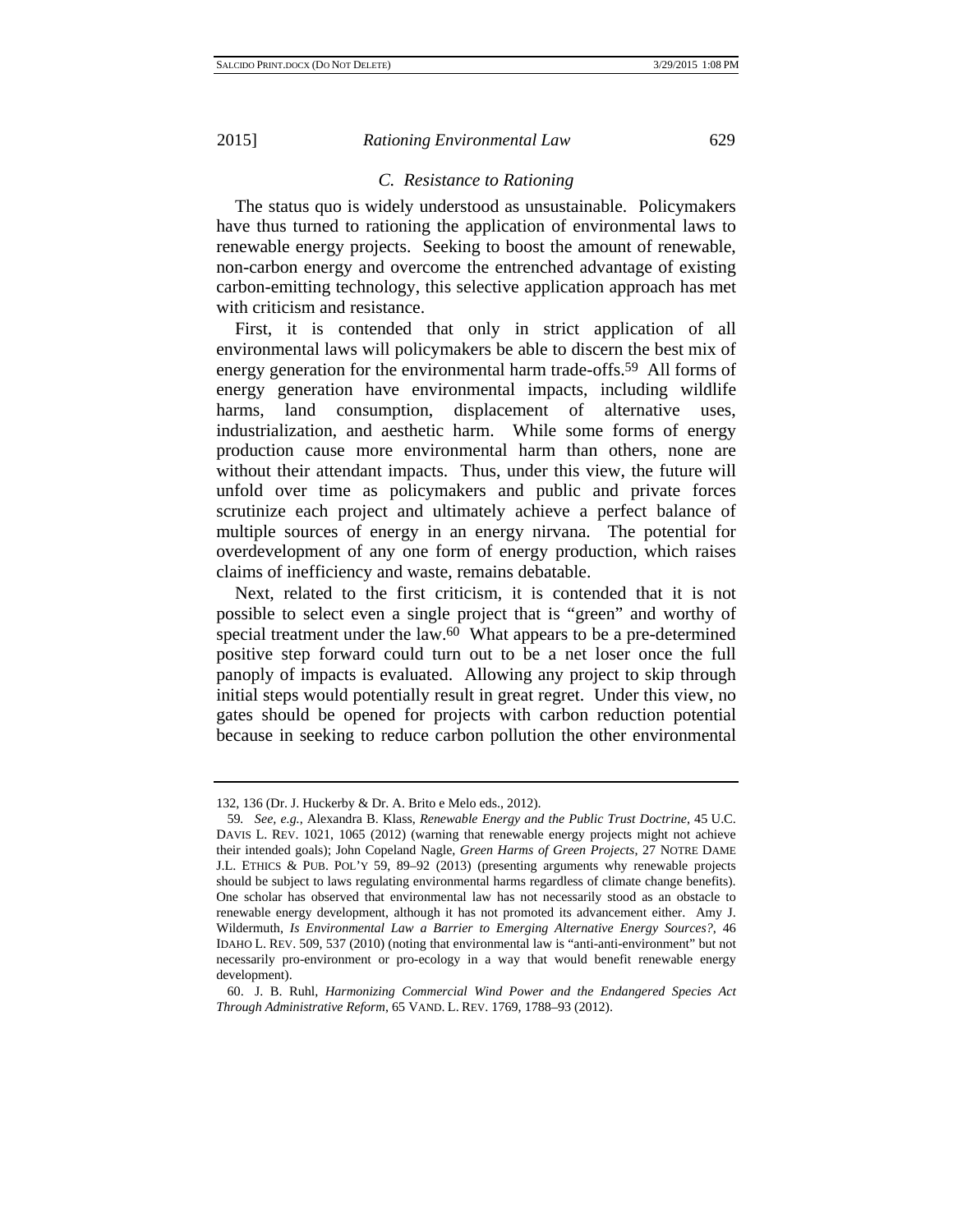### C. Resistance to Rationing

The status quo is widely understood as unsustainable. Policymakers have thus turned to rationing the application of environmental laws to renewable energy projects. Seeking to boost the amount of renewable, non-carbon energy and overcome the entrenched advantage of existing carbon-emitting technology, this selective application approach has met with criticism and resistance.

First, it is contended that only in strict application of all environmental laws will policymakers be able to discern the best mix of energy generation for the environmental harm trade-offs.[59] All forms of energy generation have environmental impacts, including wildlife harms, land consumption, displacement of alternative uses, industrialization, and aesthetic harm. While some forms of energy production cause more environmental harm than others, none are without their attendant impacts. Thus, under this view, the future will unfold over time as policymakers and public and private forces scrutinize each project and ultimately achieve a perfect balance of multiple sources of energy in an energy nirvana. The potential for overdevelopment of any one form of energy production, which raises claims of inefficiency and waste, remains debatable.

Next, related to the first criticism, it is contended that it is not possible to select even a single project that is "green" and worthy of special treatment under the law.[60] What appears to be a pre-determined positive step forward could turn out to be a net loser once the full panoply of impacts is evaluated. Allowing any project to skip through initial steps would potentially result in great regret. Under this view, no gates should be opened for projects with carbon reduction potential because in seeking to reduce carbon pollution the other environmental

---

132, 136 (Dr. J. Huckerby & Dr. A. Brito e Melo eds., 2012).

59. *See, e.g.*, Alexandra B. Klass, *Renewable Energy and the Public Trust Doctrine*, 45 U.C. DAVIS L. REV. 1021, 1065 (2012) (warning that renewable energy projects might not achieve their intended goals); John Copeland Nagle, *Green Harms of Green Projects*, 27 NOTRE DAME J.L. ETHICS & PUB. POL'Y 59, 89–92 (2013) (presenting arguments why renewable projects should be subject to laws regulating environmental harms regardless of climate change benefits). One scholar has observed that environmental law has not necessarily stood as an obstacle to renewable energy development, although it has not promoted its advancement either. Amy J. Wildermuth, *Is Environmental Law a Barrier to Emerging Alternative Energy Sources?*, 46 IDAHO L. REV. 509, 537 (2010) (noting that environmental law is "anti-anti-environment" but not necessarily pro-environment or pro-ecology in a way that would benefit renewable energy development).

60. J. B. Ruhl, *Harmonizing Commercial Wind Power and the Endangered Species Act Through Administrative Reform*, 65 VAND. L. REV. 1769, 1788–93 (2012).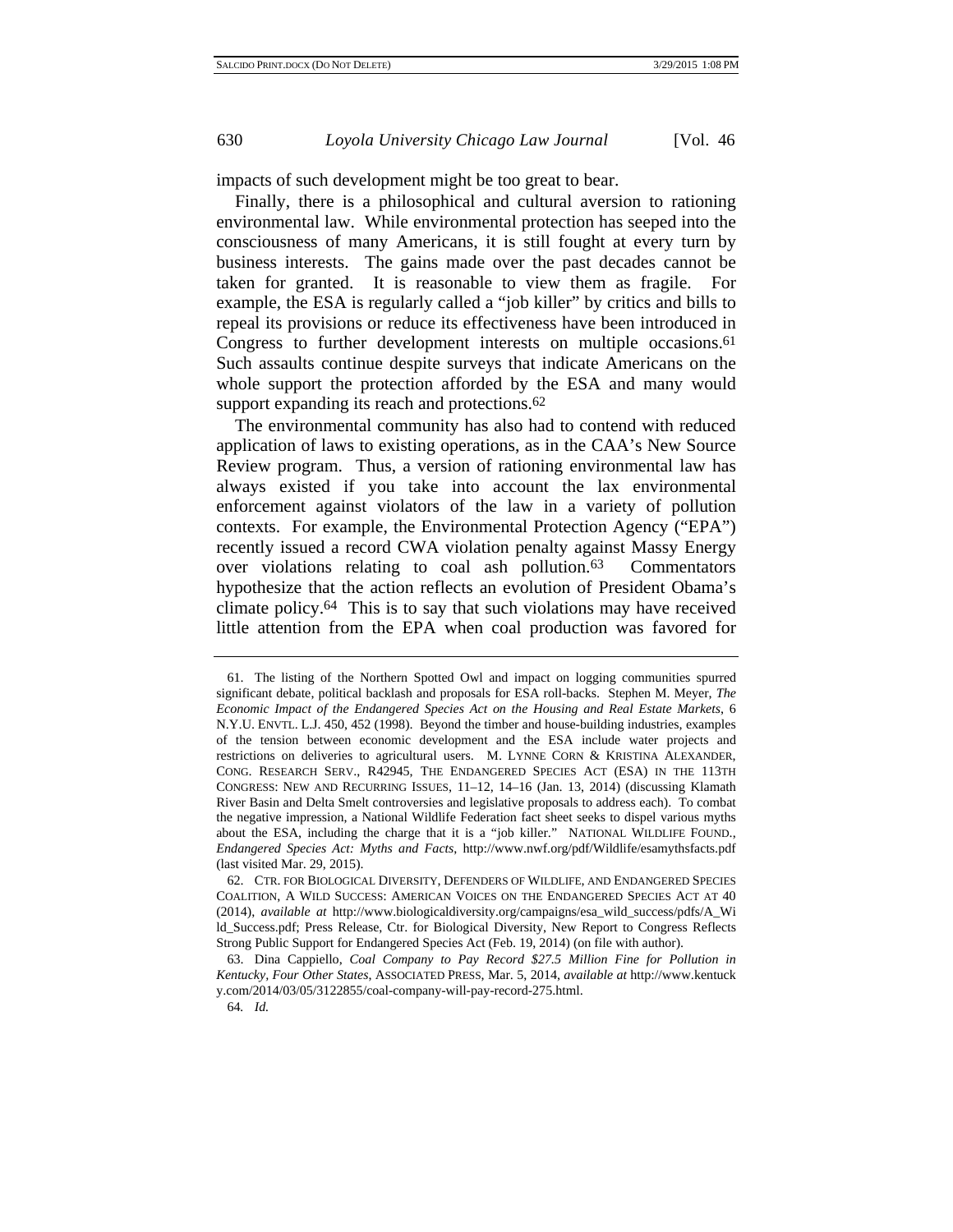impacts of such development might be too great to bear.

Finally, there is a philosophical and cultural aversion to rationing environmental law. While environmental protection has seeped into the consciousness of many Americans, it is still fought at every turn by business interests. The gains made over the past decades cannot be taken for granted. It is reasonable to view them as fragile. For example, the ESA is regularly called a "job killer" by critics and bills to repeal its provisions or reduce its effectiveness have been introduced in Congress to further development interests on multiple occasions.[61] Such assaults continue despite surveys that indicate Americans on the whole support the protection afforded by the ESA and many would support expanding its reach and protections.[62]

The environmental community has also had to contend with reduced application of laws to existing operations, as in the CAA's New Source Review program. Thus, a version of rationing environmental law has always existed if you take into account the lax environmental enforcement against violators of the law in a variety of pollution contexts. For example, the Environmental Protection Agency ("EPA") recently issued a record CWA violation penalty against Massy Energy over violations relating to coal ash pollution.[63] Commentators hypothesize that the action reflects an evolution of President Obama's climate policy.[64] This is to say that such violations may have received little attention from the EPA when coal production was favored for

---

61. The listing of the Northern Spotted Owl and impact on logging communities spurred significant debate, political backlash and proposals for ESA roll-backs. Stephen M. Meyer, *The Economic Impact of the Endangered Species Act on the Housing and Real Estate Markets*, 6 N.Y.U. ENVTL. L.J. 450, 452 (1998). Beyond the timber and house-building industries, examples of the tension between economic development and the ESA include water projects and restrictions on deliveries to agricultural users. M. LYNNE CORN & KRISTINA ALEXANDER, CONG. RESEARCH SERV., R42945, THE ENDANGERED SPECIES ACT (ESA) IN THE 113TH CONGRESS: NEW AND RECURRING ISSUES, 11–12, 14–16 (Jan. 13, 2014) (discussing Klamath River Basin and Delta Smelt controversies and legislative proposals to address each). To combat the negative impression, a National Wildlife Federation fact sheet seeks to dispel various myths about the ESA, including the charge that it is a "job killer." NATIONAL WILDLIFE FOUND., *Endangered Species Act: Myths and Facts*, http://www.nwf.org/pdf/Wildlife/esamythsfacts.pdf (last visited Mar. 29, 2015).

62. CTR. FOR BIOLOGICAL DIVERSITY, DEFENDERS OF WILDLIFE, AND ENDANGERED SPECIES COALITION, A WILD SUCCESS: AMERICAN VOICES ON THE ENDANGERED SPECIES ACT AT 40 (2014), *available at* http://www.biologicaldiversity.org/campaigns/esa_wild_success/pdfs/A_Wild_Success.pdf; Press Release, Ctr. for Biological Diversity, New Report to Congress Reflects Strong Public Support for Endangered Species Act (Feb. 19, 2014) (on file with author).

63. Dina Cappiello, *Coal Company to Pay Record $27.5 Million Fine for Pollution in Kentucky, Four Other States*, ASSOCIATED PRESS, Mar. 5, 2014, *available at* http://www.kentucky.com/2014/03/05/3122855/coal-company-will-pay-record-275.html.

64. *Id.*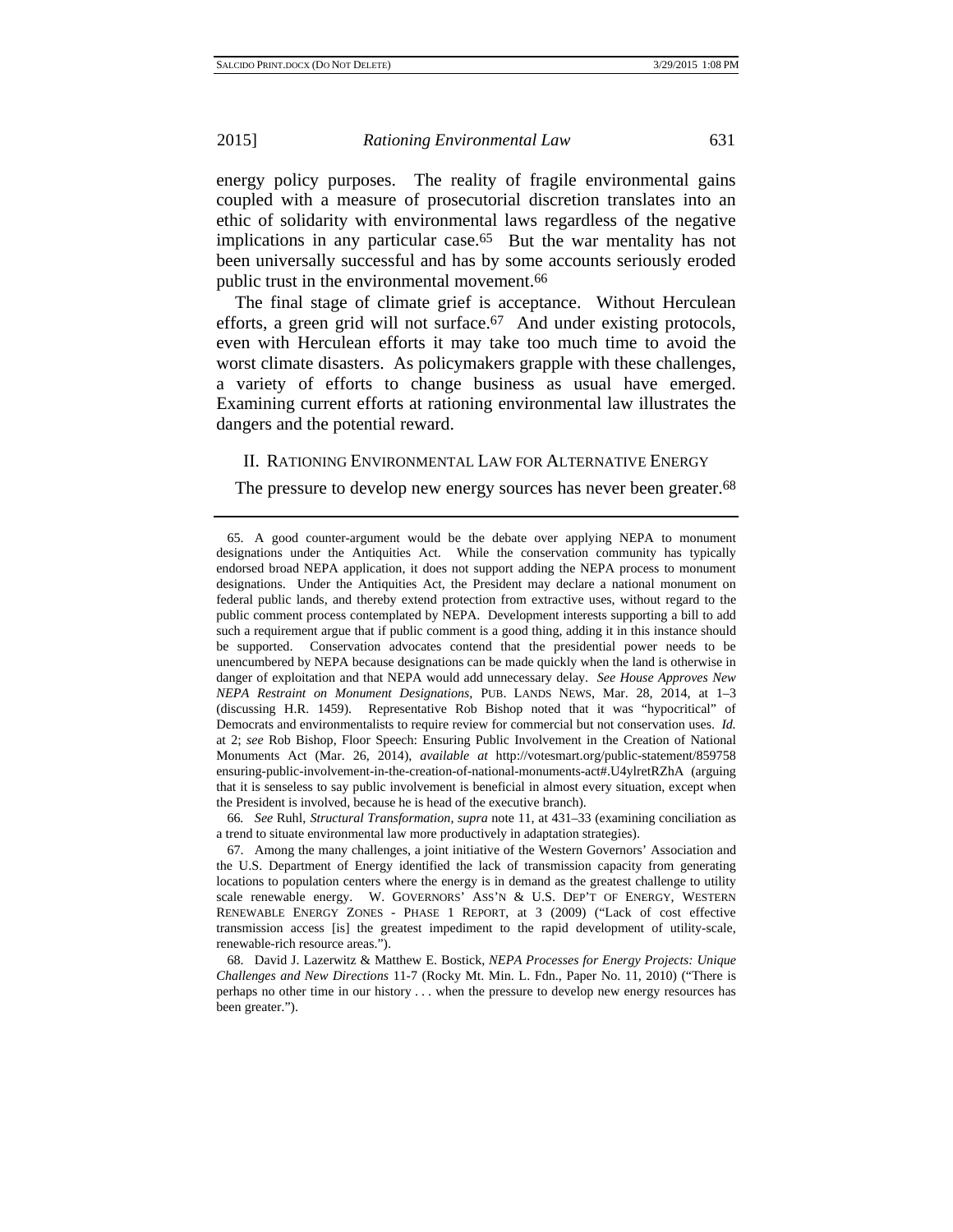energy policy purposes. The reality of fragile environmental gains coupled with a measure of prosecutorial discretion translates into an ethic of solidarity with environmental laws regardless of the negative implications in any particular case.[65] But the war mentality has not been universally successful and has by some accounts seriously eroded public trust in the environmental movement.[66]

The final stage of climate grief is acceptance. Without Herculean efforts, a green grid will not surface.[67] And under existing protocols, even with Herculean efforts it may take too much time to avoid the worst climate disasters. As policymakers grapple with these challenges, a variety of efforts to change business as usual have emerged. Examining current efforts at rationing environmental law illustrates the dangers and the potential reward.

## II. RATIONING ENVIRONMENTAL LAW FOR ALTERNATIVE ENERGY

The pressure to develop new energy sources has never been greater.[68]

---

65. A good counter-argument would be the debate over applying NEPA to monument designations under the Antiquities Act. While the conservation community has typically endorsed broad NEPA application, it does not support adding the NEPA process to monument designations. Under the Antiquities Act, the President may declare a national monument on federal public lands, and thereby extend protection from extractive uses, without regard to the public comment process contemplated by NEPA. Development interests supporting a bill to add such a requirement argue that if public comment is a good thing, adding it in this instance should be supported. Conservation advocates contend that the presidential power needs to be unencumbered by NEPA because designations can be made quickly when the land is otherwise in danger of exploitation and that NEPA would add unnecessary delay. *See House Approves New NEPA Restraint on Monument Designations*, PUB. LANDS NEWS, Mar. 28, 2014, at 1–3 (discussing H.R. 1459). Representative Rob Bishop noted that it was "hypocritical" of Democrats and environmentalists to require review for commercial but not conservation uses. *Id.* at 2; *see* Rob Bishop, Floor Speech: Ensuring Public Involvement in the Creation of National Monuments Act (Mar. 26, 2014), *available at* http://votesmart.org/public-statement/859758 ensuring-public-involvement-in-the-creation-of-national-monuments-act#.U4ylretRZhA (arguing that it is senseless to say public involvement is beneficial in almost every situation, except when the President is involved, because he is head of the executive branch).

66. *See* Ruhl, *Structural Transformation*, *supra* note 11, at 431–33 (examining conciliation as a trend to situate environmental law more productively in adaptation strategies).

67. Among the many challenges, a joint initiative of the Western Governors' Association and the U.S. Department of Energy identified the lack of transmission capacity from generating locations to population centers where the energy is in demand as the greatest challenge to utility scale renewable energy. W. GOVERNORS' ASS'N & U.S. DEP'T OF ENERGY, WESTERN RENEWABLE ENERGY ZONES - PHASE 1 REPORT, at 3 (2009) ("Lack of cost effective transmission access [is] the greatest impediment to the rapid development of utility-scale, renewable-rich resource areas.").

68. David J. Lazerwitz & Matthew E. Bostick, *NEPA Processes for Energy Projects: Unique Challenges and New Directions* 11-7 (Rocky Mt. Min. L. Fdn., Paper No. 11, 2010) ("There is perhaps no other time in our history . . . when the pressure to develop new energy resources has been greater.").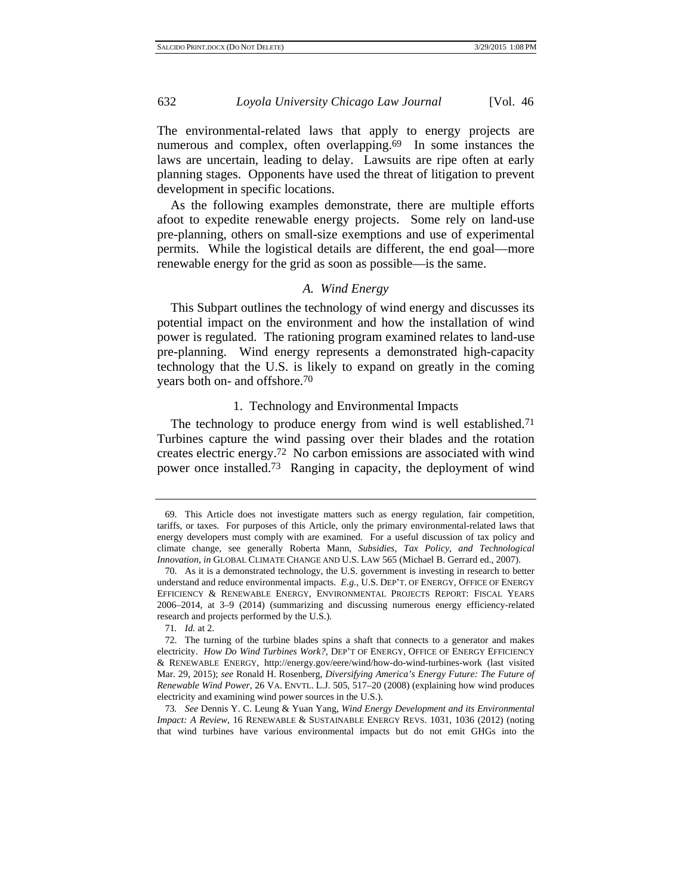The environmental-related laws that apply to energy projects are numerous and complex, often overlapping.[69] In some instances the laws are uncertain, leading to delay. Lawsuits are ripe often at early planning stages. Opponents have used the threat of litigation to prevent development in specific locations.

As the following examples demonstrate, there are multiple efforts afoot to expedite renewable energy projects. Some rely on land-use pre-planning, others on small-size exemptions and use of experimental permits. While the logistical details are different, the end goal—more renewable energy for the grid as soon as possible—is the same.

### *A. Wind Energy*

This Subpart outlines the technology of wind energy and discusses its potential impact on the environment and how the installation of wind power is regulated. The rationing program examined relates to land-use pre-planning. Wind energy represents a demonstrated high-capacity technology that the U.S. is likely to expand on greatly in the coming years both on- and offshore.[70]

#### 1. Technology and Environmental Impacts

The technology to produce energy from wind is well established.[71] Turbines capture the wind passing over their blades and the rotation creates electric energy.[72] No carbon emissions are associated with wind power once installed.[73] Ranging in capacity, the deployment of wind

---

69. This Article does not investigate matters such as energy regulation, fair competition, tariffs, or taxes. For purposes of this Article, only the primary environmental-related laws that energy developers must comply with are examined. For a useful discussion of tax policy and climate change, see generally Roberta Mann, *Subsidies, Tax Policy, and Technological Innovation*, *in* GLOBAL CLIMATE CHANGE AND U.S. LAW 565 (Michael B. Gerrard ed., 2007).

70. As it is a demonstrated technology, the U.S. government is investing in research to better understand and reduce environmental impacts. *E.g.*, U.S. DEP'T. OF ENERGY, OFFICE OF ENERGY EFFICIENCY & RENEWABLE ENERGY, ENVIRONMENTAL PROJECTS REPORT: FISCAL YEARS 2006–2014, at 3–9 (2014) (summarizing and discussing numerous energy efficiency-related research and projects performed by the U.S.).

71. *Id.* at 2.

72. The turning of the turbine blades spins a shaft that connects to a generator and makes electricity. *How Do Wind Turbines Work?*, DEP'T OF ENERGY, OFFICE OF ENERGY EFFICIENCY & RENEWABLE ENERGY, http://energy.gov/eere/wind/how-do-wind-turbines-work (last visited Mar. 29, 2015); *see* Ronald H. Rosenberg, *Diversifying America's Energy Future: The Future of Renewable Wind Power*, 26 VA. ENVTL. L.J. 505, 517–20 (2008) (explaining how wind produces electricity and examining wind power sources in the U.S.).

73. *See* Dennis Y. C. Leung & Yuan Yang, *Wind Energy Development and its Environmental Impact: A Review*, 16 RENEWABLE & SUSTAINABLE ENERGY REVS. 1031, 1036 (2012) (noting that wind turbines have various environmental impacts but do not emit GHGs into the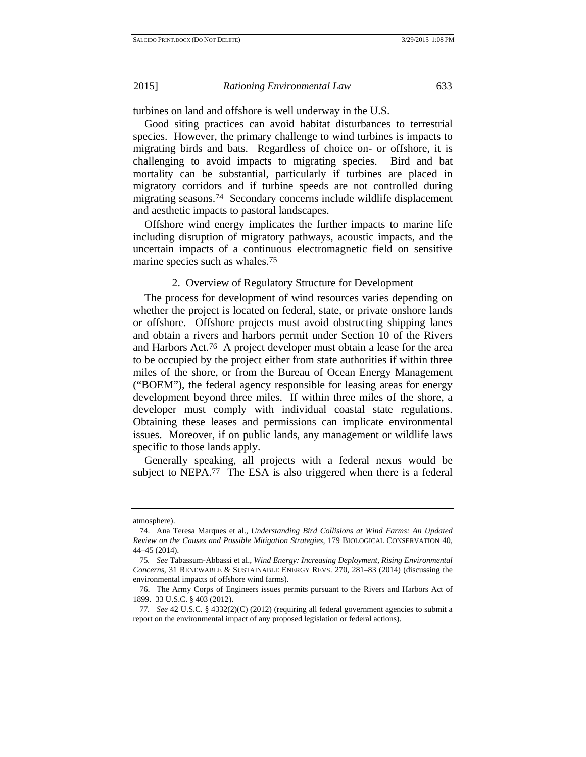turbines on land and offshore is well underway in the U.S.

Good siting practices can avoid habitat disturbances to terrestrial species. However, the primary challenge to wind turbines is impacts to migrating birds and bats. Regardless of choice on- or offshore, it is challenging to avoid impacts to migrating species. Bird and bat mortality can be substantial, particularly if turbines are placed in migratory corridors and if turbine speeds are not controlled during migrating seasons.[74] Secondary concerns include wildlife displacement and aesthetic impacts to pastoral landscapes.

Offshore wind energy implicates the further impacts to marine life including disruption of migratory pathways, acoustic impacts, and the uncertain impacts of a continuous electromagnetic field on sensitive marine species such as whales.[75]

### 2. Overview of Regulatory Structure for Development

The process for development of wind resources varies depending on whether the project is located on federal, state, or private onshore lands or offshore. Offshore projects must avoid obstructing shipping lanes and obtain a rivers and harbors permit under Section 10 of the Rivers and Harbors Act.[76] A project developer must obtain a lease for the area to be occupied by the project either from state authorities if within three miles of the shore, or from the Bureau of Ocean Energy Management ("BOEM"), the federal agency responsible for leasing areas for energy development beyond three miles. If within three miles of the shore, a developer must comply with individual coastal state regulations. Obtaining these leases and permissions can implicate environmental issues. Moreover, if on public lands, any management or wildlife laws specific to those lands apply.

Generally speaking, all projects with a federal nexus would be subject to NEPA.[77] The ESA is also triggered when there is a federal

---

atmosphere).

74. Ana Teresa Marques et al., *Understanding Bird Collisions at Wind Farms: An Updated Review on the Causes and Possible Mitigation Strategies*, 179 BIOLOGICAL CONSERVATION 40, 44–45 (2014).

75. *See* Tabassum-Abbassi et al., *Wind Energy: Increasing Deployment, Rising Environmental Concerns*, 31 RENEWABLE & SUSTAINABLE ENERGY REVS. 270, 281–83 (2014) (discussing the environmental impacts of offshore wind farms).

76. The Army Corps of Engineers issues permits pursuant to the Rivers and Harbors Act of 1899. 33 U.S.C. § 403 (2012).

77. *See* 42 U.S.C. § 4332(2)(C) (2012) (requiring all federal government agencies to submit a report on the environmental impact of any proposed legislation or federal actions).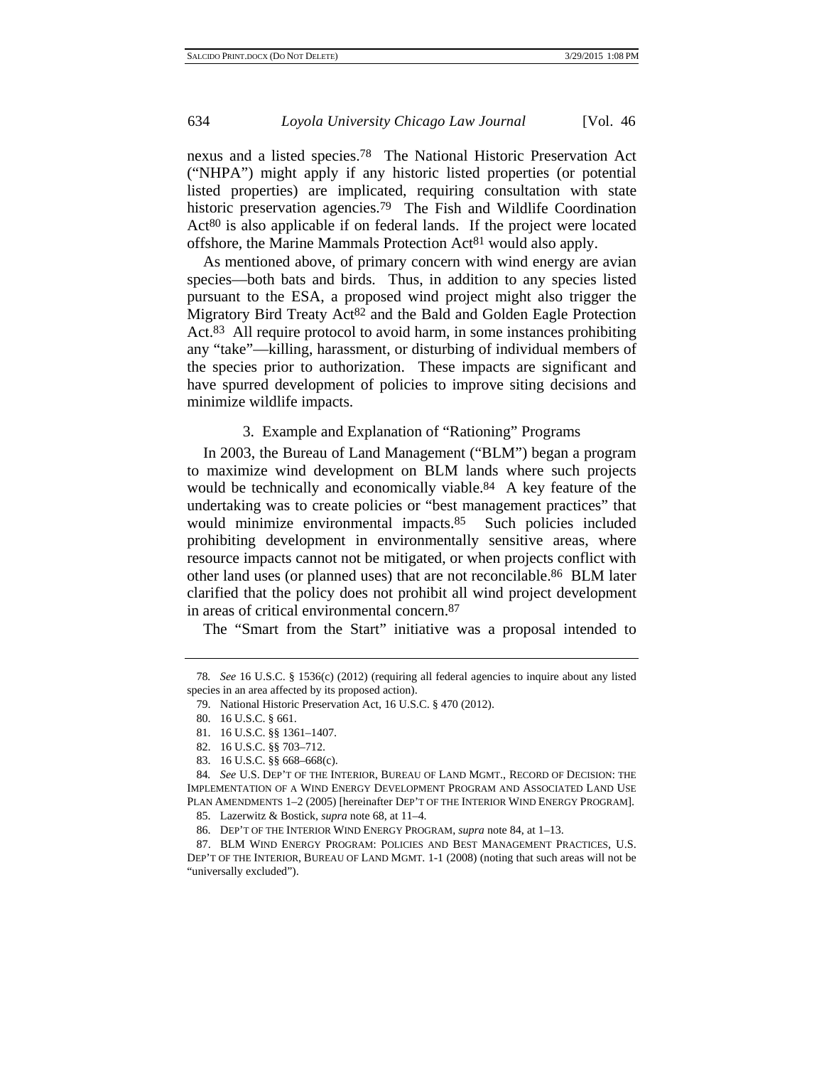nexus and a listed species.[78] The National Historic Preservation Act ("NHPA") might apply if any historic listed properties (or potential listed properties) are implicated, requiring consultation with state historic preservation agencies.[79] The Fish and Wildlife Coordination Act[80] is also applicable if on federal lands. If the project were located offshore, the Marine Mammals Protection Act[81] would also apply.

As mentioned above, of primary concern with wind energy are avian species—both bats and birds. Thus, in addition to any species listed pursuant to the ESA, a proposed wind project might also trigger the Migratory Bird Treaty Act[82] and the Bald and Golden Eagle Protection Act.[83] All require protocol to avoid harm, in some instances prohibiting any "take"—killing, harassment, or disturbing of individual members of the species prior to authorization. These impacts are significant and have spurred development of policies to improve siting decisions and minimize wildlife impacts.

### 3. Example and Explanation of "Rationing" Programs

In 2003, the Bureau of Land Management ("BLM") began a program to maximize wind development on BLM lands where such projects would be technically and economically viable.[84] A key feature of the undertaking was to create policies or "best management practices" that would minimize environmental impacts.[85] Such policies included prohibiting development in environmentally sensitive areas, where resource impacts cannot not be mitigated, or when projects conflict with other land uses (or planned uses) that are not reconcilable.[86] BLM later clarified that the policy does not prohibit all wind project development in areas of critical environmental concern.[87]

The "Smart from the Start" initiative was a proposal intended to

---

78. *See* 16 U.S.C. § 1536(c) (2012) (requiring all federal agencies to inquire about any listed species in an area affected by its proposed action).

79. National Historic Preservation Act, 16 U.S.C. § 470 (2012).

80. 16 U.S.C. § 661.

81. 16 U.S.C. §§ 1361–1407.

82. 16 U.S.C. §§ 703–712.

83. 16 U.S.C. §§ 668–668(c).

84. *See* U.S. DEP'T OF THE INTERIOR, BUREAU OF LAND MGMT., RECORD OF DECISION: THE IMPLEMENTATION OF A WIND ENERGY DEVELOPMENT PROGRAM AND ASSOCIATED LAND USE PLAN AMENDMENTS 1–2 (2005) [hereinafter DEP'T OF THE INTERIOR WIND ENERGY PROGRAM].

85. Lazerwitz & Bostick, *supra* note 68, at 11–4.

86. DEP'T OF THE INTERIOR WIND ENERGY PROGRAM, *supra* note 84, at 1–13.

87. BLM WIND ENERGY PROGRAM: POLICIES AND BEST MANAGEMENT PRACTICES, U.S. DEP'T OF THE INTERIOR, BUREAU OF LAND MGMT. 1-1 (2008) (noting that such areas will not be "universally excluded").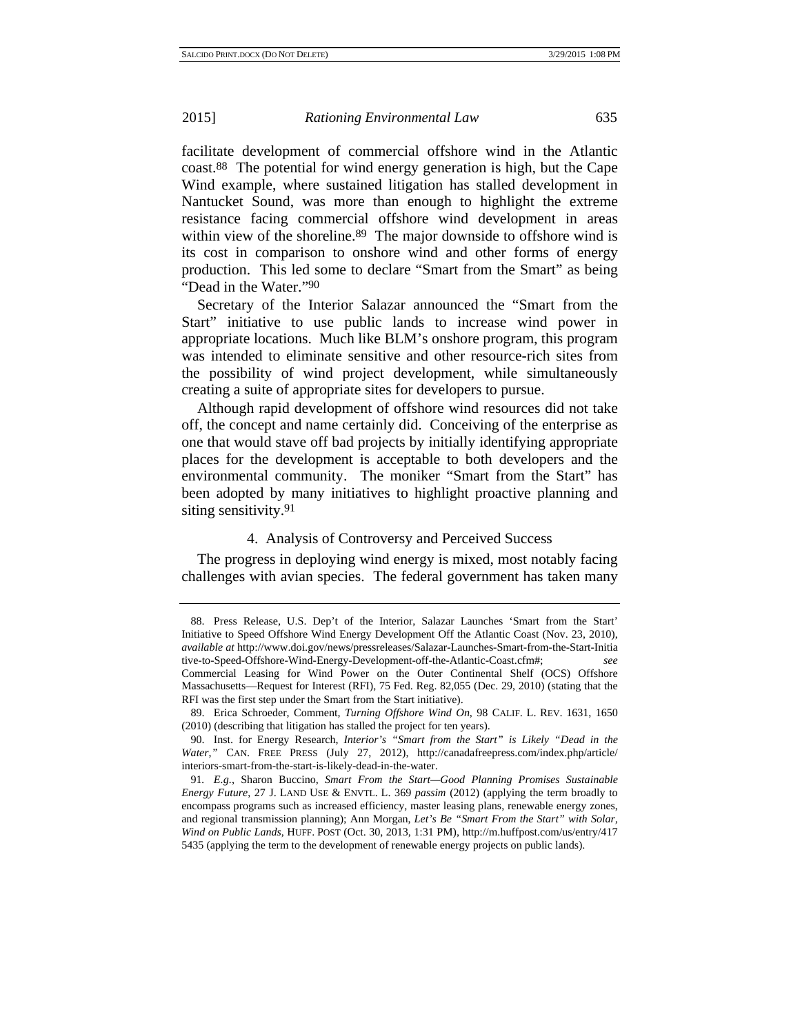facilitate development of commercial offshore wind in the Atlantic coast.[88] The potential for wind energy generation is high, but the Cape Wind example, where sustained litigation has stalled development in Nantucket Sound, was more than enough to highlight the extreme resistance facing commercial offshore wind development in areas within view of the shoreline.[89] The major downside to offshore wind is its cost in comparison to onshore wind and other forms of energy production. This led some to declare "Smart from the Smart" as being "Dead in the Water."[90]

Secretary of the Interior Salazar announced the "Smart from the Start" initiative to use public lands to increase wind power in appropriate locations. Much like BLM's onshore program, this program was intended to eliminate sensitive and other resource-rich sites from the possibility of wind project development, while simultaneously creating a suite of appropriate sites for developers to pursue.

Although rapid development of offshore wind resources did not take off, the concept and name certainly did. Conceiving of the enterprise as one that would stave off bad projects by initially identifying appropriate places for the development is acceptable to both developers and the environmental community. The moniker "Smart from the Start" has been adopted by many initiatives to highlight proactive planning and siting sensitivity.[91]

#### 4. Analysis of Controversy and Perceived Success

The progress in deploying wind energy is mixed, most notably facing challenges with avian species. The federal government has taken many

---

88. Press Release, U.S. Dep't of the Interior, Salazar Launches 'Smart from the Start' Initiative to Speed Offshore Wind Energy Development Off the Atlantic Coast (Nov. 23, 2010), *available at* http://www.doi.gov/news/pressreleases/Salazar-Launches-Smart-from-the-Start-Initiative-to-Speed-Offshore-Wind-Energy-Development-off-the-Atlantic-Coast.cfm#; *see* Commercial Leasing for Wind Power on the Outer Continental Shelf (OCS) Offshore Massachusetts—Request for Interest (RFI), 75 Fed. Reg. 82,055 (Dec. 29, 2010) (stating that the RFI was the first step under the Smart from the Start initiative).

89. Erica Schroeder, Comment, *Turning Offshore Wind On*, 98 CALIF. L. REV. 1631, 1650 (2010) (describing that litigation has stalled the project for ten years).

90. Inst. for Energy Research, *Interior's "Smart from the Start" is Likely "Dead in the Water*,*"* CAN. FREE PRESS (July 27, 2012), http://canadafreepress.com/index.php/article/interiors-smart-from-the-start-is-likely-dead-in-the-water.

91. *E.g.*, Sharon Buccino, *Smart From the Start—Good Planning Promises Sustainable Energy Future*, 27 J. LAND USE & ENVTL. L. 369 *passim* (2012) (applying the term broadly to encompass programs such as increased efficiency, master leasing plans, renewable energy zones, and regional transmission planning); Ann Morgan, *Let's Be "Smart From the Start" with Solar, Wind on Public Lands*, HUFF. POST (Oct. 30, 2013, 1:31 PM), http://m.huffpost.com/us/entry/4175435 (applying the term to the development of renewable energy projects on public lands).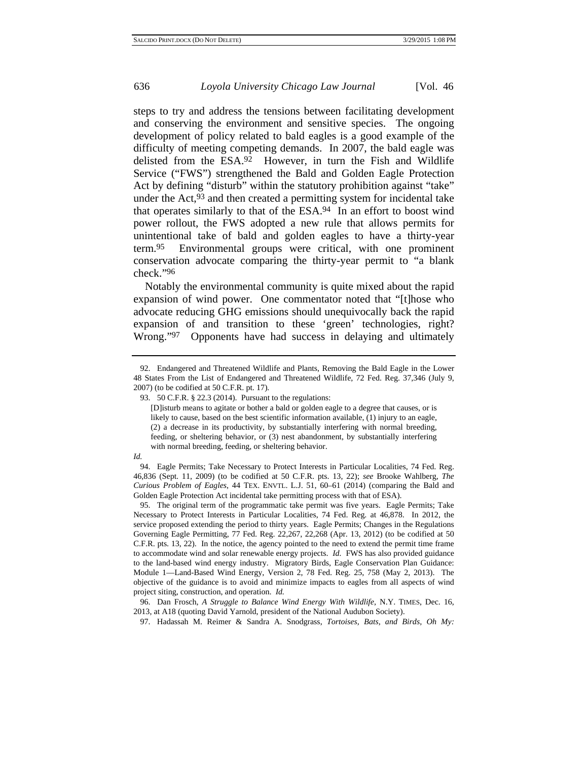steps to try and address the tensions between facilitating development and conserving the environment and sensitive species. The ongoing development of policy related to bald eagles is a good example of the difficulty of meeting competing demands. In 2007, the bald eagle was delisted from the ESA.[92] However, in turn the Fish and Wildlife Service ("FWS") strengthened the Bald and Golden Eagle Protection Act by defining "disturb" within the statutory prohibition against "take" under the Act,[93] and then created a permitting system for incidental take that operates similarly to that of the ESA.[94] In an effort to boost wind power rollout, the FWS adopted a new rule that allows permits for unintentional take of bald and golden eagles to have a thirty-year term.[95] Environmental groups were critical, with one prominent conservation advocate comparing the thirty-year permit to "a blank check."[96]

Notably the environmental community is quite mixed about the rapid expansion of wind power. One commentator noted that "[t]hose who advocate reducing GHG emissions should unequivocally back the rapid expansion of and transition to these 'green' technologies, right? Wrong."[97] Opponents have had success in delaying and ultimately

---

92. Endangered and Threatened Wildlife and Plants, Removing the Bald Eagle in the Lower 48 States From the List of Endangered and Threatened Wildlife, 72 Fed. Reg. 37,346 (July 9, 2007) (to be codified at 50 C.F.R. pt. 17).

93. 50 C.F.R. § 22.3 (2014). Pursuant to the regulations:

> [D]isturb means to agitate or bother a bald or golden eagle to a degree that causes, or is likely to cause, based on the best scientific information available, (1) injury to an eagle, (2) a decrease in its productivity, by substantially interfering with normal breeding, feeding, or sheltering behavior, or (3) nest abandonment, by substantially interfering with normal breeding, feeding, or sheltering behavior.

*Id.*

94. Eagle Permits; Take Necessary to Protect Interests in Particular Localities, 74 Fed. Reg. 46,836 (Sept. 11, 2009) (to be codified at 50 C.F.R. pts. 13, 22); *see* Brooke Wahlberg, *The Curious Problem of Eagles*, 44 TEX. ENVTL. L.J. 51, 60–61 (2014) (comparing the Bald and Golden Eagle Protection Act incidental take permitting process with that of ESA).

95. The original term of the programmatic take permit was five years. Eagle Permits; Take Necessary to Protect Interests in Particular Localities, 74 Fed. Reg. at 46,878. In 2012, the service proposed extending the period to thirty years. Eagle Permits; Changes in the Regulations Governing Eagle Permitting, 77 Fed. Reg. 22,267, 22,268 (Apr. 13, 2012) (to be codified at 50 C.F.R. pts. 13, 22). In the notice, the agency pointed to the need to extend the permit time frame to accommodate wind and solar renewable energy projects. *Id.* FWS has also provided guidance to the land-based wind energy industry. Migratory Birds, Eagle Conservation Plan Guidance: Module 1—Land-Based Wind Energy, Version 2, 78 Fed. Reg. 25, 758 (May 2, 2013). The objective of the guidance is to avoid and minimize impacts to eagles from all aspects of wind project siting, construction, and operation. *Id.*

96. Dan Frosch, *A Struggle to Balance Wind Energy With Wildlife*, N.Y. TIMES, Dec. 16, 2013, at A18 (quoting David Yarnold, president of the National Audubon Society).

97. Hadassah M. Reimer & Sandra A. Snodgrass, *Tortoises, Bats, and Birds, Oh My:*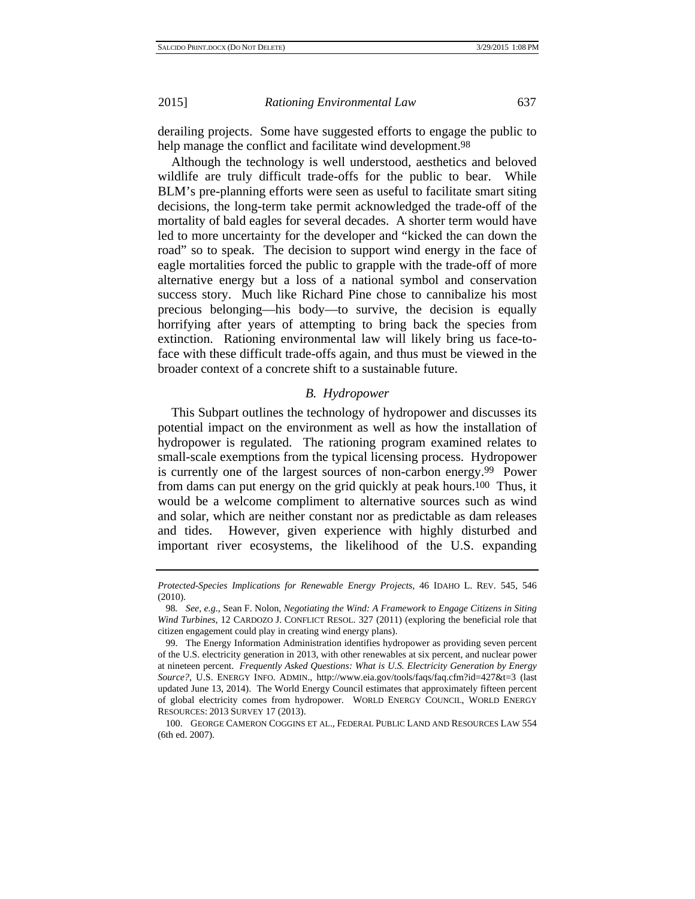derailing projects. Some have suggested efforts to engage the public to help manage the conflict and facilitate wind development.[98]

Although the technology is well understood, aesthetics and beloved wildlife are truly difficult trade-offs for the public to bear. While BLM's pre-planning efforts were seen as useful to facilitate smart siting decisions, the long-term take permit acknowledged the trade-off of the mortality of bald eagles for several decades. A shorter term would have led to more uncertainty for the developer and "kicked the can down the road" so to speak. The decision to support wind energy in the face of eagle mortalities forced the public to grapple with the trade-off of more alternative energy but a loss of a national symbol and conservation success story. Much like Richard Pine chose to cannibalize his most precious belonging—his body—to survive, the decision is equally horrifying after years of attempting to bring back the species from extinction. Rationing environmental law will likely bring us face-to-face with these difficult trade-offs again, and thus must be viewed in the broader context of a concrete shift to a sustainable future.

### *B. Hydropower*

This Subpart outlines the technology of hydropower and discusses its potential impact on the environment as well as how the installation of hydropower is regulated. The rationing program examined relates to small-scale exemptions from the typical licensing process. Hydropower is currently one of the largest sources of non-carbon energy.[99] Power from dams can put energy on the grid quickly at peak hours.[100] Thus, it would be a welcome compliment to alternative sources such as wind and solar, which are neither constant nor as predictable as dam releases and tides. However, given experience with highly disturbed and important river ecosystems, the likelihood of the U.S. expanding

---

*Protected-Species Implications for Renewable Energy Projects*, 46 IDAHO L. REV. 545, 546 (2010).

98. *See, e.g.*, Sean F. Nolon, *Negotiating the Wind: A Framework to Engage Citizens in Siting Wind Turbines*, 12 CARDOZO J. CONFLICT RESOL. 327 (2011) (exploring the beneficial role that citizen engagement could play in creating wind energy plans).

99. The Energy Information Administration identifies hydropower as providing seven percent of the U.S. electricity generation in 2013, with other renewables at six percent, and nuclear power at nineteen percent. *Frequently Asked Questions: What is U.S. Electricity Generation by Energy Source?*, U.S. ENERGY INFO. ADMIN., http://www.eia.gov/tools/faqs/faq.cfm?id=427&t=3 (last updated June 13, 2014). The World Energy Council estimates that approximately fifteen percent of global electricity comes from hydropower. WORLD ENERGY COUNCIL, WORLD ENERGY RESOURCES: 2013 SURVEY 17 (2013).

100. GEORGE CAMERON COGGINS ET AL., FEDERAL PUBLIC LAND AND RESOURCES LAW 554 (6th ed. 2007).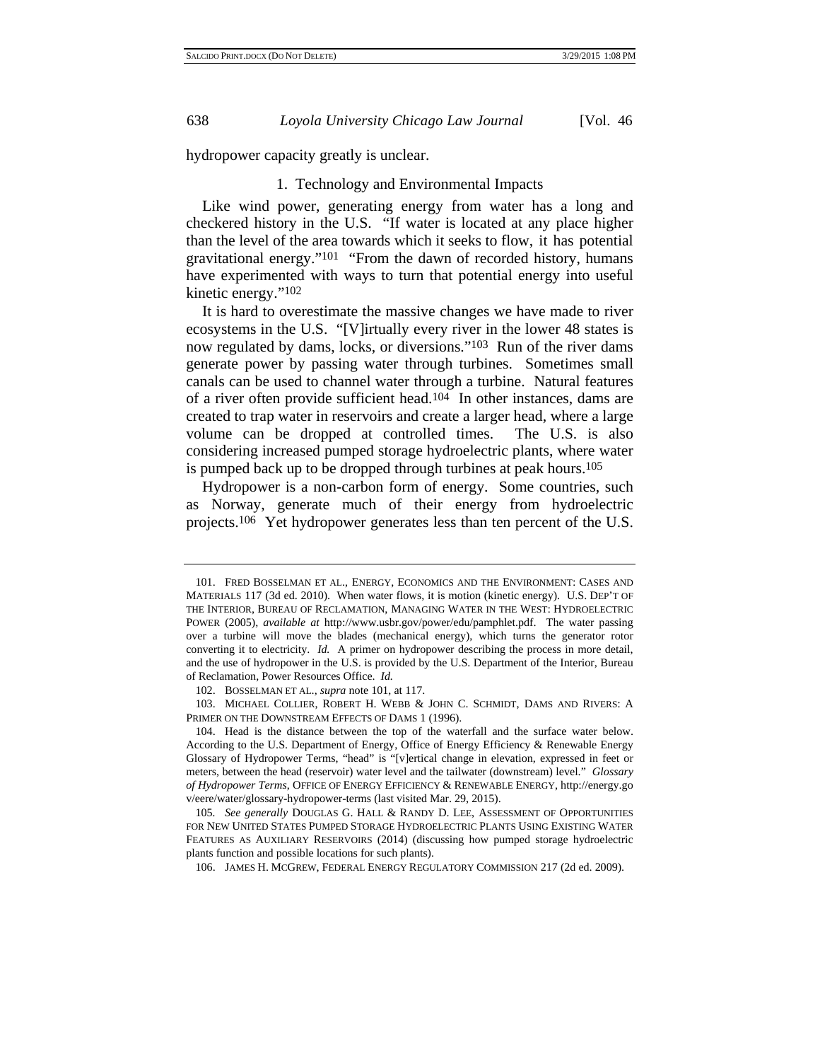hydropower capacity greatly is unclear.

### 1. Technology and Environmental Impacts

Like wind power, generating energy from water has a long and checkered history in the U.S. "If water is located at any place higher than the level of the area towards which it seeks to flow, it has potential gravitational energy."[101] "From the dawn of recorded history, humans have experimented with ways to turn that potential energy into useful kinetic energy."[102]

It is hard to overestimate the massive changes we have made to river ecosystems in the U.S. "[V]irtually every river in the lower 48 states is now regulated by dams, locks, or diversions."[103] Run of the river dams generate power by passing water through turbines. Sometimes small canals can be used to channel water through a turbine. Natural features of a river often provide sufficient head.[104] In other instances, dams are created to trap water in reservoirs and create a larger head, where a large volume can be dropped at controlled times. The U.S. is also considering increased pumped storage hydroelectric plants, where water is pumped back up to be dropped through turbines at peak hours.[105]

Hydropower is a non-carbon form of energy. Some countries, such as Norway, generate much of their energy from hydroelectric projects.[106] Yet hydropower generates less than ten percent of the U.S.

---

101. FRED BOSSELMAN ET AL., ENERGY, ECONOMICS AND THE ENVIRONMENT: CASES AND MATERIALS 117 (3d ed. 2010). When water flows, it is motion (kinetic energy). U.S. DEP'T OF THE INTERIOR, BUREAU OF RECLAMATION, MANAGING WATER IN THE WEST: HYDROELECTRIC POWER (2005), *available at* http://www.usbr.gov/power/edu/pamphlet.pdf. The water passing over a turbine will move the blades (mechanical energy), which turns the generator rotor converting it to electricity. *Id.* A primer on hydropower describing the process in more detail, and the use of hydropower in the U.S. is provided by the U.S. Department of the Interior, Bureau of Reclamation, Power Resources Office. *Id.*

102. BOSSELMAN ET AL., *supra* note 101, at 117.

103. MICHAEL COLLIER, ROBERT H. WEBB & JOHN C. SCHMIDT, DAMS AND RIVERS: A PRIMER ON THE DOWNSTREAM EFFECTS OF DAMS 1 (1996).

104. Head is the distance between the top of the waterfall and the surface water below. According to the U.S. Department of Energy, Office of Energy Efficiency & Renewable Energy Glossary of Hydropower Terms, "head" is "[v]ertical change in elevation, expressed in feet or meters, between the head (reservoir) water level and the tailwater (downstream) level." *Glossary of Hydropower Terms*, OFFICE OF ENERGY EFFICIENCY & RENEWABLE ENERGY, http://energy.gov/eere/water/glossary-hydropower-terms (last visited Mar. 29, 2015).

105. *See generally* DOUGLAS G. HALL & RANDY D. LEE, ASSESSMENT OF OPPORTUNITIES FOR NEW UNITED STATES PUMPED STORAGE HYDROELECTRIC PLANTS USING EXISTING WATER FEATURES AS AUXILIARY RESERVOIRS (2014) (discussing how pumped storage hydroelectric plants function and possible locations for such plants).

106. JAMES H. MCGREW, FEDERAL ENERGY REGULATORY COMMISSION 217 (2d ed. 2009).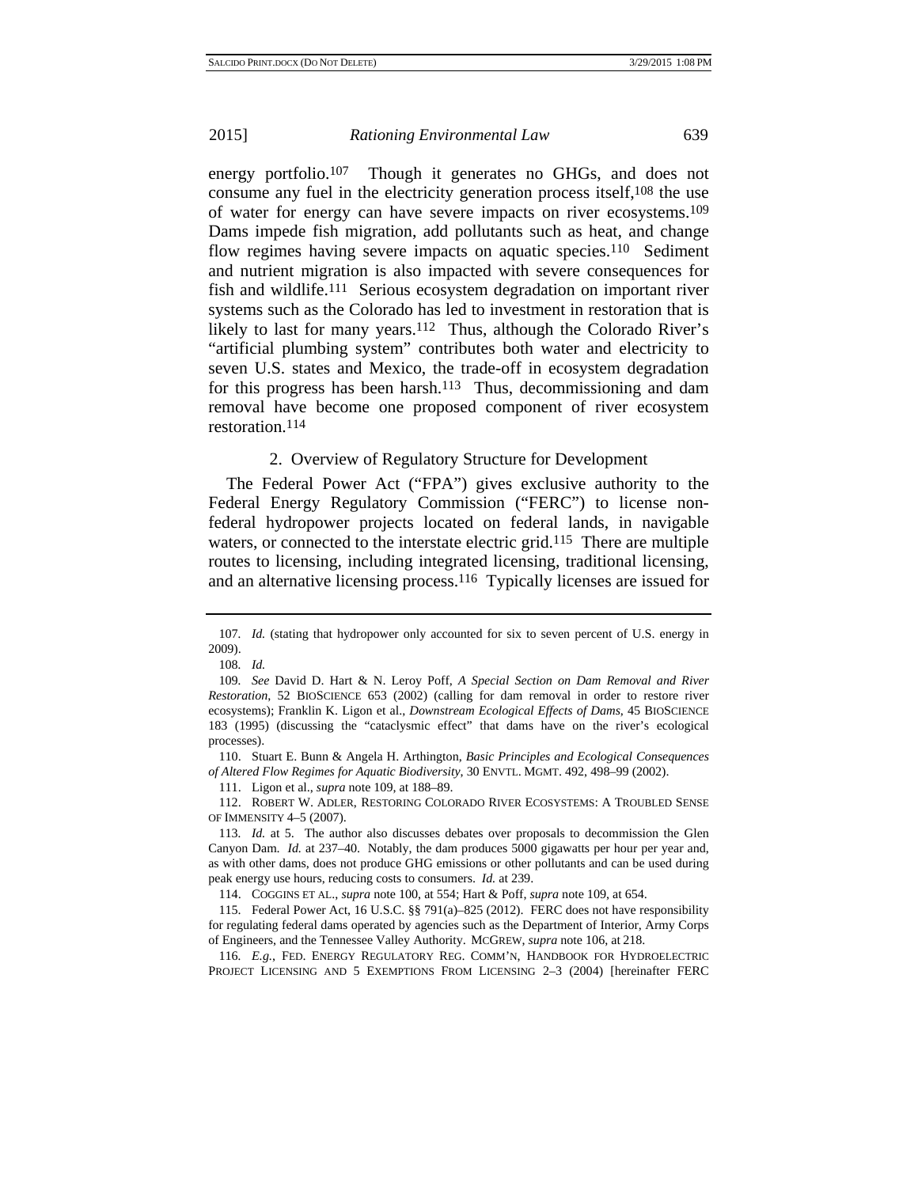energy portfolio.[107] Though it generates no GHGs, and does not consume any fuel in the electricity generation process itself,[108] the use of water for energy can have severe impacts on river ecosystems.[109] Dams impede fish migration, add pollutants such as heat, and change flow regimes having severe impacts on aquatic species.[110] Sediment and nutrient migration is also impacted with severe consequences for fish and wildlife.[111] Serious ecosystem degradation on important river systems such as the Colorado has led to investment in restoration that is likely to last for many years.[112] Thus, although the Colorado River's "artificial plumbing system" contributes both water and electricity to seven U.S. states and Mexico, the trade-off in ecosystem degradation for this progress has been harsh.[113] Thus, decommissioning and dam removal have become one proposed component of river ecosystem restoration.[114]

### 2. Overview of Regulatory Structure for Development

The Federal Power Act ("FPA") gives exclusive authority to the Federal Energy Regulatory Commission ("FERC") to license non-federal hydropower projects located on federal lands, in navigable waters, or connected to the interstate electric grid.[115] There are multiple routes to licensing, including integrated licensing, traditional licensing, and an alternative licensing process.[116] Typically licenses are issued for

---

107. *Id.* (stating that hydropower only accounted for six to seven percent of U.S. energy in 2009).

108. *Id.*

109. *See* David D. Hart & N. Leroy Poff, *A Special Section on Dam Removal and River Restoration*, 52 BIOSCIENCE 653 (2002) (calling for dam removal in order to restore river ecosystems); Franklin K. Ligon et al., *Downstream Ecological Effects of Dams*, 45 BIOSCIENCE 183 (1995) (discussing the "cataclysmic effect" that dams have on the river's ecological processes).

110. Stuart E. Bunn & Angela H. Arthington, *Basic Principles and Ecological Consequences of Altered Flow Regimes for Aquatic Biodiversity*, 30 ENVTL. MGMT. 492, 498–99 (2002).

111. Ligon et al., *supra* note 109, at 188–89.

112. ROBERT W. ADLER, RESTORING COLORADO RIVER ECOSYSTEMS: A TROUBLED SENSE OF IMMENSITY 4–5 (2007).

113. *Id.* at 5. The author also discusses debates over proposals to decommission the Glen Canyon Dam. *Id.* at 237–40. Notably, the dam produces 5000 gigawatts per hour per year and, as with other dams, does not produce GHG emissions or other pollutants and can be used during peak energy use hours, reducing costs to consumers. *Id.* at 239.

114. COGGINS ET AL., *supra* note 100, at 554; Hart & Poff, *supra* note 109, at 654.

115. Federal Power Act, 16 U.S.C. §§ 791(a)–825 (2012). FERC does not have responsibility for regulating federal dams operated by agencies such as the Department of Interior, Army Corps of Engineers, and the Tennessee Valley Authority. MCGREW, *supra* note 106, at 218.

116. *E.g.*, FED. ENERGY REGULATORY REG. COMM'N, HANDBOOK FOR HYDROELECTRIC PROJECT LICENSING AND 5 EXEMPTIONS FROM LICENSING 2–3 (2004) [hereinafter FERC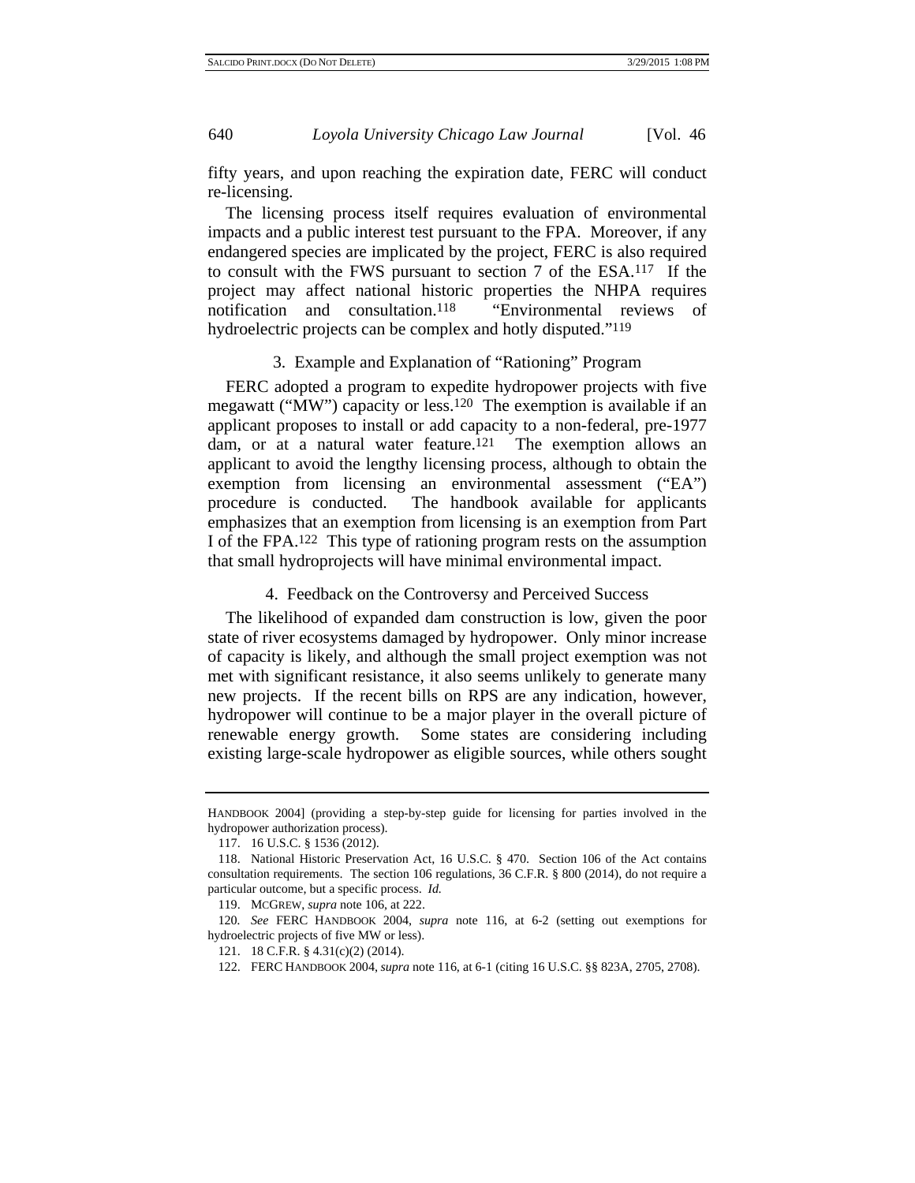fifty years, and upon reaching the expiration date, FERC will conduct re-licensing.

The licensing process itself requires evaluation of environmental impacts and a public interest test pursuant to the FPA. Moreover, if any endangered species are implicated by the project, FERC is also required to consult with the FWS pursuant to section 7 of the ESA.[117] If the project may affect national historic properties the NHPA requires notification and consultation.[118] "Environmental reviews of hydroelectric projects can be complex and hotly disputed."[119]

#### 3. Example and Explanation of "Rationing" Program

FERC adopted a program to expedite hydropower projects with five megawatt ("MW") capacity or less.[120] The exemption is available if an applicant proposes to install or add capacity to a non-federal, pre-1977 dam, or at a natural water feature.[121] The exemption allows an applicant to avoid the lengthy licensing process, although to obtain the exemption from licensing an environmental assessment ("EA") procedure is conducted. The handbook available for applicants emphasizes that an exemption from licensing is an exemption from Part I of the FPA.[122] This type of rationing program rests on the assumption that small hydroprojects will have minimal environmental impact.

#### 4. Feedback on the Controversy and Perceived Success

The likelihood of expanded dam construction is low, given the poor state of river ecosystems damaged by hydropower. Only minor increase of capacity is likely, and although the small project exemption was not met with significant resistance, it also seems unlikely to generate many new projects. If the recent bills on RPS are any indication, however, hydropower will continue to be a major player in the overall picture of renewable energy growth. Some states are considering including existing large-scale hydropower as eligible sources, while others sought

---

HANDBOOK 2004] (providing a step-by-step guide for licensing for parties involved in the hydropower authorization process).

117. 16 U.S.C. § 1536 (2012).

118. National Historic Preservation Act, 16 U.S.C. § 470. Section 106 of the Act contains consultation requirements. The section 106 regulations, 36 C.F.R. § 800 (2014), do not require a particular outcome, but a specific process. *Id.*

119. MCGREW, *supra* note 106, at 222.

120. *See* FERC HANDBOOK 2004, *supra* note 116, at 6-2 (setting out exemptions for hydroelectric projects of five MW or less).

121. 18 C.F.R. § 4.31(c)(2) (2014).

122. FERC HANDBOOK 2004, *supra* note 116, at 6-1 (citing 16 U.S.C. §§ 823A, 2705, 2708).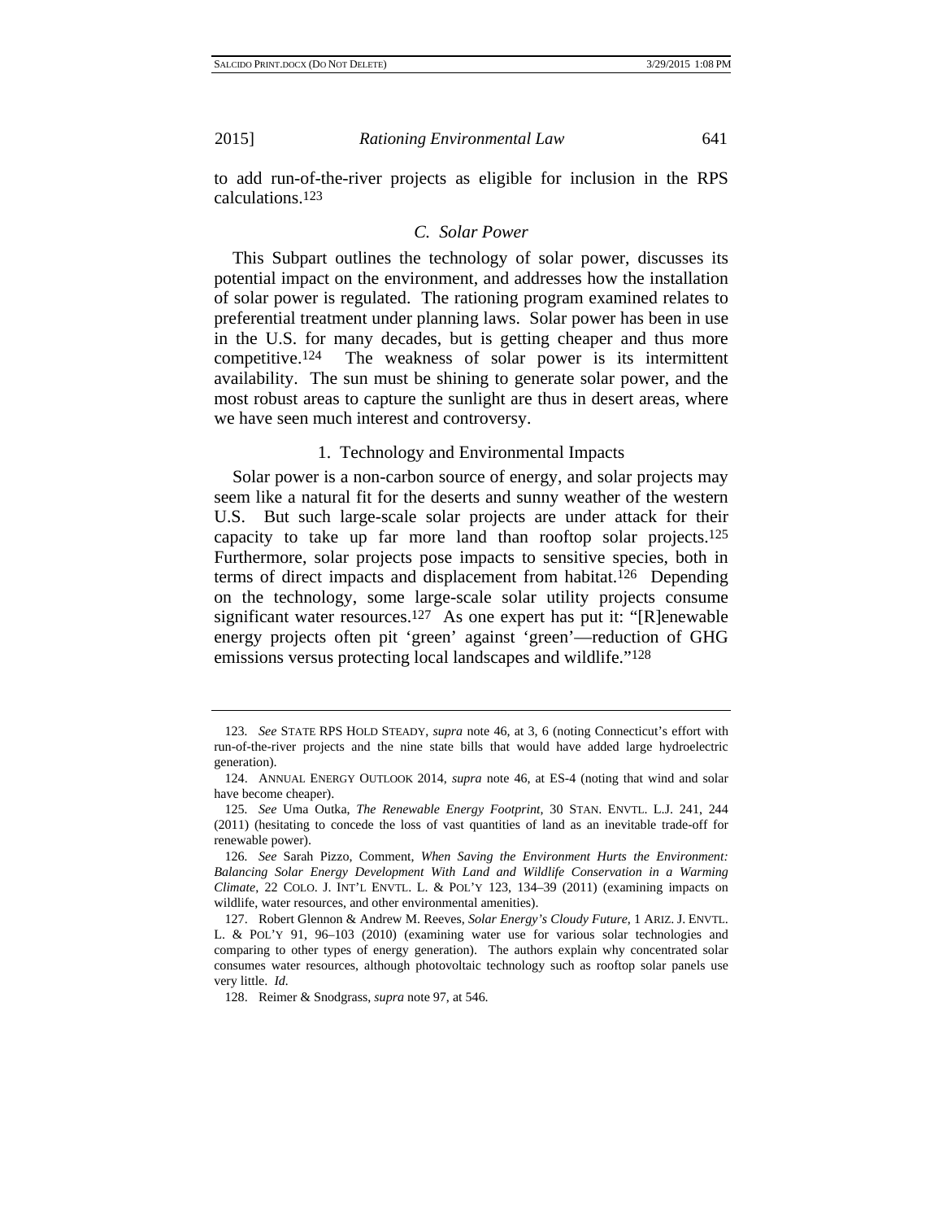to add run-of-the-river projects as eligible for inclusion in the RPS calculations.[123]

### *C. Solar Power*

This Subpart outlines the technology of solar power, discusses its potential impact on the environment, and addresses how the installation of solar power is regulated. The rationing program examined relates to preferential treatment under planning laws. Solar power has been in use in the U.S. for many decades, but is getting cheaper and thus more competitive.[124] The weakness of solar power is its intermittent availability. The sun must be shining to generate solar power, and the most robust areas to capture the sunlight are thus in desert areas, where we have seen much interest and controversy.

#### 1. Technology and Environmental Impacts

Solar power is a non-carbon source of energy, and solar projects may seem like a natural fit for the deserts and sunny weather of the western U.S. But such large-scale solar projects are under attack for their capacity to take up far more land than rooftop solar projects.[125] Furthermore, solar projects pose impacts to sensitive species, both in terms of direct impacts and displacement from habitat.[126] Depending on the technology, some large-scale solar utility projects consume significant water resources.[127] As one expert has put it: "[R]enewable energy projects often pit 'green' against 'green'—reduction of GHG emissions versus protecting local landscapes and wildlife."[128]

---

123. *See* STATE RPS HOLD STEADY, *supra* note 46, at 3, 6 (noting Connecticut's effort with run-of-the-river projects and the nine state bills that would have added large hydroelectric generation).

124. ANNUAL ENERGY OUTLOOK 2014, *supra* note 46, at ES-4 (noting that wind and solar have become cheaper).

125. *See* Uma Outka, *The Renewable Energy Footprint*, 30 STAN. ENVTL. L.J. 241, 244 (2011) (hesitating to concede the loss of vast quantities of land as an inevitable trade-off for renewable power).

126. *See* Sarah Pizzo, Comment, *When Saving the Environment Hurts the Environment: Balancing Solar Energy Development With Land and Wildlife Conservation in a Warming Climate*, 22 COLO. J. INT'L ENVTL. L. & POL'Y 123, 134–39 (2011) (examining impacts on wildlife, water resources, and other environmental amenities).

127. Robert Glennon & Andrew M. Reeves, *Solar Energy's Cloudy Future*, 1 ARIZ. J. ENVTL. L. & POL'Y 91, 96–103 (2010) (examining water use for various solar technologies and comparing to other types of energy generation). The authors explain why concentrated solar consumes water resources, although photovoltaic technology such as rooftop solar panels use very little. *Id.*

128. Reimer & Snodgrass, *supra* note 97, at 546.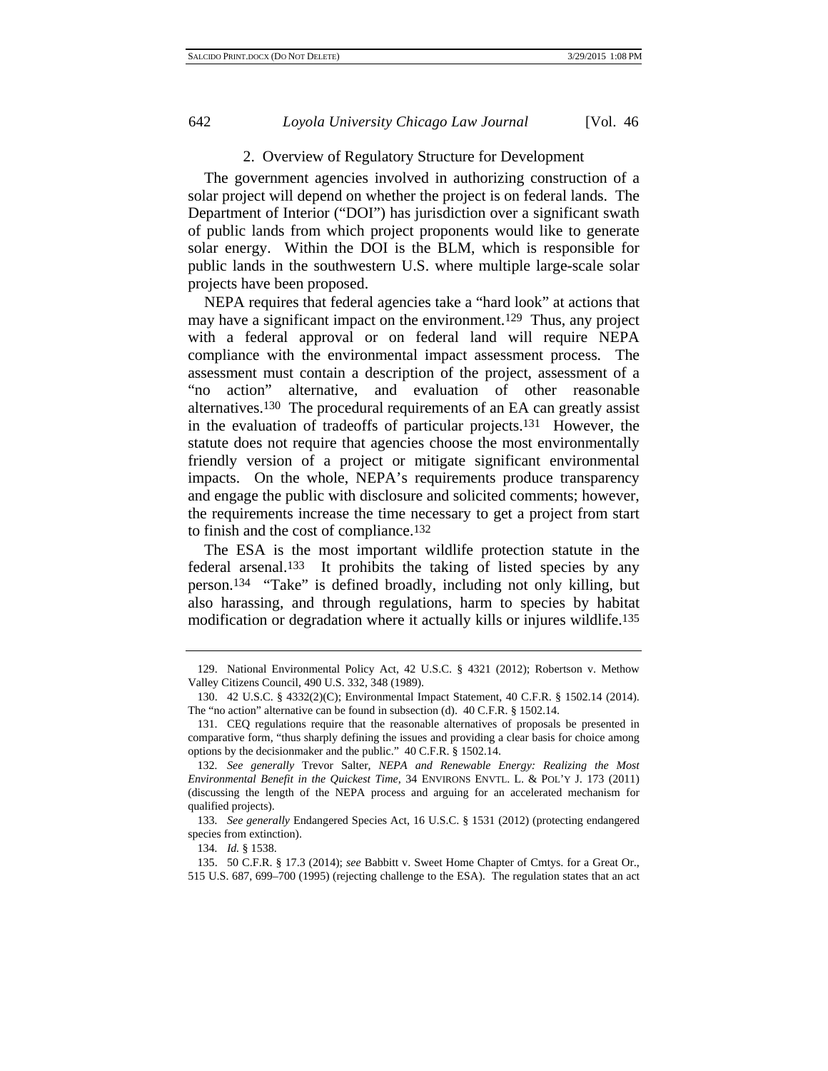### 2. Overview of Regulatory Structure for Development

The government agencies involved in authorizing construction of a solar project will depend on whether the project is on federal lands. The Department of Interior ("DOI") has jurisdiction over a significant swath of public lands from which project proponents would like to generate solar energy. Within the DOI is the BLM, which is responsible for public lands in the southwestern U.S. where multiple large-scale solar projects have been proposed.

NEPA requires that federal agencies take a "hard look" at actions that may have a significant impact on the environment.[129] Thus, any project with a federal approval or on federal land will require NEPA compliance with the environmental impact assessment process. The assessment must contain a description of the project, assessment of a "no action" alternative, and evaluation of other reasonable alternatives.[130] The procedural requirements of an EA can greatly assist in the evaluation of tradeoffs of particular projects.[131] However, the statute does not require that agencies choose the most environmentally friendly version of a project or mitigate significant environmental impacts. On the whole, NEPA's requirements produce transparency and engage the public with disclosure and solicited comments; however, the requirements increase the time necessary to get a project from start to finish and the cost of compliance.[132]

The ESA is the most important wildlife protection statute in the federal arsenal.[133] It prohibits the taking of listed species by any person.[134] "Take" is defined broadly, including not only killing, but also harassing, and through regulations, harm to species by habitat modification or degradation where it actually kills or injures wildlife.[135]

---

129. National Environmental Policy Act, 42 U.S.C. § 4321 (2012); Robertson v. Methow Valley Citizens Council, 490 U.S. 332, 348 (1989).

130. 42 U.S.C. § 4332(2)(C); Environmental Impact Statement, 40 C.F.R. § 1502.14 (2014). The "no action" alternative can be found in subsection (d). 40 C.F.R. § 1502.14.

131. CEQ regulations require that the reasonable alternatives of proposals be presented in comparative form, "thus sharply defining the issues and providing a clear basis for choice among options by the decisionmaker and the public." 40 C.F.R. § 1502.14.

132. *See generally* Trevor Salter, *NEPA and Renewable Energy: Realizing the Most Environmental Benefit in the Quickest Time*, 34 ENVIRONS ENVTL. L. & POL'Y J. 173 (2011) (discussing the length of the NEPA process and arguing for an accelerated mechanism for qualified projects).

133. *See generally* Endangered Species Act, 16 U.S.C. § 1531 (2012) (protecting endangered species from extinction).

134. *Id.* § 1538.

135. 50 C.F.R. § 17.3 (2014); *see* Babbitt v. Sweet Home Chapter of Cmtys. for a Great Or., 515 U.S. 687, 699–700 (1995) (rejecting challenge to the ESA). The regulation states that an act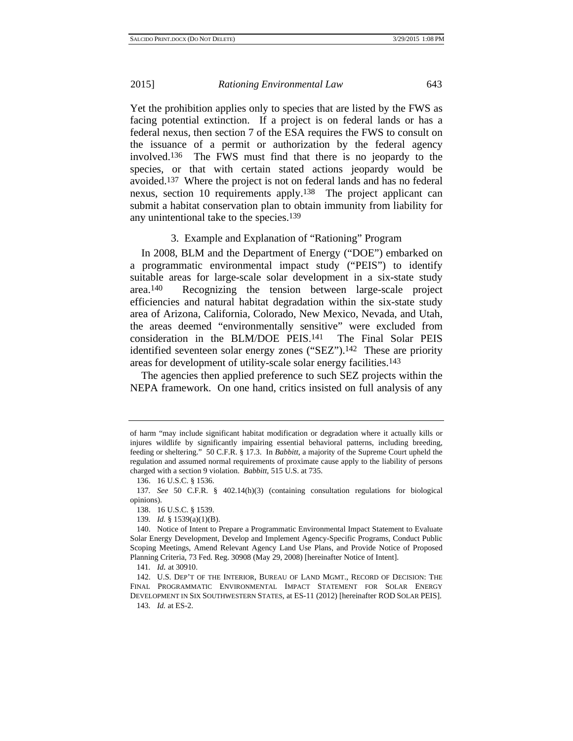Yet the prohibition applies only to species that are listed by the FWS as facing potential extinction. If a project is on federal lands or has a federal nexus, then section 7 of the ESA requires the FWS to consult on the issuance of a permit or authorization by the federal agency involved.[136] The FWS must find that there is no jeopardy to the species, or that with certain stated actions jeopardy would be avoided.[137] Where the project is not on federal lands and has no federal nexus, section 10 requirements apply.[138] The project applicant can submit a habitat conservation plan to obtain immunity from liability for any unintentional take to the species.[139]

### 3. Example and Explanation of "Rationing" Program

In 2008, BLM and the Department of Energy ("DOE") embarked on a programmatic environmental impact study ("PEIS") to identify suitable areas for large-scale solar development in a six-state study area.[140] Recognizing the tension between large-scale project efficiencies and natural habitat degradation within the six-state study area of Arizona, California, Colorado, New Mexico, Nevada, and Utah, the areas deemed "environmentally sensitive" were excluded from consideration in the BLM/DOE PEIS.[141] The Final Solar PEIS identified seventeen solar energy zones ("SEZ").[142] These are priority areas for development of utility-scale solar energy facilities.[143]

The agencies then applied preference to such SEZ projects within the NEPA framework. On one hand, critics insisted on full analysis of any

---

of harm "may include significant habitat modification or degradation where it actually kills or injures wildlife by significantly impairing essential behavioral patterns, including breeding, feeding or sheltering." 50 C.F.R. § 17.3. In *Babbitt*, a majority of the Supreme Court upheld the regulation and assumed normal requirements of proximate cause apply to the liability of persons charged with a section 9 violation. *Babbitt*, 515 U.S. at 735.

136. 16 U.S.C. § 1536.

137. *See* 50 C.F.R. § 402.14(h)(3) (containing consultation regulations for biological opinions).

138. 16 U.S.C. § 1539.

139. *Id.* § 1539(a)(1)(B).

140. Notice of Intent to Prepare a Programmatic Environmental Impact Statement to Evaluate Solar Energy Development, Develop and Implement Agency-Specific Programs, Conduct Public Scoping Meetings, Amend Relevant Agency Land Use Plans, and Provide Notice of Proposed Planning Criteria, 73 Fed. Reg. 30908 (May 29, 2008) [hereinafter Notice of Intent].

141. *Id.* at 30910.

142. U.S. DEP'T OF THE INTERIOR, BUREAU OF LAND MGMT., RECORD OF DECISION: THE FINAL PROGRAMMATIC ENVIRONMENTAL IMPACT STATEMENT FOR SOLAR ENERGY DEVELOPMENT IN SIX SOUTHWESTERN STATES, at ES-11 (2012) [hereinafter ROD SOLAR PEIS].

143. *Id.* at ES-2.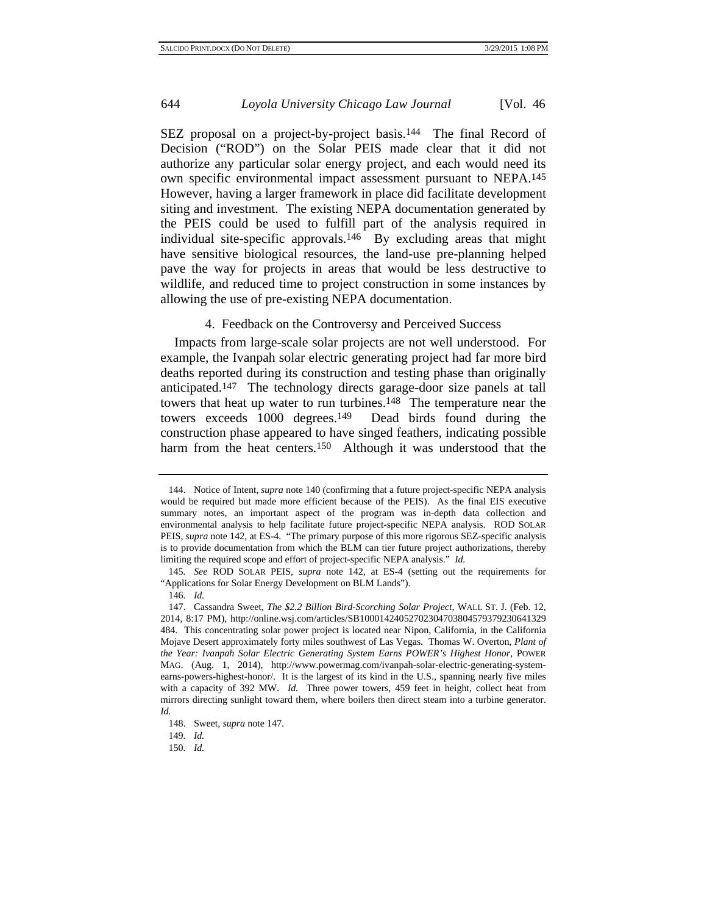SEZ proposal on a project-by-project basis.[144] The final Record of Decision ("ROD") on the Solar PEIS made clear that it did not authorize any particular solar energy project, and each would need its own specific environmental impact assessment pursuant to NEPA.[145] However, having a larger framework in place did facilitate development siting and investment. The existing NEPA documentation generated by the PEIS could be used to fulfill part of the analysis required in individual site-specific approvals.[146] By excluding areas that might have sensitive biological resources, the land-use pre-planning helped pave the way for projects in areas that would be less destructive to wildlife, and reduced time to project construction in some instances by allowing the use of pre-existing NEPA documentation.

### 4. Feedback on the Controversy and Perceived Success

Impacts from large-scale solar projects are not well understood. For example, the Ivanpah solar electric generating project had far more bird deaths reported during its construction and testing phase than originally anticipated.[147] The technology directs garage-door size panels at tall towers that heat up water to run turbines.[148] The temperature near the towers exceeds 1000 degrees.[149] Dead birds found during the construction phase appeared to have singed feathers, indicating possible harm from the heat centers.[150] Although it was understood that the

---

144. Notice of Intent, *supra* note 140 (confirming that a future project-specific NEPA analysis would be required but made more efficient because of the PEIS). As the final EIS executive summary notes, an important aspect of the program was in-depth data collection and environmental analysis to help facilitate future project-specific NEPA analysis. ROD SOLAR PEIS, *supra* note 142, at ES-4. "The primary purpose of this more rigorous SEZ-specific analysis is to provide documentation from which the BLM can tier future project authorizations, thereby limiting the required scope and effort of project-specific NEPA analysis." *Id.*

145. *See* ROD SOLAR PEIS, *supra* note 142, at ES-4 (setting out the requirements for "Applications for Solar Energy Development on BLM Lands").

146. *Id.*

147. Cassandra Sweet, *The $2.2 Billion Bird-Scorching Solar Project*, WALL ST. J. (Feb. 12, 2014, 8:17 PM), http://online.wsj.com/articles/SB10001424052702304703804579379230641329484. This concentrating solar power project is located near Nipon, California, in the California Mojave Desert approximately forty miles southwest of Las Vegas. Thomas W. Overton, *Plant of the Year: Ivanpah Solar Electric Generating System Earns POWER's Highest Honor*, POWER MAG. (Aug. 1, 2014), http://www.powermag.com/ivanpah-solar-electric-generating-system-earns-powers-highest-honor/. It is the largest of its kind in the U.S., spanning nearly five miles with a capacity of 392 MW. *Id.* Three power towers, 459 feet in height, collect heat from mirrors directing sunlight toward them, where boilers then direct steam into a turbine generator. *Id.*

148. Sweet, *supra* note 147.

149. *Id.*

150. *Id.*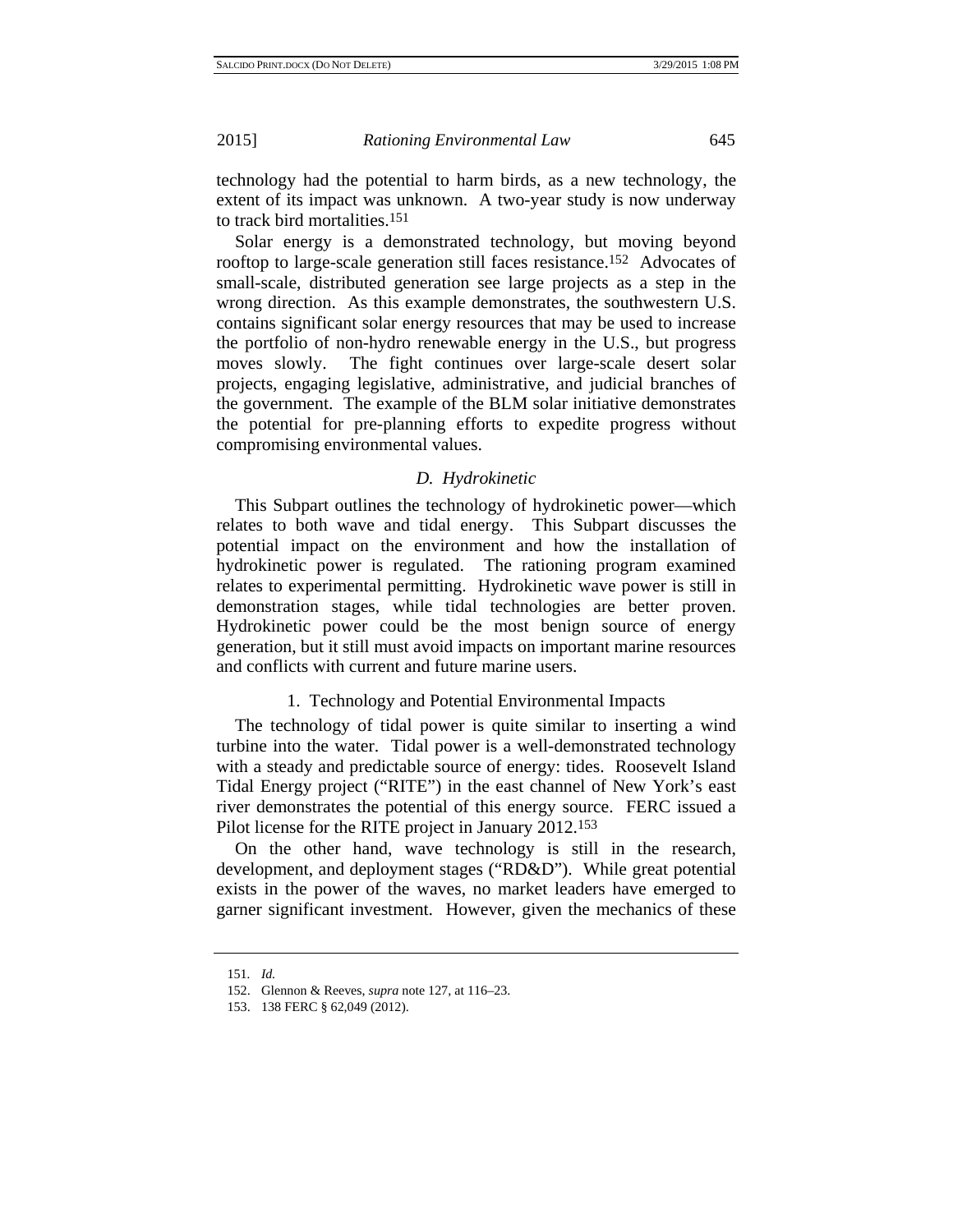technology had the potential to harm birds, as a new technology, the extent of its impact was unknown. A two-year study is now underway to track bird mortalities.[151]

Solar energy is a demonstrated technology, but moving beyond rooftop to large-scale generation still faces resistance.[152] Advocates of small-scale, distributed generation see large projects as a step in the wrong direction. As this example demonstrates, the southwestern U.S. contains significant solar energy resources that may be used to increase the portfolio of non-hydro renewable energy in the U.S., but progress moves slowly. The fight continues over large-scale desert solar projects, engaging legislative, administrative, and judicial branches of the government. The example of the BLM solar initiative demonstrates the potential for pre-planning efforts to expedite progress without compromising environmental values.

### *D. Hydrokinetic*

This Subpart outlines the technology of hydrokinetic power—which relates to both wave and tidal energy. This Subpart discusses the potential impact on the environment and how the installation of hydrokinetic power is regulated. The rationing program examined relates to experimental permitting. Hydrokinetic wave power is still in demonstration stages, while tidal technologies are better proven. Hydrokinetic power could be the most benign source of energy generation, but it still must avoid impacts on important marine resources and conflicts with current and future marine users.

#### 1. Technology and Potential Environmental Impacts

The technology of tidal power is quite similar to inserting a wind turbine into the water. Tidal power is a well-demonstrated technology with a steady and predictable source of energy: tides. Roosevelt Island Tidal Energy project ("RITE") in the east channel of New York's east river demonstrates the potential of this energy source. FERC issued a Pilot license for the RITE project in January 2012.[153]

On the other hand, wave technology is still in the research, development, and deployment stages ("RD&D"). While great potential exists in the power of the waves, no market leaders have emerged to garner significant investment. However, given the mechanics of these

---

151. *Id.*

152. Glennon & Reeves, *supra* note 127, at 116–23.

153. 138 FERC § 62,049 (2012).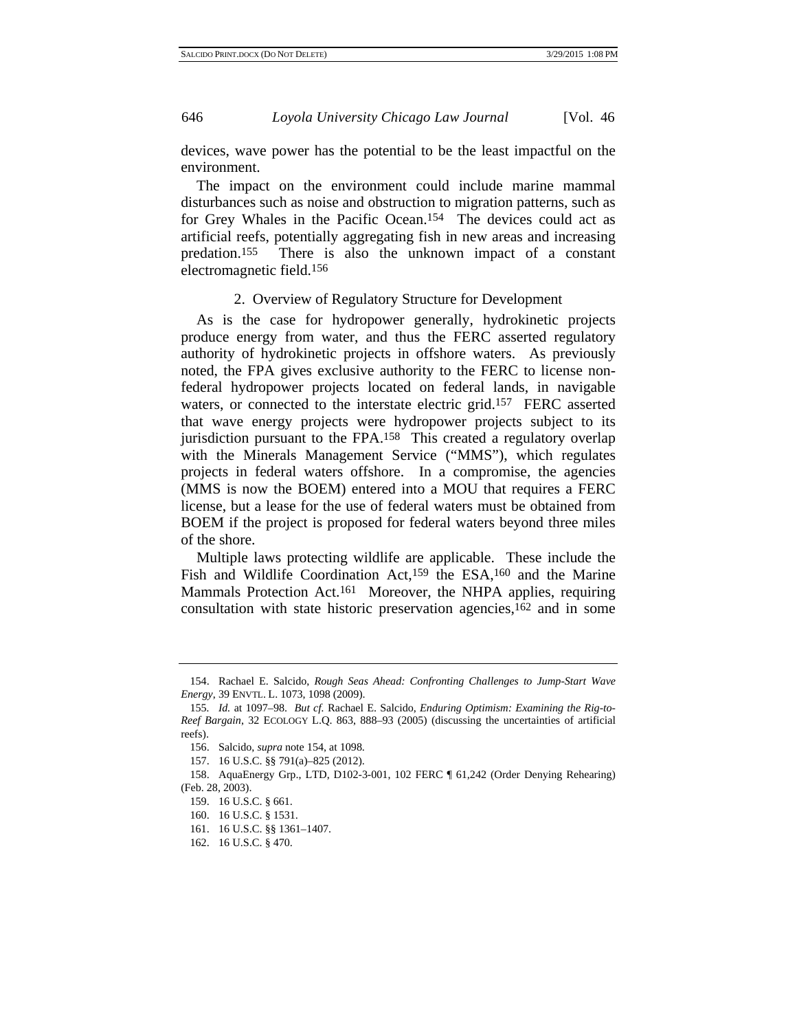devices, wave power has the potential to be the least impactful on the environment.

The impact on the environment could include marine mammal disturbances such as noise and obstruction to migration patterns, such as for Grey Whales in the Pacific Ocean.[154] The devices could act as artificial reefs, potentially aggregating fish in new areas and increasing predation.[155] There is also the unknown impact of a constant electromagnetic field.[156]

### 2. Overview of Regulatory Structure for Development

As is the case for hydropower generally, hydrokinetic projects produce energy from water, and thus the FERC asserted regulatory authority of hydrokinetic projects in offshore waters. As previously noted, the FPA gives exclusive authority to the FERC to license non-federal hydropower projects located on federal lands, in navigable waters, or connected to the interstate electric grid.[157] FERC asserted that wave energy projects were hydropower projects subject to its jurisdiction pursuant to the FPA.[158] This created a regulatory overlap with the Minerals Management Service ("MMS"), which regulates projects in federal waters offshore. In a compromise, the agencies (MMS is now the BOEM) entered into a MOU that requires a FERC license, but a lease for the use of federal waters must be obtained from BOEM if the project is proposed for federal waters beyond three miles of the shore.

Multiple laws protecting wildlife are applicable. These include the Fish and Wildlife Coordination Act,[159] the ESA,[160] and the Marine Mammals Protection Act.[161] Moreover, the NHPA applies, requiring consultation with state historic preservation agencies,[162] and in some

---

154. Rachael E. Salcido, *Rough Seas Ahead: Confronting Challenges to Jump-Start Wave Energy*, 39 ENVTL. L. 1073, 1098 (2009).

155. *Id.* at 1097–98. *But cf.* Rachael E. Salcido, *Enduring Optimism: Examining the Rig-to-Reef Bargain*, 32 ECOLOGY L.Q. 863, 888–93 (2005) (discussing the uncertainties of artificial reefs).

156. Salcido, *supra* note 154, at 1098.

157. 16 U.S.C. §§ 791(a)–825 (2012).

158. AquaEnergy Grp., LTD, D102-3-001, 102 FERC ¶ 61,242 (Order Denying Rehearing) (Feb. 28, 2003).

159. 16 U.S.C. § 661.

160. 16 U.S.C. § 1531.

161. 16 U.S.C. §§ 1361–1407.

162. 16 U.S.C. § 470.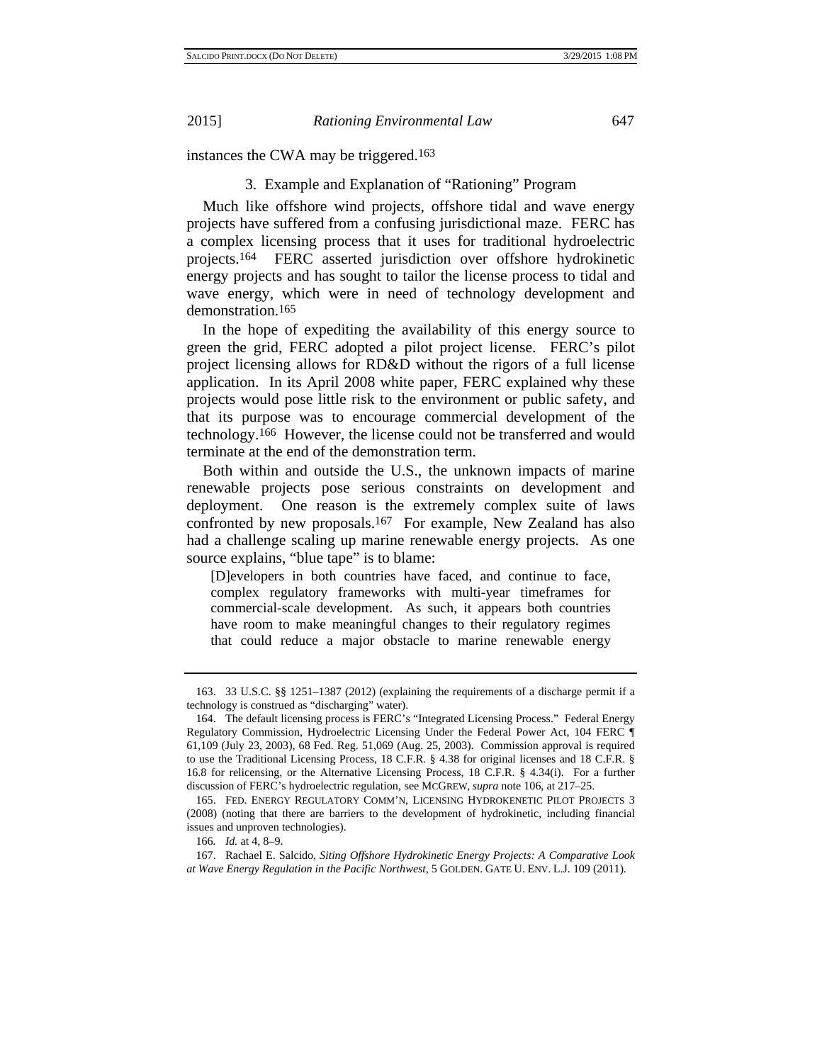instances the CWA may be triggered.[163]

### 3. Example and Explanation of "Rationing" Program

Much like offshore wind projects, offshore tidal and wave energy projects have suffered from a confusing jurisdictional maze. FERC has a complex licensing process that it uses for traditional hydroelectric projects.[164] FERC asserted jurisdiction over offshore hydrokinetic energy projects and has sought to tailor the license process to tidal and wave energy, which were in need of technology development and demonstration.[165]

In the hope of expediting the availability of this energy source to green the grid, FERC adopted a pilot project license. FERC's pilot project licensing allows for RD&D without the rigors of a full license application. In its April 2008 white paper, FERC explained why these projects would pose little risk to the environment or public safety, and that its purpose was to encourage commercial development of the technology.[166] However, the license could not be transferred and would terminate at the end of the demonstration term.

Both within and outside the U.S., the unknown impacts of marine renewable projects pose serious constraints on development and deployment. One reason is the extremely complex suite of laws confronted by new proposals.[167] For example, New Zealand has also had a challenge scaling up marine renewable energy projects. As one source explains, "blue tape" is to blame:

> [D]evelopers in both countries have faced, and continue to face, complex regulatory frameworks with multi-year timeframes for commercial-scale development. As such, it appears both countries have room to make meaningful changes to their regulatory regimes that could reduce a major obstacle to marine renewable energy

---

163. 33 U.S.C. §§ 1251–1387 (2012) (explaining the requirements of a discharge permit if a technology is construed as "discharging" water).

164. The default licensing process is FERC's "Integrated Licensing Process." Federal Energy Regulatory Commission, Hydroelectric Licensing Under the Federal Power Act, 104 FERC ¶ 61,109 (July 23, 2003), 68 Fed. Reg. 51,069 (Aug. 25, 2003). Commission approval is required to use the Traditional Licensing Process, 18 C.F.R. § 4.38 for original licenses and 18 C.F.R. § 16.8 for relicensing, or the Alternative Licensing Process, 18 C.F.R. § 4.34(i). For a further discussion of FERC's hydroelectric regulation, see MCGREW, *supra* note 106, at 217–25.

165. FED. ENERGY REGULATORY COMM'N, LICENSING HYDROKENETIC PILOT PROJECTS 3 (2008) (noting that there are barriers to the development of hydrokinetic, including financial issues and unproven technologies).

166. *Id.* at 4, 8–9.

167. Rachael E. Salcido, *Siting Offshore Hydrokinetic Energy Projects: A Comparative Look at Wave Energy Regulation in the Pacific Northwest*, 5 GOLDEN. GATE U. ENV. L.J. 109 (2011).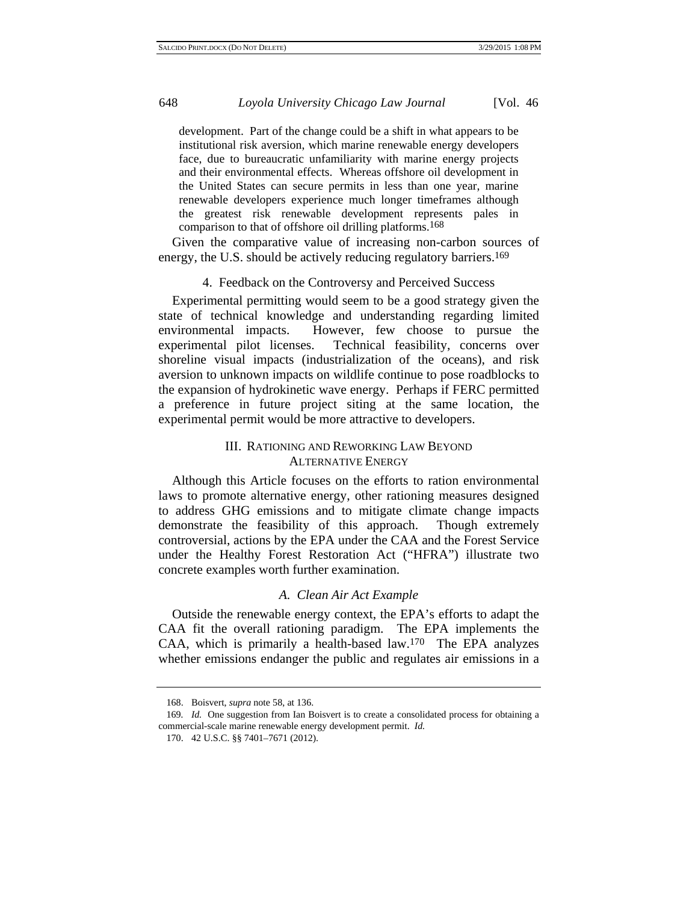> development. Part of the change could be a shift in what appears to be institutional risk aversion, which marine renewable energy developers face, due to bureaucratic unfamiliarity with marine energy projects and their environmental effects. Whereas offshore oil development in the United States can secure permits in less than one year, marine renewable developers experience much longer timeframes although the greatest risk renewable development represents pales in comparison to that of offshore oil drilling platforms.[168]

Given the comparative value of increasing non-carbon sources of energy, the U.S. should be actively reducing regulatory barriers.[169]

#### 4. Feedback on the Controversy and Perceived Success

Experimental permitting would seem to be a good strategy given the state of technical knowledge and understanding regarding limited environmental impacts. However, few choose to pursue the experimental pilot licenses. Technical feasibility, concerns over shoreline visual impacts (industrialization of the oceans), and risk aversion to unknown impacts on wildlife continue to pose roadblocks to the expansion of hydrokinetic wave energy. Perhaps if FERC permitted a preference in future project siting at the same location, the experimental permit would be more attractive to developers.

## III. RATIONING AND REWORKING LAW BEYOND ALTERNATIVE ENERGY

Although this Article focuses on the efforts to ration environmental laws to promote alternative energy, other rationing measures designed to address GHG emissions and to mitigate climate change impacts demonstrate the feasibility of this approach. Though extremely controversial, actions by the EPA under the CAA and the Forest Service under the Healthy Forest Restoration Act ("HFRA") illustrate two concrete examples worth further examination.

### *A. Clean Air Act Example*

Outside the renewable energy context, the EPA's efforts to adapt the CAA fit the overall rationing paradigm. The EPA implements the CAA, which is primarily a health-based law.[170] The EPA analyzes whether emissions endanger the public and regulates air emissions in a

---

168. Boisvert, *supra* note 58, at 136.

169. *Id.* One suggestion from Ian Boisvert is to create a consolidated process for obtaining a commercial-scale marine renewable energy development permit. *Id.*

170. 42 U.S.C. §§ 7401–7671 (2012).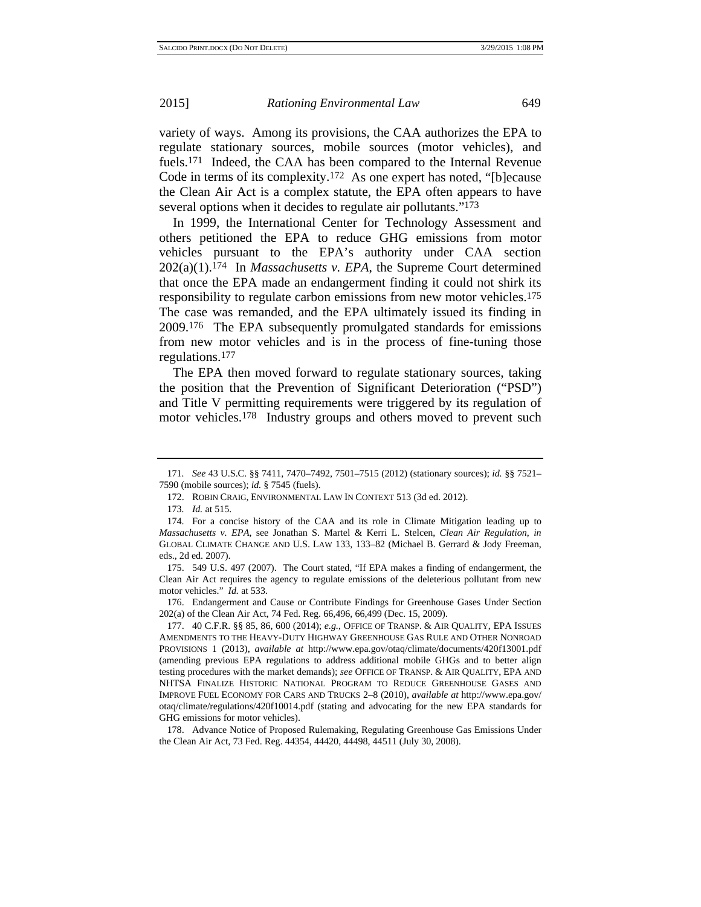variety of ways. Among its provisions, the CAA authorizes the EPA to regulate stationary sources, mobile sources (motor vehicles), and fuels.[171] Indeed, the CAA has been compared to the Internal Revenue Code in terms of its complexity.[172] As one expert has noted, "[b]ecause the Clean Air Act is a complex statute, the EPA often appears to have several options when it decides to regulate air pollutants."[173]

In 1999, the International Center for Technology Assessment and others petitioned the EPA to reduce GHG emissions from motor vehicles pursuant to the EPA's authority under CAA section 202(a)(1).[174] In *Massachusetts v. EPA*, the Supreme Court determined that once the EPA made an endangerment finding it could not shirk its responsibility to regulate carbon emissions from new motor vehicles.[175] The case was remanded, and the EPA ultimately issued its finding in 2009.[176] The EPA subsequently promulgated standards for emissions from new motor vehicles and is in the process of fine-tuning those regulations.[177]

The EPA then moved forward to regulate stationary sources, taking the position that the Prevention of Significant Deterioration ("PSD") and Title V permitting requirements were triggered by its regulation of motor vehicles.[178] Industry groups and others moved to prevent such

---

171. *See* 43 U.S.C. §§ 7411, 7470–7492, 7501–7515 (2012) (stationary sources); *id.* §§ 7521–7590 (mobile sources); *id.* § 7545 (fuels).

172. ROBIN CRAIG, ENVIRONMENTAL LAW IN CONTEXT 513 (3d ed. 2012).

173. *Id.* at 515.

174. For a concise history of the CAA and its role in Climate Mitigation leading up to *Massachusetts v. EPA*, see Jonathan S. Martel & Kerri L. Stelcen, *Clean Air Regulation*, *in* GLOBAL CLIMATE CHANGE AND U.S. LAW 133, 133–82 (Michael B. Gerrard & Jody Freeman, eds., 2d ed. 2007).

175. 549 U.S. 497 (2007). The Court stated, "If EPA makes a finding of endangerment, the Clean Air Act requires the agency to regulate emissions of the deleterious pollutant from new motor vehicles." *Id.* at 533.

176. Endangerment and Cause or Contribute Findings for Greenhouse Gases Under Section 202(a) of the Clean Air Act, 74 Fed. Reg. 66,496, 66,499 (Dec. 15, 2009).

177. 40 C.F.R. §§ 85, 86, 600 (2014); *e.g.*, OFFICE OF TRANSP. & AIR QUALITY, EPA ISSUES AMENDMENTS TO THE HEAVY-DUTY HIGHWAY GREENHOUSE GAS RULE AND OTHER NONROAD PROVISIONS 1 (2013), *available at* http://www.epa.gov/otaq/climate/documents/420f13001.pdf (amending previous EPA regulations to address additional mobile GHGs and to better align testing procedures with the market demands); *see* OFFICE OF TRANSP. & AIR QUALITY, EPA AND NHTSA FINALIZE HISTORIC NATIONAL PROGRAM TO REDUCE GREENHOUSE GASES AND IMPROVE FUEL ECONOMY FOR CARS AND TRUCKS 2–8 (2010), *available at* http://www.epa.gov/otaq/climate/regulations/420f10014.pdf (stating and advocating for the new EPA standards for GHG emissions for motor vehicles).

178. Advance Notice of Proposed Rulemaking, Regulating Greenhouse Gas Emissions Under the Clean Air Act, 73 Fed. Reg. 44354, 44420, 44498, 44511 (July 30, 2008).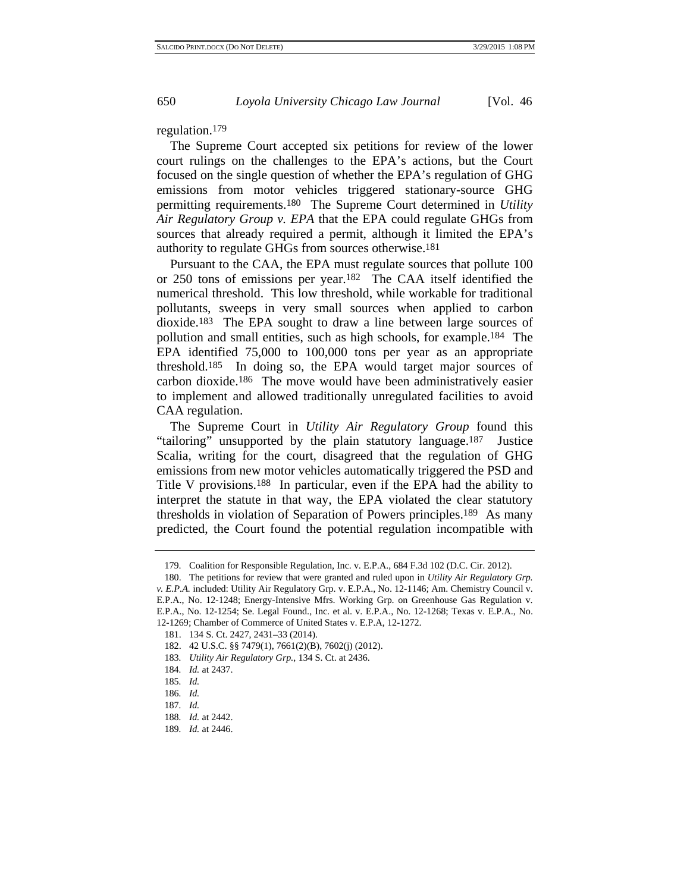regulation.[179]

The Supreme Court accepted six petitions for review of the lower court rulings on the challenges to the EPA's actions, but the Court focused on the single question of whether the EPA's regulation of GHG emissions from motor vehicles triggered stationary-source GHG permitting requirements.[180] The Supreme Court determined in *Utility Air Regulatory Group v. EPA* that the EPA could regulate GHGs from sources that already required a permit, although it limited the EPA's authority to regulate GHGs from sources otherwise.[181]

Pursuant to the CAA, the EPA must regulate sources that pollute 100 or 250 tons of emissions per year.[182] The CAA itself identified the numerical threshold. This low threshold, while workable for traditional pollutants, sweeps in very small sources when applied to carbon dioxide.[183] The EPA sought to draw a line between large sources of pollution and small entities, such as high schools, for example.[184] The EPA identified 75,000 to 100,000 tons per year as an appropriate threshold.[185] In doing so, the EPA would target major sources of carbon dioxide.[186] The move would have been administratively easier to implement and allowed traditionally unregulated facilities to avoid CAA regulation.

The Supreme Court in *Utility Air Regulatory Group* found this "tailoring" unsupported by the plain statutory language.[187] Justice Scalia, writing for the court, disagreed that the regulation of GHG emissions from new motor vehicles automatically triggered the PSD and Title V provisions.[188] In particular, even if the EPA had the ability to interpret the statute in that way, the EPA violated the clear statutory thresholds in violation of Separation of Powers principles.[189] As many predicted, the Court found the potential regulation incompatible with

---

179. Coalition for Responsible Regulation, Inc. v. E.P.A., 684 F.3d 102 (D.C. Cir. 2012).

180. The petitions for review that were granted and ruled upon in *Utility Air Regulatory Grp. v. E.P.A.* included: Utility Air Regulatory Grp. v. E.P.A., No. 12-1146; Am. Chemistry Council v. E.P.A., No. 12-1248; Energy-Intensive Mfrs. Working Grp. on Greenhouse Gas Regulation v. E.P.A., No. 12-1254; Se. Legal Found., Inc. et al. v. E.P.A., No. 12-1268; Texas v. E.P.A., No. 12-1269; Chamber of Commerce of United States v. E.P.A, 12-1272.

181. 134 S. Ct. 2427, 2431–33 (2014).

182. 42 U.S.C. §§ 7479(1), 7661(2)(B), 7602(j) (2012).

183. *Utility Air Regulatory Grp.*, 134 S. Ct. at 2436.

184. *Id.* at 2437.

185. *Id.*

186. *Id.*

187. *Id.*

188. *Id.* at 2442.

189. *Id.* at 2446.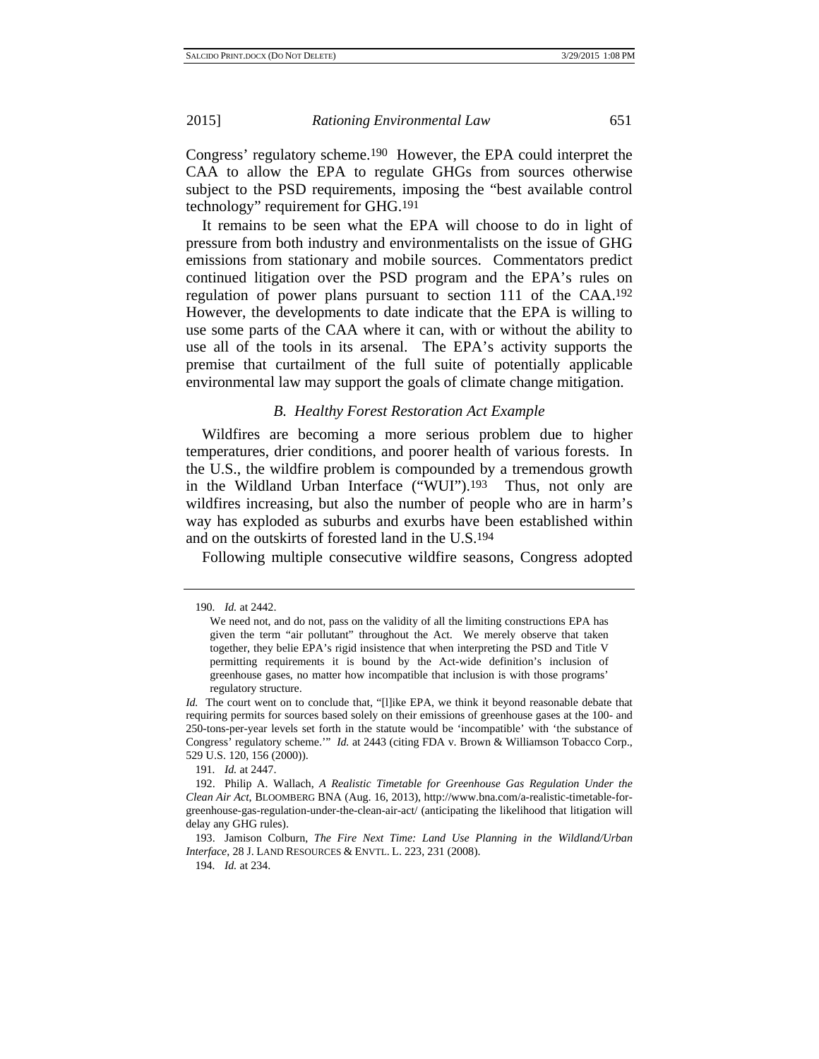Congress' regulatory scheme.[190] However, the EPA could interpret the CAA to allow the EPA to regulate GHGs from sources otherwise subject to the PSD requirements, imposing the "best available control technology" requirement for GHG.[191]

It remains to be seen what the EPA will choose to do in light of pressure from both industry and environmentalists on the issue of GHG emissions from stationary and mobile sources. Commentators predict continued litigation over the PSD program and the EPA's rules on regulation of power plans pursuant to section 111 of the CAA.[192] However, the developments to date indicate that the EPA is willing to use some parts of the CAA where it can, with or without the ability to use all of the tools in its arsenal. The EPA's activity supports the premise that curtailment of the full suite of potentially applicable environmental law may support the goals of climate change mitigation.

### *B. Healthy Forest Restoration Act Example*

Wildfires are becoming a more serious problem due to higher temperatures, drier conditions, and poorer health of various forests. In the U.S., the wildfire problem is compounded by a tremendous growth in the Wildland Urban Interface ("WUI").[193] Thus, not only are wildfires increasing, but also the number of people who are in harm's way has exploded as suburbs and exurbs have been established within and on the outskirts of forested land in the U.S.[194]

Following multiple consecutive wildfire seasons, Congress adopted

---

190. *Id.* at 2442.

> We need not, and do not, pass on the validity of all the limiting constructions EPA has given the term "air pollutant" throughout the Act. We merely observe that taken together, they belie EPA's rigid insistence that when interpreting the PSD and Title V permitting requirements it is bound by the Act-wide definition's inclusion of greenhouse gases, no matter how incompatible that inclusion is with those programs' regulatory structure.

*Id.* The court went on to conclude that, "[l]ike EPA, we think it beyond reasonable debate that requiring permits for sources based solely on their emissions of greenhouse gases at the 100- and 250-tons-per-year levels set forth in the statute would be 'incompatible' with 'the substance of Congress' regulatory scheme.'" *Id.* at 2443 (citing FDA v. Brown & Williamson Tobacco Corp., 529 U.S. 120, 156 (2000)).

191. *Id.* at 2447.

192. Philip A. Wallach, *A Realistic Timetable for Greenhouse Gas Regulation Under the Clean Air Act*, BLOOMBERG BNA (Aug. 16, 2013), http://www.bna.com/a-realistic-timetable-for-greenhouse-gas-regulation-under-the-clean-air-act/ (anticipating the likelihood that litigation will delay any GHG rules).

193. Jamison Colburn, *The Fire Next Time: Land Use Planning in the Wildland/Urban Interface*, 28 J. LAND RESOURCES & ENVTL. L. 223, 231 (2008).

194. *Id.* at 234.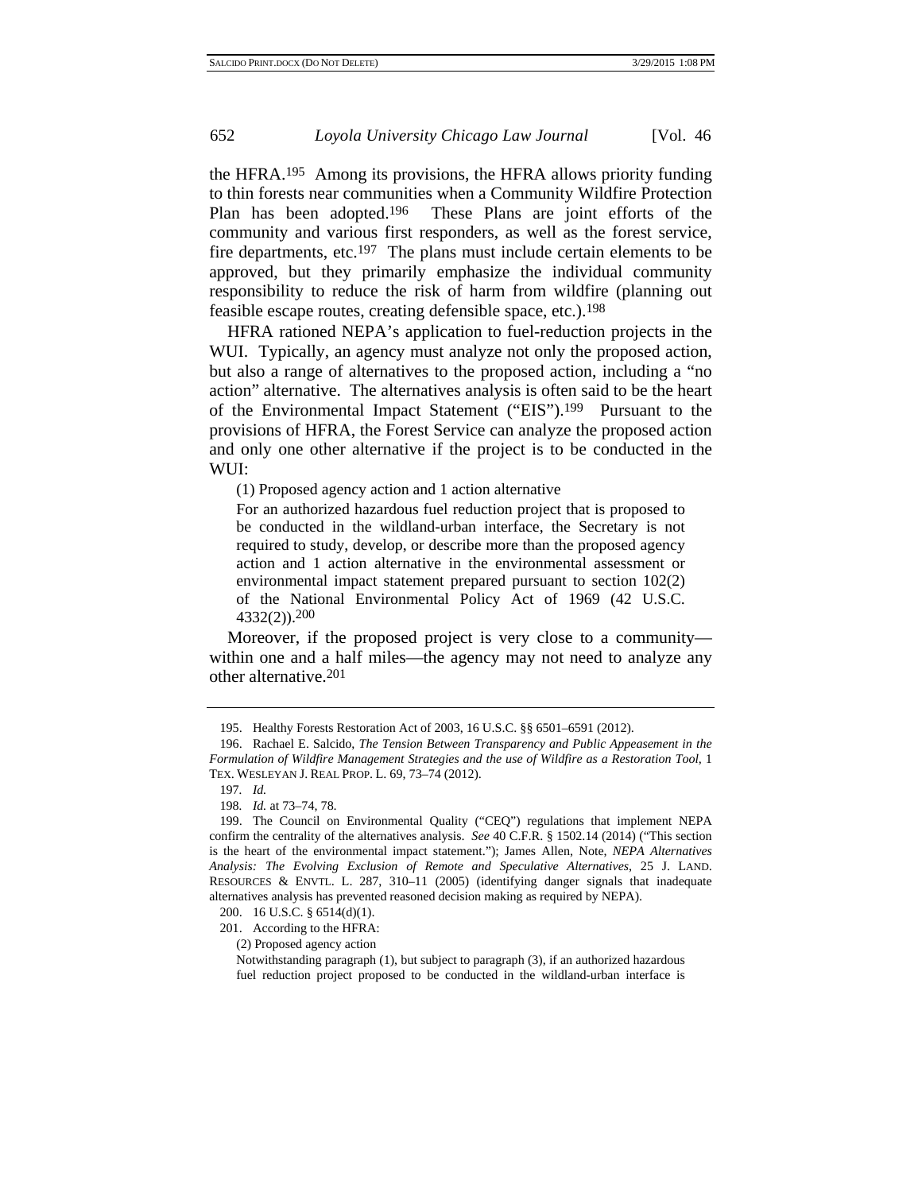the HFRA.[195] Among its provisions, the HFRA allows priority funding to thin forests near communities when a Community Wildfire Protection Plan has been adopted.[196] These Plans are joint efforts of the community and various first responders, as well as the forest service, fire departments, etc.[197] The plans must include certain elements to be approved, but they primarily emphasize the individual community responsibility to reduce the risk of harm from wildfire (planning out feasible escape routes, creating defensible space, etc.).[198]

HFRA rationed NEPA's application to fuel-reduction projects in the WUI. Typically, an agency must analyze not only the proposed action, but also a range of alternatives to the proposed action, including a "no action" alternative. The alternatives analysis is often said to be the heart of the Environmental Impact Statement ("EIS").[199] Pursuant to the provisions of HFRA, the Forest Service can analyze the proposed action and only one other alternative if the project is to be conducted in the WUI:

> (1) Proposed agency action and 1 action alternative
>
> For an authorized hazardous fuel reduction project that is proposed to be conducted in the wildland-urban interface, the Secretary is not required to study, develop, or describe more than the proposed agency action and 1 action alternative in the environmental assessment or environmental impact statement prepared pursuant to section 102(2) of the National Environmental Policy Act of 1969 (42 U.S.C. 4332(2)).[200]

Moreover, if the proposed project is very close to a community—within one and a half miles—the agency may not need to analyze any other alternative.[201]

---

195. Healthy Forests Restoration Act of 2003, 16 U.S.C. §§ 6501–6591 (2012).

196. Rachael E. Salcido, *The Tension Between Transparency and Public Appeasement in the Formulation of Wildfire Management Strategies and the use of Wildfire as a Restoration Tool*, 1 TEX. WESLEYAN J. REAL PROP. L. 69, 73–74 (2012).

197. *Id.*

198. *Id.* at 73–74, 78.

199. The Council on Environmental Quality ("CEQ") regulations that implement NEPA confirm the centrality of the alternatives analysis. *See* 40 C.F.R. § 1502.14 (2014) ("This section is the heart of the environmental impact statement."); James Allen, Note, *NEPA Alternatives Analysis: The Evolving Exclusion of Remote and Speculative Alternatives*, 25 J. LAND. RESOURCES & ENVTL. L. 287, 310–11 (2005) (identifying danger signals that inadequate alternatives analysis has prevented reasoned decision making as required by NEPA).

200. 16 U.S.C. § 6514(d)(1).

201. According to the HFRA:

> (2) Proposed agency action
>
> Notwithstanding paragraph (1), but subject to paragraph (3), if an authorized hazardous fuel reduction project proposed to be conducted in the wildland-urban interface is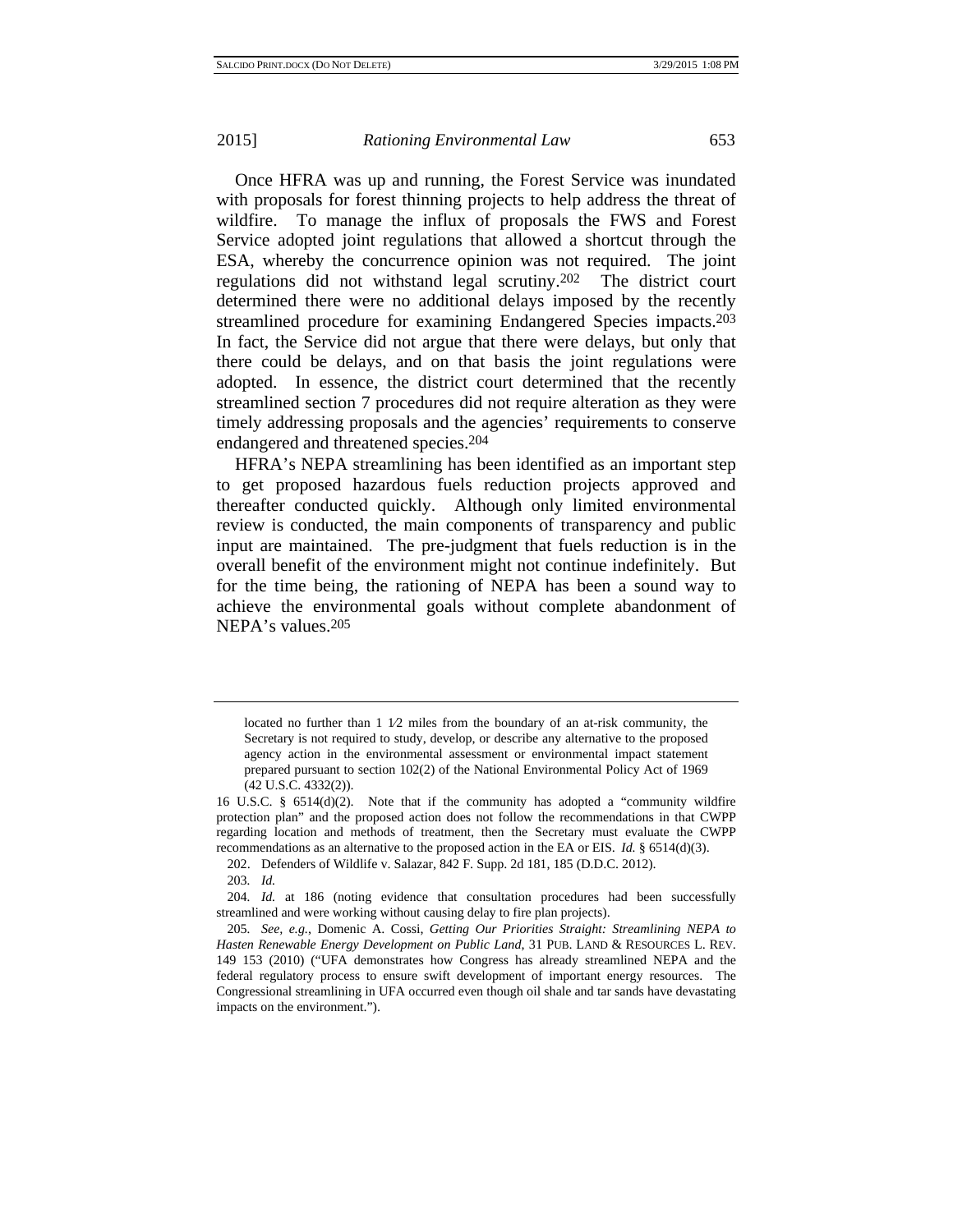Once HFRA was up and running, the Forest Service was inundated with proposals for forest thinning projects to help address the threat of wildfire. To manage the influx of proposals the FWS and Forest Service adopted joint regulations that allowed a shortcut through the ESA, whereby the concurrence opinion was not required. The joint regulations did not withstand legal scrutiny.[202] The district court determined there were no additional delays imposed by the recently streamlined procedure for examining Endangered Species impacts.[203] In fact, the Service did not argue that there were delays, but only that there could be delays, and on that basis the joint regulations were adopted. In essence, the district court determined that the recently streamlined section 7 procedures did not require alteration as they were timely addressing proposals and the agencies' requirements to conserve endangered and threatened species.[204]

HFRA's NEPA streamlining has been identified as an important step to get proposed hazardous fuels reduction projects approved and thereafter conducted quickly. Although only limited environmental review is conducted, the main components of transparency and public input are maintained. The pre-judgment that fuels reduction is in the overall benefit of the environment might not continue indefinitely. But for the time being, the rationing of NEPA has been a sound way to achieve the environmental goals without complete abandonment of NEPA's values.[205]

---

> located no further than 1 1⁄2 miles from the boundary of an at-risk community, the Secretary is not required to study, develop, or describe any alternative to the proposed agency action in the environmental assessment or environmental impact statement prepared pursuant to section 102(2) of the National Environmental Policy Act of 1969 (42 U.S.C. 4332(2)).

16 U.S.C. § 6514(d)(2). Note that if the community has adopted a "community wildfire protection plan" and the proposed action does not follow the recommendations in that CWPP regarding location and methods of treatment, then the Secretary must evaluate the CWPP recommendations as an alternative to the proposed action in the EA or EIS. *Id.* § 6514(d)(3).

202. Defenders of Wildlife v. Salazar, 842 F. Supp. 2d 181, 185 (D.D.C. 2012).

203. *Id.*

204. *Id.* at 186 (noting evidence that consultation procedures had been successfully streamlined and were working without causing delay to fire plan projects).

205. *See, e.g.*, Domenic A. Cossi, *Getting Our Priorities Straight: Streamlining NEPA to Hasten Renewable Energy Development on Public Land*, 31 PUB. LAND & RESOURCES L. REV. 149 153 (2010) ("UFA demonstrates how Congress has already streamlined NEPA and the federal regulatory process to ensure swift development of important energy resources. The Congressional streamlining in UFA occurred even though oil shale and tar sands have devastating impacts on the environment.").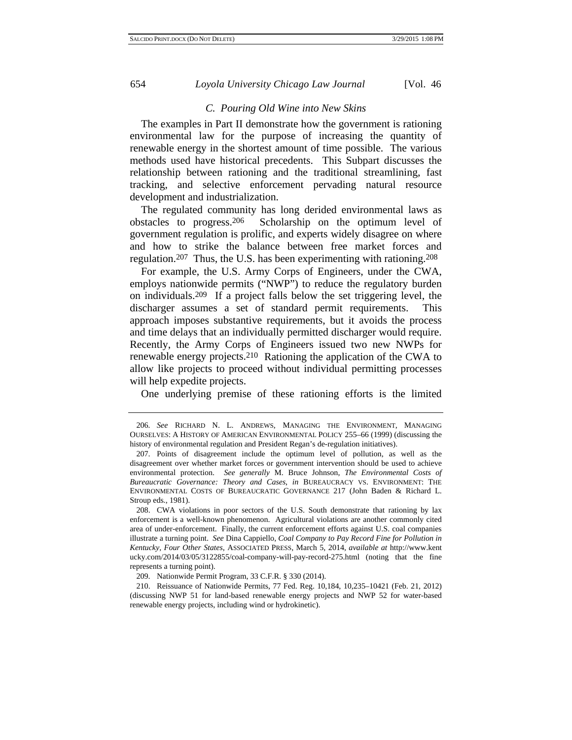### *C. Pouring Old Wine into New Skins*

The examples in Part II demonstrate how the government is rationing environmental law for the purpose of increasing the quantity of renewable energy in the shortest amount of time possible. The various methods used have historical precedents. This Subpart discusses the relationship between rationing and the traditional streamlining, fast tracking, and selective enforcement pervading natural resource development and industrialization.

The regulated community has long derided environmental laws as obstacles to progress.[206] Scholarship on the optimum level of government regulation is prolific, and experts widely disagree on where and how to strike the balance between free market forces and regulation.[207] Thus, the U.S. has been experimenting with rationing.[208]

For example, the U.S. Army Corps of Engineers, under the CWA, employs nationwide permits ("NWP") to reduce the regulatory burden on individuals.[209] If a project falls below the set triggering level, the discharger assumes a set of standard permit requirements. This approach imposes substantive requirements, but it avoids the process and time delays that an individually permitted discharger would require. Recently, the Army Corps of Engineers issued two new NWPs for renewable energy projects.[210] Rationing the application of the CWA to allow like projects to proceed without individual permitting processes will help expedite projects.

One underlying premise of these rationing efforts is the limited

---

206. *See* RICHARD N. L. ANDREWS, MANAGING THE ENVIRONMENT, MANAGING OURSELVES: A HISTORY OF AMERICAN ENVIRONMENTAL POLICY 255–66 (1999) (discussing the history of environmental regulation and President Regan's de-regulation initiatives).

207. Points of disagreement include the optimum level of pollution, as well as the disagreement over whether market forces or government intervention should be used to achieve environmental protection. *See generally* M. Bruce Johnson, *The Environmental Costs of Bureaucratic Governance: Theory and Cases*, *in* BUREAUCRACY VS. ENVIRONMENT: THE ENVIRONMENTAL COSTS OF BUREAUCRATIC GOVERNANCE 217 (John Baden & Richard L. Stroup eds., 1981).

208. CWA violations in poor sectors of the U.S. South demonstrate that rationing by lax enforcement is a well-known phenomenon. Agricultural violations are another commonly cited area of under-enforcement. Finally, the current enforcement efforts against U.S. coal companies illustrate a turning point. *See* Dina Cappiello, *Coal Company to Pay Record Fine for Pollution in Kentucky, Four Other States*, ASSOCIATED PRESS, March 5, 2014, *available at* http://www.kentucky.com/2014/03/05/3122855/coal-company-will-pay-record-275.html (noting that the fine represents a turning point).

209. Nationwide Permit Program, 33 C.F.R. § 330 (2014).

210. Reissuance of Nationwide Permits, 77 Fed. Reg. 10,184, 10,235–10421 (Feb. 21, 2012) (discussing NWP 51 for land-based renewable energy projects and NWP 52 for water-based renewable energy projects, including wind or hydrokinetic).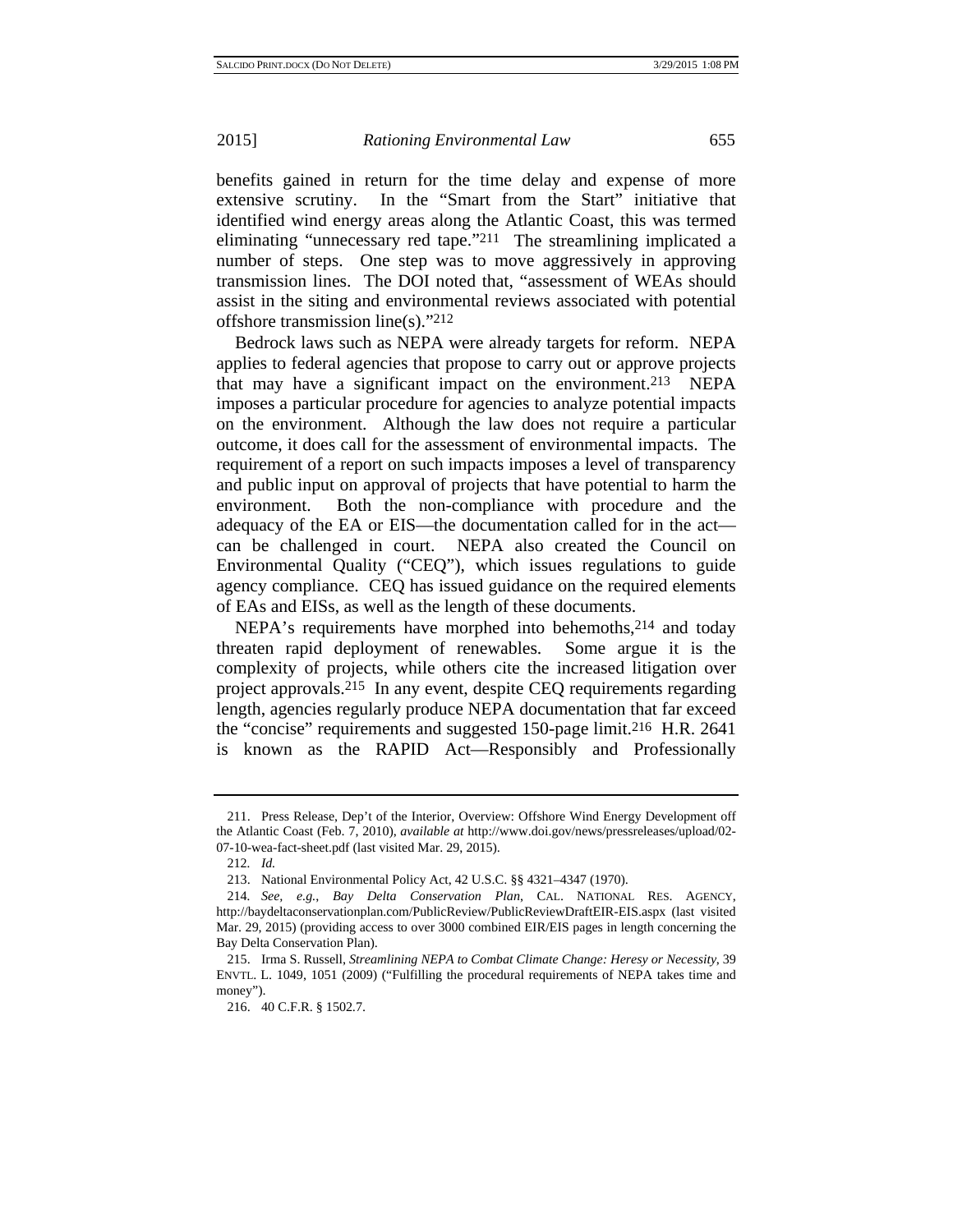benefits gained in return for the time delay and expense of more extensive scrutiny. In the "Smart from the Start" initiative that identified wind energy areas along the Atlantic Coast, this was termed eliminating "unnecessary red tape."[211] The streamlining implicated a number of steps. One step was to move aggressively in approving transmission lines. The DOI noted that, "assessment of WEAs should assist in the siting and environmental reviews associated with potential offshore transmission line(s)."[212]

Bedrock laws such as NEPA were already targets for reform. NEPA applies to federal agencies that propose to carry out or approve projects that may have a significant impact on the environment.[213] NEPA imposes a particular procedure for agencies to analyze potential impacts on the environment. Although the law does not require a particular outcome, it does call for the assessment of environmental impacts. The requirement of a report on such impacts imposes a level of transparency and public input on approval of projects that have potential to harm the environment. Both the non-compliance with procedure and the adequacy of the EA or EIS—the documentation called for in the act—can be challenged in court. NEPA also created the Council on Environmental Quality ("CEQ"), which issues regulations to guide agency compliance. CEQ has issued guidance on the required elements of EAs and EISs, as well as the length of these documents.

NEPA's requirements have morphed into behemoths,[214] and today threaten rapid deployment of renewables. Some argue it is the complexity of projects, while others cite the increased litigation over project approvals.[215] In any event, despite CEQ requirements regarding length, agencies regularly produce NEPA documentation that far exceed the "concise" requirements and suggested 150-page limit.[216] H.R. 2641 is known as the RAPID Act—Responsibly and Professionally

---

211. Press Release, Dep't of the Interior, Overview: Offshore Wind Energy Development off the Atlantic Coast (Feb. 7, 2010), *available at* http://www.doi.gov/news/pressreleases/upload/02-07-10-wea-fact-sheet.pdf (last visited Mar. 29, 2015).

212. *Id.*

213. National Environmental Policy Act, 42 U.S.C. §§ 4321–4347 (1970).

214. *See, e.g.*, *Bay Delta Conservation Plan*, CAL. NATIONAL RES. AGENCY, http://baydeltaconservationplan.com/PublicReview/PublicReviewDraftEIR-EIS.aspx (last visited Mar. 29, 2015) (providing access to over 3000 combined EIR/EIS pages in length concerning the Bay Delta Conservation Plan).

215. Irma S. Russell, *Streamlining NEPA to Combat Climate Change: Heresy or Necessity*, 39 ENVTL. L. 1049, 1051 (2009) ("Fulfilling the procedural requirements of NEPA takes time and money").

216. 40 C.F.R. § 1502.7.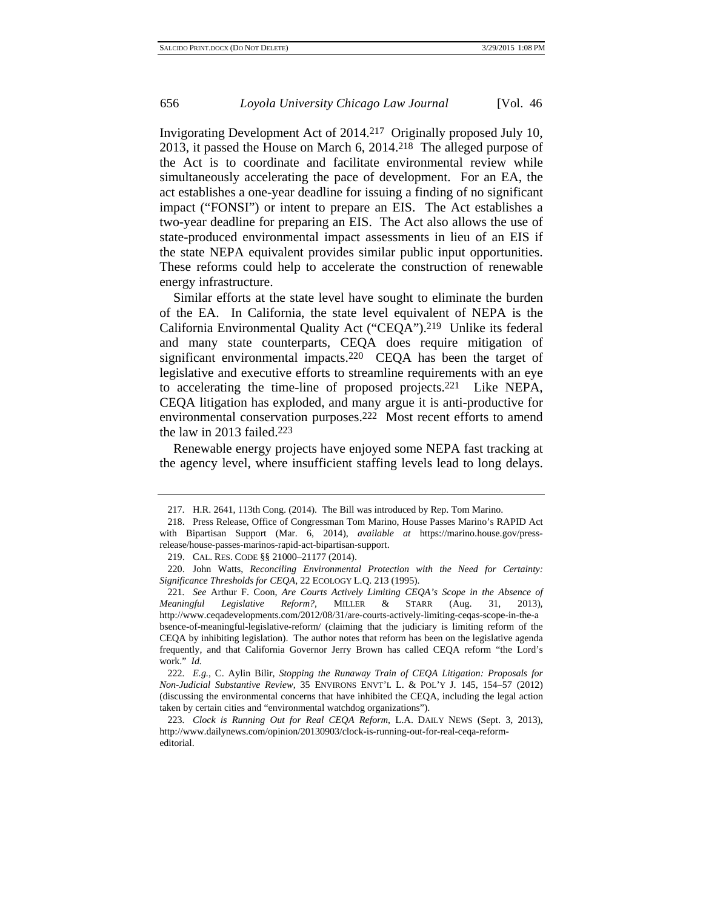Invigorating Development Act of 2014.[217] Originally proposed July 10, 2013, it passed the House on March 6, 2014.[218] The alleged purpose of the Act is to coordinate and facilitate environmental review while simultaneously accelerating the pace of development. For an EA, the act establishes a one-year deadline for issuing a finding of no significant impact ("FONSI") or intent to prepare an EIS. The Act establishes a two-year deadline for preparing an EIS. The Act also allows the use of state-produced environmental impact assessments in lieu of an EIS if the state NEPA equivalent provides similar public input opportunities. These reforms could help to accelerate the construction of renewable energy infrastructure.

Similar efforts at the state level have sought to eliminate the burden of the EA. In California, the state level equivalent of NEPA is the California Environmental Quality Act ("CEQA").[219] Unlike its federal and many state counterparts, CEQA does require mitigation of significant environmental impacts.[220] CEQA has been the target of legislative and executive efforts to streamline requirements with an eye to accelerating the time-line of proposed projects.[221] Like NEPA, CEQA litigation has exploded, and many argue it is anti-productive for environmental conservation purposes.[222] Most recent efforts to amend the law in 2013 failed.[223]

Renewable energy projects have enjoyed some NEPA fast tracking at the agency level, where insufficient staffing levels lead to long delays.

---

217. H.R. 2641, 113th Cong. (2014). The Bill was introduced by Rep. Tom Marino.

218. Press Release, Office of Congressman Tom Marino, House Passes Marino's RAPID Act with Bipartisan Support (Mar. 6, 2014), *available at* https://marino.house.gov/press-release/house-passes-marinos-rapid-act-bipartisan-support.

219. CAL. RES. CODE §§ 21000–21177 (2014).

220. John Watts, *Reconciling Environmental Protection with the Need for Certainty: Significance Thresholds for CEQA*, 22 ECOLOGY L.Q. 213 (1995).

221. *See* Arthur F. Coon, *Are Courts Actively Limiting CEQA's Scope in the Absence of Meaningful Legislative Reform?*, MILLER & STARR (Aug. 31, 2013), http://www.ceqadevelopments.com/2012/08/31/are-courts-actively-limiting-ceqas-scope-in-the-absence-of-meaningful-legislative-reform/ (claiming that the judiciary is limiting reform of the CEQA by inhibiting legislation). The author notes that reform has been on the legislative agenda frequently, and that California Governor Jerry Brown has called CEQA reform "the Lord's work." *Id.*

222. *E.g.*, C. Aylin Bilir, *Stopping the Runaway Train of CEQA Litigation: Proposals for Non-Judicial Substantive Review*, 35 ENVIRONS ENVT'L L. & POL'Y J. 145, 154–57 (2012) (discussing the environmental concerns that have inhibited the CEQA, including the legal action taken by certain cities and "environmental watchdog organizations").

223. *Clock is Running Out for Real CEQA Reform*, L.A. DAILY NEWS (Sept. 3, 2013), http://www.dailynews.com/opinion/20130903/clock-is-running-out-for-real-ceqa-reform-editorial.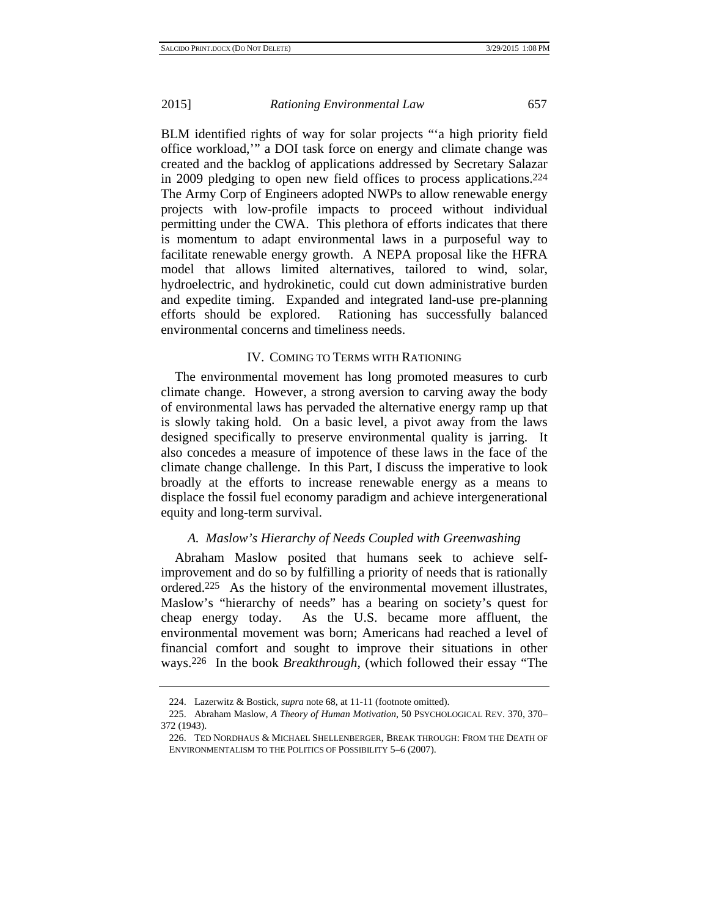BLM identified rights of way for solar projects "'a high priority field office workload,'" a DOI task force on energy and climate change was created and the backlog of applications addressed by Secretary Salazar in 2009 pledging to open new field offices to process applications.[224] The Army Corp of Engineers adopted NWPs to allow renewable energy projects with low-profile impacts to proceed without individual permitting under the CWA. This plethora of efforts indicates that there is momentum to adapt environmental laws in a purposeful way to facilitate renewable energy growth. A NEPA proposal like the HFRA model that allows limited alternatives, tailored to wind, solar, hydroelectric, and hydrokinetic, could cut down administrative burden and expedite timing. Expanded and integrated land-use pre-planning efforts should be explored. Rationing has successfully balanced environmental concerns and timeliness needs.

## IV. Coming to Terms with Rationing

The environmental movement has long promoted measures to curb climate change. However, a strong aversion to carving away the body of environmental laws has pervaded the alternative energy ramp up that is slowly taking hold. On a basic level, a pivot away from the laws designed specifically to preserve environmental quality is jarring. It also concedes a measure of impotence of these laws in the face of the climate change challenge. In this Part, I discuss the imperative to look broadly at the efforts to increase renewable energy as a means to displace the fossil fuel economy paradigm and achieve intergenerational equity and long-term survival.

### *A. Maslow's Hierarchy of Needs Coupled with Greenwashing*

Abraham Maslow posited that humans seek to achieve self-improvement and do so by fulfilling a priority of needs that is rationally ordered.[225] As the history of the environmental movement illustrates, Maslow's "hierarchy of needs" has a bearing on society's quest for cheap energy today. As the U.S. became more affluent, the environmental movement was born; Americans had reached a level of financial comfort and sought to improve their situations in other ways.[226] In the book *Breakthrough*, (which followed their essay "The

---

224. Lazerwitz & Bostick, *supra* note 68, at 11-11 (footnote omitted).

225. Abraham Maslow, *A Theory of Human Motivation*, 50 Psychological Rev. 370, 370–372 (1943).

226. Ted Nordhaus & Michael Shellenberger, Break through: From the Death of Environmentalism to the Politics of Possibility 5–6 (2007).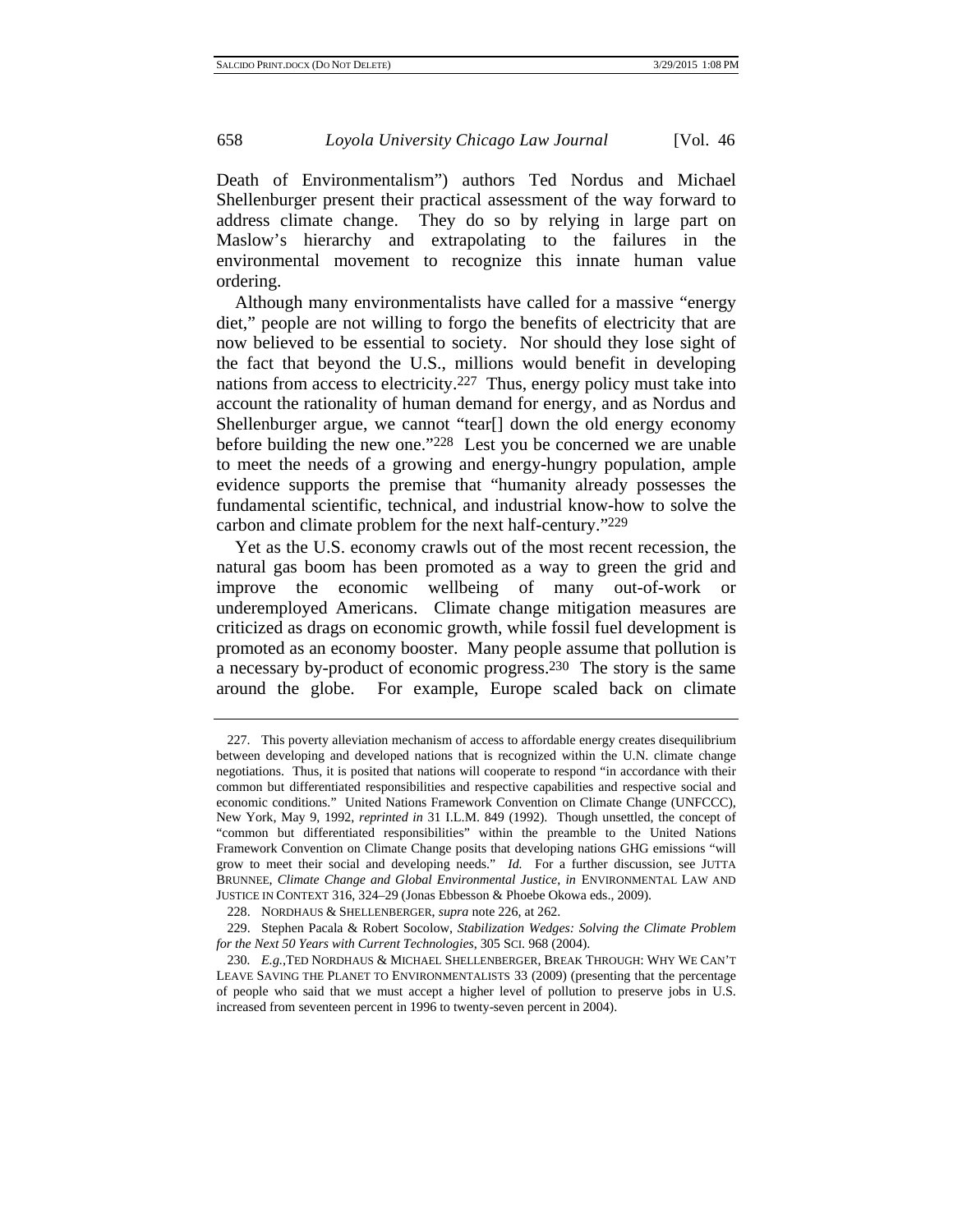Death of Environmentalism") authors Ted Nordus and Michael Shellenburger present their practical assessment of the way forward to address climate change. They do so by relying in large part on Maslow's hierarchy and extrapolating to the failures in the environmental movement to recognize this innate human value ordering.

Although many environmentalists have called for a massive "energy diet," people are not willing to forgo the benefits of electricity that are now believed to be essential to society. Nor should they lose sight of the fact that beyond the U.S., millions would benefit in developing nations from access to electricity.[227] Thus, energy policy must take into account the rationality of human demand for energy, and as Nordus and Shellenburger argue, we cannot "tear[] down the old energy economy before building the new one."[228] Lest you be concerned we are unable to meet the needs of a growing and energy-hungry population, ample evidence supports the premise that "humanity already possesses the fundamental scientific, technical, and industrial know-how to solve the carbon and climate problem for the next half-century."[229]

Yet as the U.S. economy crawls out of the most recent recession, the natural gas boom has been promoted as a way to green the grid and improve the economic wellbeing of many out-of-work or underemployed Americans. Climate change mitigation measures are criticized as drags on economic growth, while fossil fuel development is promoted as an economy booster. Many people assume that pollution is a necessary by-product of economic progress.[230] The story is the same around the globe. For example, Europe scaled back on climate

---

227. This poverty alleviation mechanism of access to affordable energy creates disequilibrium between developing and developed nations that is recognized within the U.N. climate change negotiations. Thus, it is posited that nations will cooperate to respond "in accordance with their common but differentiated responsibilities and respective capabilities and respective social and economic conditions." United Nations Framework Convention on Climate Change (UNFCCC), New York, May 9, 1992, *reprinted in* 31 I.L.M. 849 (1992). Though unsettled, the concept of "common but differentiated responsibilities" within the preamble to the United Nations Framework Convention on Climate Change posits that developing nations GHG emissions "will grow to meet their social and developing needs." *Id.* For a further discussion, see JUTTA BRUNNEE, *Climate Change and Global Environmental Justice*, *in* ENVIRONMENTAL LAW AND JUSTICE IN CONTEXT 316, 324–29 (Jonas Ebbesson & Phoebe Okowa eds., 2009).

228. NORDHAUS & SHELLENBERGER, *supra* note 226, at 262.

229. Stephen Pacala & Robert Socolow, *Stabilization Wedges: Solving the Climate Problem for the Next 50 Years with Current Technologies*, 305 SCI. 968 (2004).

230. *E.g.*, TED NORDHAUS & MICHAEL SHELLENBERGER, BREAK THROUGH: WHY WE CAN'T LEAVE SAVING THE PLANET TO ENVIRONMENTALISTS 33 (2009) (presenting that the percentage of people who said that we must accept a higher level of pollution to preserve jobs in U.S. increased from seventeen percent in 1996 to twenty-seven percent in 2004).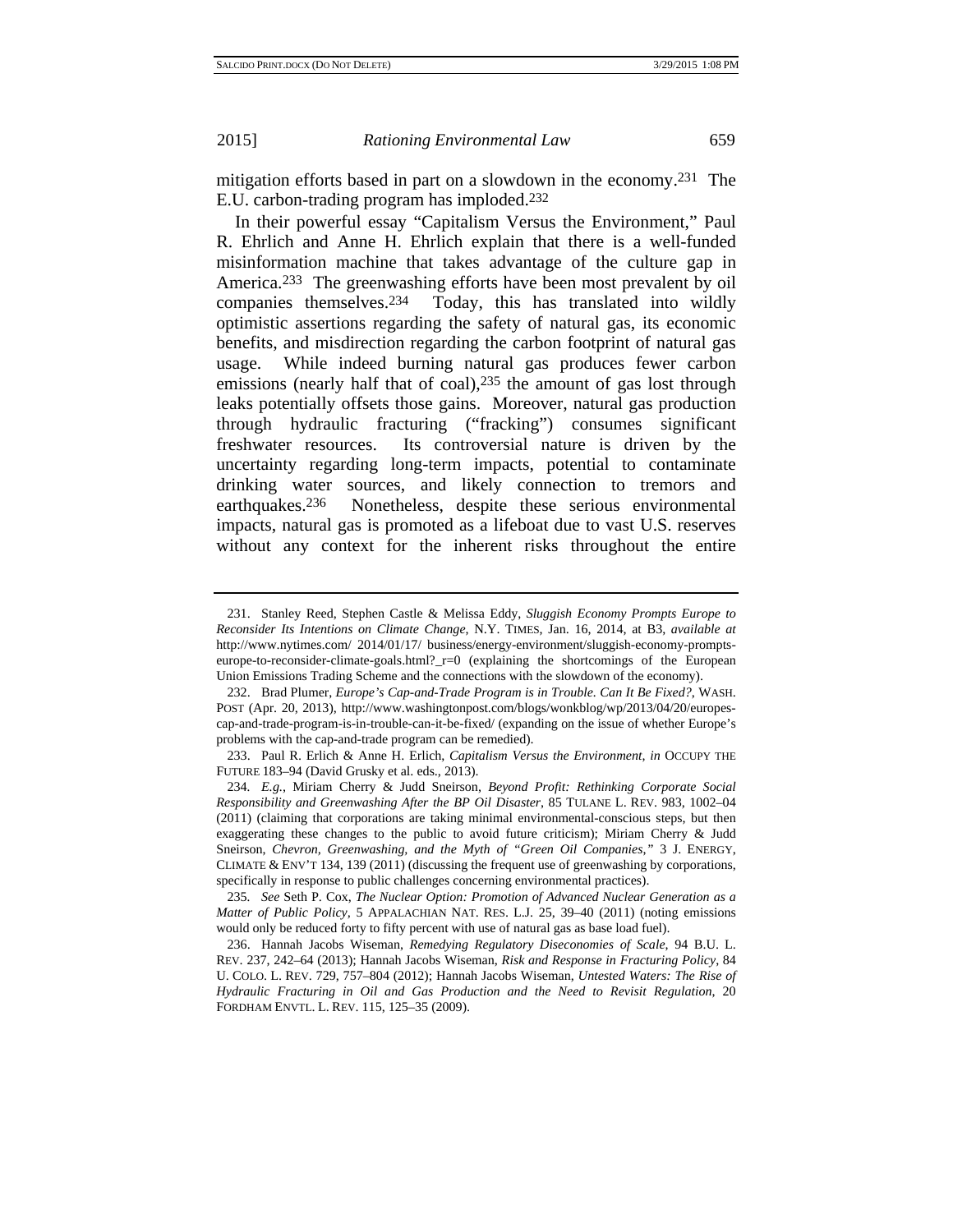mitigation efforts based in part on a slowdown in the economy.[231] The E.U. carbon-trading program has imploded.[232]

In their powerful essay "Capitalism Versus the Environment," Paul R. Ehrlich and Anne H. Ehrlich explain that there is a well-funded misinformation machine that takes advantage of the culture gap in America.[233] The greenwashing efforts have been most prevalent by oil companies themselves.[234] Today, this has translated into wildly optimistic assertions regarding the safety of natural gas, its economic benefits, and misdirection regarding the carbon footprint of natural gas usage. While indeed burning natural gas produces fewer carbon emissions (nearly half that of coal),[235] the amount of gas lost through leaks potentially offsets those gains. Moreover, natural gas production through hydraulic fracturing ("fracking") consumes significant freshwater resources. Its controversial nature is driven by the uncertainty regarding long-term impacts, potential to contaminate drinking water sources, and likely connection to tremors and earthquakes.[236] Nonetheless, despite these serious environmental impacts, natural gas is promoted as a lifeboat due to vast U.S. reserves without any context for the inherent risks throughout the entire

---

231. Stanley Reed, Stephen Castle & Melissa Eddy, *Sluggish Economy Prompts Europe to Reconsider Its Intentions on Climate Change*, N.Y. TIMES, Jan. 16, 2014, at B3, *available at* http://www.nytimes.com/ 2014/01/17/ business/energy-environment/sluggish-economy-prompts-europe-to-reconsider-climate-goals.html?_r=0 (explaining the shortcomings of the European Union Emissions Trading Scheme and the connections with the slowdown of the economy).

232. Brad Plumer, *Europe's Cap-and-Trade Program is in Trouble. Can It Be Fixed?*, WASH. POST (Apr. 20, 2013), http://www.washingtonpost.com/blogs/wonkblog/wp/2013/04/20/europes-cap-and-trade-program-is-in-trouble-can-it-be-fixed/ (expanding on the issue of whether Europe's problems with the cap-and-trade program can be remedied).

233. Paul R. Erlich & Anne H. Erlich, *Capitalism Versus the Environment*, *in* OCCUPY THE FUTURE 183–94 (David Grusky et al. eds., 2013).

234. *E.g.*, Miriam Cherry & Judd Sneirson, *Beyond Profit: Rethinking Corporate Social Responsibility and Greenwashing After the BP Oil Disaster*, 85 TULANE L. REV. 983, 1002–04 (2011) (claiming that corporations are taking minimal environmental-conscious steps, but then exaggerating these changes to the public to avoid future criticism); Miriam Cherry & Judd Sneirson, *Chevron, Greenwashing, and the Myth of "Green Oil Companies*,*"* 3 J. ENERGY, CLIMATE & ENV'T 134, 139 (2011) (discussing the frequent use of greenwashing by corporations, specifically in response to public challenges concerning environmental practices).

235. *See* Seth P. Cox, *The Nuclear Option: Promotion of Advanced Nuclear Generation as a Matter of Public Policy*, 5 APPALACHIAN NAT. RES. L.J. 25, 39–40 (2011) (noting emissions would only be reduced forty to fifty percent with use of natural gas as base load fuel).

236. Hannah Jacobs Wiseman, *Remedying Regulatory Diseconomies of Scale*, 94 B.U. L. REV. 237, 242–64 (2013); Hannah Jacobs Wiseman, *Risk and Response in Fracturing Policy*, 84 U. COLO. L. REV. 729, 757–804 (2012); Hannah Jacobs Wiseman, *Untested Waters: The Rise of Hydraulic Fracturing in Oil and Gas Production and the Need to Revisit Regulation*, 20 FORDHAM ENVTL. L. REV. 115, 125–35 (2009).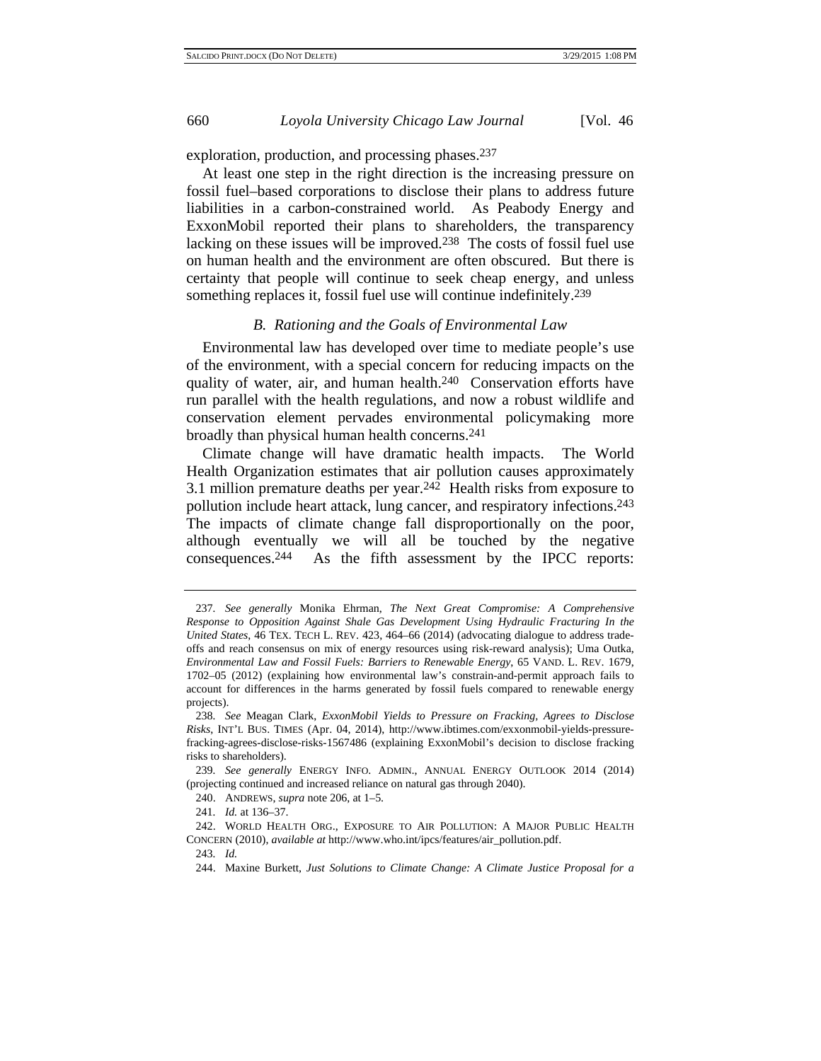exploration, production, and processing phases.[237]

At least one step in the right direction is the increasing pressure on fossil fuel–based corporations to disclose their plans to address future liabilities in a carbon-constrained world. As Peabody Energy and ExxonMobil reported their plans to shareholders, the transparency lacking on these issues will be improved.[238] The costs of fossil fuel use on human health and the environment are often obscured. But there is certainty that people will continue to seek cheap energy, and unless something replaces it, fossil fuel use will continue indefinitely.[239]

### *B. Rationing and the Goals of Environmental Law*

Environmental law has developed over time to mediate people's use of the environment, with a special concern for reducing impacts on the quality of water, air, and human health.[240] Conservation efforts have run parallel with the health regulations, and now a robust wildlife and conservation element pervades environmental policymaking more broadly than physical human health concerns.[241]

Climate change will have dramatic health impacts. The World Health Organization estimates that air pollution causes approximately 3.1 million premature deaths per year.[242] Health risks from exposure to pollution include heart attack, lung cancer, and respiratory infections.[243] The impacts of climate change fall disproportionally on the poor, although eventually we will all be touched by the negative consequences.[244] As the fifth assessment by the IPCC reports:

---

237. *See generally* Monika Ehrman, *The Next Great Compromise: A Comprehensive Response to Opposition Against Shale Gas Development Using Hydraulic Fracturing In the United States*, 46 TEX. TECH L. REV. 423, 464–66 (2014) (advocating dialogue to address trade-offs and reach consensus on mix of energy resources using risk-reward analysis); Uma Outka, *Environmental Law and Fossil Fuels: Barriers to Renewable Energy*, 65 VAND. L. REV. 1679, 1702–05 (2012) (explaining how environmental law's constrain-and-permit approach fails to account for differences in the harms generated by fossil fuels compared to renewable energy projects).

238. *See* Meagan Clark, *ExxonMobil Yields to Pressure on Fracking, Agrees to Disclose Risks*, INT'L BUS. TIMES (Apr. 04, 2014), http://www.ibtimes.com/exxonmobil-yields-pressure-fracking-agrees-disclose-risks-1567486 (explaining ExxonMobil's decision to disclose fracking risks to shareholders).

239. *See generally* ENERGY INFO. ADMIN., ANNUAL ENERGY OUTLOOK 2014 (2014) (projecting continued and increased reliance on natural gas through 2040).

240. ANDREWS, *supra* note 206, at 1–5.

241. *Id.* at 136–37.

242. WORLD HEALTH ORG., EXPOSURE TO AIR POLLUTION: A MAJOR PUBLIC HEALTH CONCERN (2010), *available at* http://www.who.int/ipcs/features/air_pollution.pdf.

243. *Id.*

244. Maxine Burkett, *Just Solutions to Climate Change: A Climate Justice Proposal for a*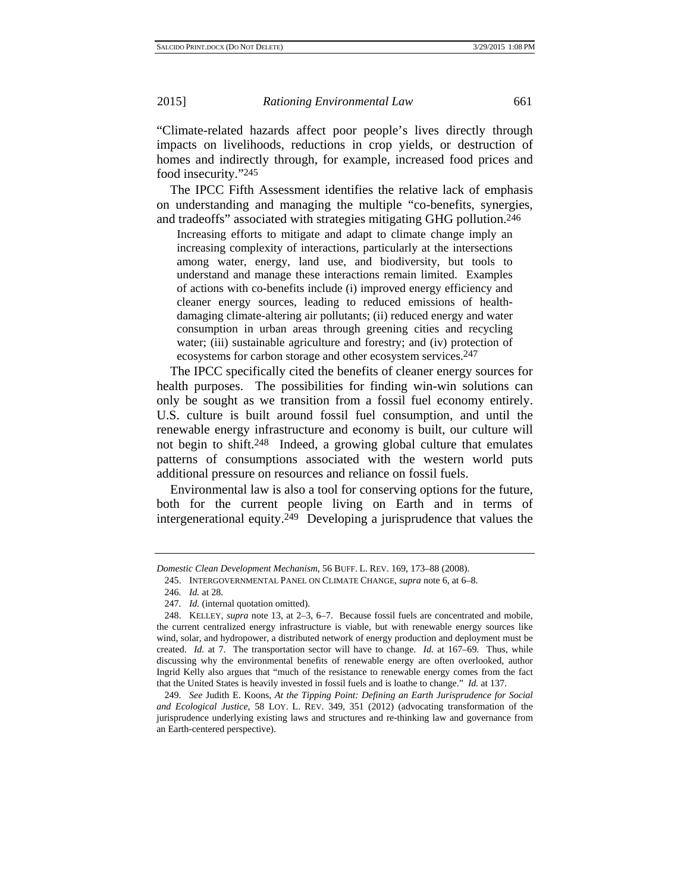"Climate-related hazards affect poor people's lives directly through impacts on livelihoods, reductions in crop yields, or destruction of homes and indirectly through, for example, increased food prices and food insecurity."[245]

The IPCC Fifth Assessment identifies the relative lack of emphasis on understanding and managing the multiple "co-benefits, synergies, and tradeoffs" associated with strategies mitigating GHG pollution.[246]

> Increasing efforts to mitigate and adapt to climate change imply an increasing complexity of interactions, particularly at the intersections among water, energy, land use, and biodiversity, but tools to understand and manage these interactions remain limited. Examples of actions with co-benefits include (i) improved energy efficiency and cleaner energy sources, leading to reduced emissions of health-damaging climate-altering air pollutants; (ii) reduced energy and water consumption in urban areas through greening cities and recycling water; (iii) sustainable agriculture and forestry; and (iv) protection of ecosystems for carbon storage and other ecosystem services.[247]

The IPCC specifically cited the benefits of cleaner energy sources for health purposes. The possibilities for finding win-win solutions can only be sought as we transition from a fossil fuel economy entirely. U.S. culture is built around fossil fuel consumption, and until the renewable energy infrastructure and economy is built, our culture will not begin to shift.[248] Indeed, a growing global culture that emulates patterns of consumptions associated with the western world puts additional pressure on resources and reliance on fossil fuels.

Environmental law is also a tool for conserving options for the future, both for the current people living on Earth and in terms of intergenerational equity.[249] Developing a jurisprudence that values the

---

*Domestic Clean Development Mechanism*, 56 BUFF. L. REV. 169, 173–88 (2008).

245. INTERGOVERNMENTAL PANEL ON CLIMATE CHANGE, *supra* note 6, at 6–8.

246. *Id.* at 28.

247. *Id.* (internal quotation omitted).

248. KELLEY, *supra* note 13, at 2–3, 6–7. Because fossil fuels are concentrated and mobile, the current centralized energy infrastructure is viable, but with renewable energy sources like wind, solar, and hydropower, a distributed network of energy production and deployment must be created. *Id.* at 7. The transportation sector will have to change. *Id.* at 167–69. Thus, while discussing why the environmental benefits of renewable energy are often overlooked, author Ingrid Kelly also argues that "much of the resistance to renewable energy comes from the fact that the United States is heavily invested in fossil fuels and is loathe to change." *Id.* at 137.

249. *See* Judith E. Koons, *At the Tipping Point: Defining an Earth Jurisprudence for Social and Ecological Justice*, 58 LOY. L. REV. 349, 351 (2012) (advocating transformation of the jurisprudence underlying existing laws and structures and re-thinking law and governance from an Earth-centered perspective).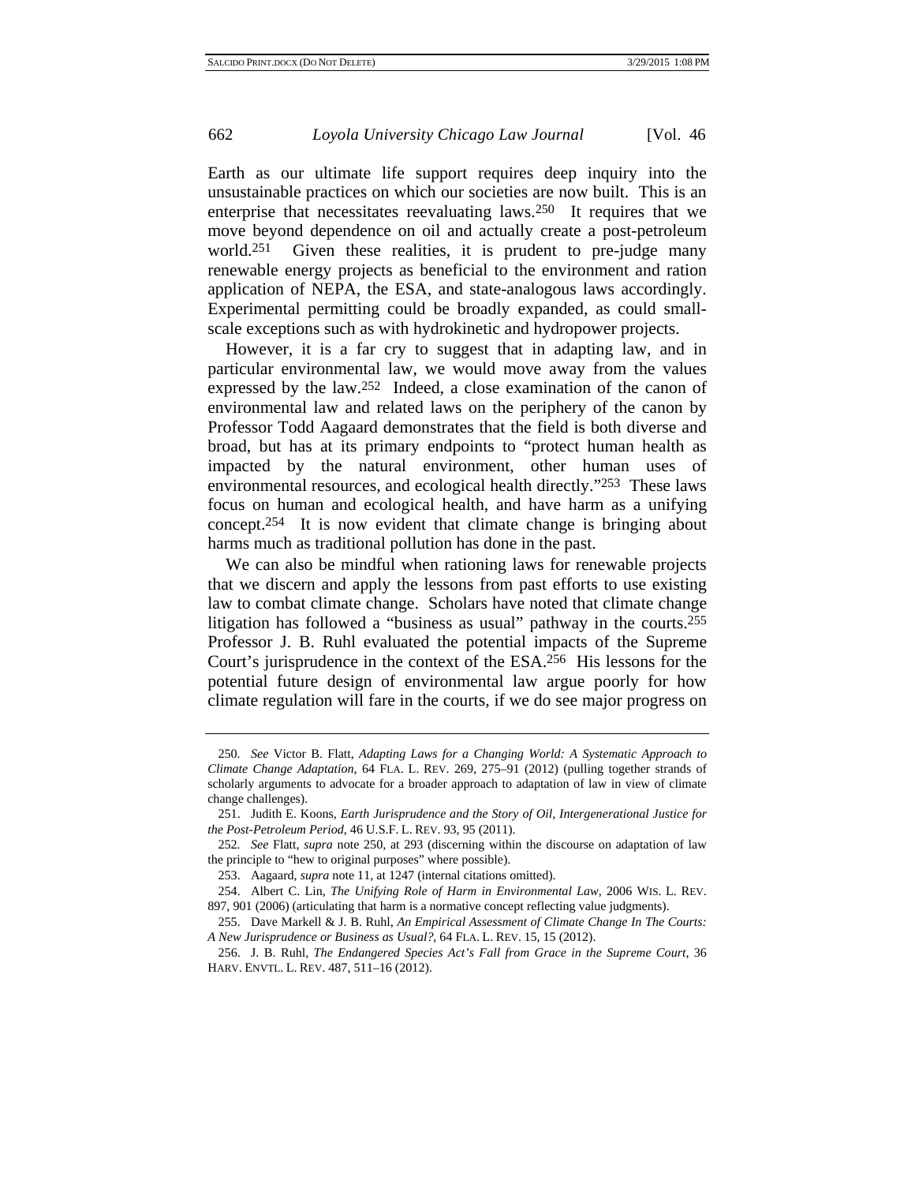Earth as our ultimate life support requires deep inquiry into the unsustainable practices on which our societies are now built. This is an enterprise that necessitates reevaluating laws.[250] It requires that we move beyond dependence on oil and actually create a post-petroleum world.[251] Given these realities, it is prudent to pre-judge many renewable energy projects as beneficial to the environment and ration application of NEPA, the ESA, and state-analogous laws accordingly. Experimental permitting could be broadly expanded, as could small-scale exceptions such as with hydrokinetic and hydropower projects.

However, it is a far cry to suggest that in adapting law, and in particular environmental law, we would move away from the values expressed by the law.[252] Indeed, a close examination of the canon of environmental law and related laws on the periphery of the canon by Professor Todd Aagaard demonstrates that the field is both diverse and broad, but has at its primary endpoints to "protect human health as impacted by the natural environment, other human uses of environmental resources, and ecological health directly."[253] These laws focus on human and ecological health, and have harm as a unifying concept.[254] It is now evident that climate change is bringing about harms much as traditional pollution has done in the past.

We can also be mindful when rationing laws for renewable projects that we discern and apply the lessons from past efforts to use existing law to combat climate change. Scholars have noted that climate change litigation has followed a "business as usual" pathway in the courts.[255] Professor J. B. Ruhl evaluated the potential impacts of the Supreme Court's jurisprudence in the context of the ESA.[256] His lessons for the potential future design of environmental law argue poorly for how climate regulation will fare in the courts, if we do see major progress on

---

250. *See* Victor B. Flatt, *Adapting Laws for a Changing World: A Systematic Approach to Climate Change Adaptation*, 64 FLA. L. REV. 269, 275–91 (2012) (pulling together strands of scholarly arguments to advocate for a broader approach to adaptation of law in view of climate change challenges).

251. Judith E. Koons, *Earth Jurisprudence and the Story of Oil, Intergenerational Justice for the Post-Petroleum Period*, 46 U.S.F. L. REV. 93, 95 (2011).

252. *See* Flatt, *supra* note 250, at 293 (discerning within the discourse on adaptation of law the principle to "hew to original purposes" where possible).

253. Aagaard, *supra* note 11, at 1247 (internal citations omitted).

254. Albert C. Lin, *The Unifying Role of Harm in Environmental Law*, 2006 WIS. L. REV. 897, 901 (2006) (articulating that harm is a normative concept reflecting value judgments).

255. Dave Markell & J. B. Ruhl, *An Empirical Assessment of Climate Change In The Courts: A New Jurisprudence or Business as Usual?*, 64 FLA. L. REV. 15, 15 (2012).

256. J. B. Ruhl, *The Endangered Species Act's Fall from Grace in the Supreme Court*, 36 HARV. ENVTL. L. REV. 487, 511–16 (2012).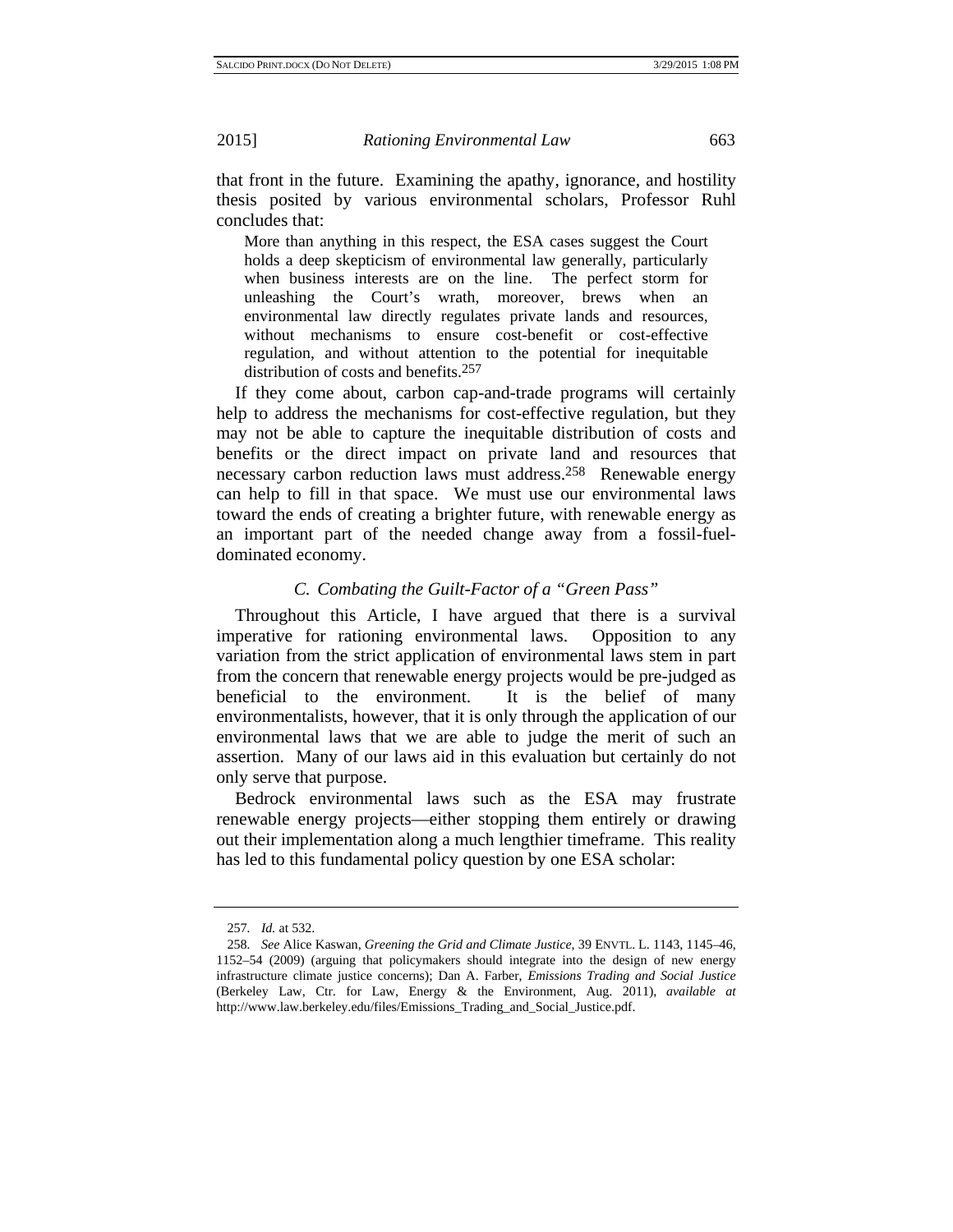that front in the future. Examining the apathy, ignorance, and hostility thesis posited by various environmental scholars, Professor Ruhl concludes that:

> More than anything in this respect, the ESA cases suggest the Court holds a deep skepticism of environmental law generally, particularly when business interests are on the line. The perfect storm for unleashing the Court's wrath, moreover, brews when an environmental law directly regulates private lands and resources, without mechanisms to ensure cost-benefit or cost-effective regulation, and without attention to the potential for inequitable distribution of costs and benefits.[257]

If they come about, carbon cap-and-trade programs will certainly help to address the mechanisms for cost-effective regulation, but they may not be able to capture the inequitable distribution of costs and benefits or the direct impact on private land and resources that necessary carbon reduction laws must address.[258] Renewable energy can help to fill in that space. We must use our environmental laws toward the ends of creating a brighter future, with renewable energy as an important part of the needed change away from a fossil-fuel-dominated economy.

### *C. Combating the Guilt-Factor of a "Green Pass"*

Throughout this Article, I have argued that there is a survival imperative for rationing environmental laws. Opposition to any variation from the strict application of environmental laws stem in part from the concern that renewable energy projects would be pre-judged as beneficial to the environment. It is the belief of many environmentalists, however, that it is only through the application of our environmental laws that we are able to judge the merit of such an assertion. Many of our laws aid in this evaluation but certainly do not only serve that purpose.

Bedrock environmental laws such as the ESA may frustrate renewable energy projects—either stopping them entirely or drawing out their implementation along a much lengthier timeframe. This reality has led to this fundamental policy question by one ESA scholar:

---

257. *Id.* at 532.

258. *See* Alice Kaswan, *Greening the Grid and Climate Justice*, 39 ENVTL. L. 1143, 1145–46, 1152–54 (2009) (arguing that policymakers should integrate into the design of new energy infrastructure climate justice concerns); Dan A. Farber, *Emissions Trading and Social Justice* (Berkeley Law, Ctr. for Law, Energy & the Environment, Aug. 2011), *available at* http://www.law.berkeley.edu/files/Emissions_Trading_and_Social_Justice.pdf.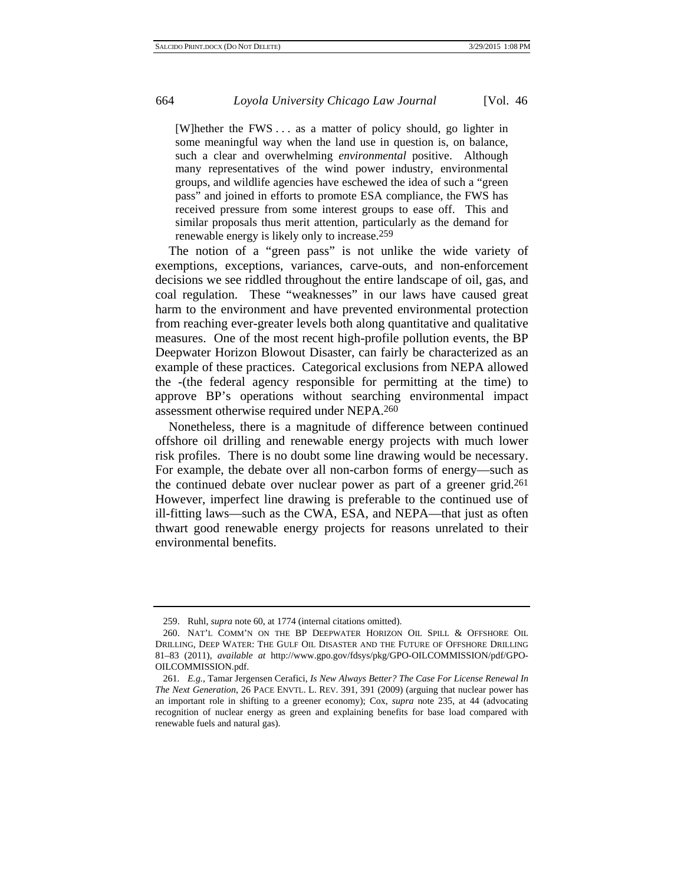> [W]hether the FWS . . . as a matter of policy should, go lighter in some meaningful way when the land use in question is, on balance, such a clear and overwhelming *environmental* positive. Although many representatives of the wind power industry, environmental groups, and wildlife agencies have eschewed the idea of such a "green pass" and joined in efforts to promote ESA compliance, the FWS has received pressure from some interest groups to ease off. This and similar proposals thus merit attention, particularly as the demand for renewable energy is likely only to increase.[259]

The notion of a "green pass" is not unlike the wide variety of exemptions, exceptions, variances, carve-outs, and non-enforcement decisions we see riddled throughout the entire landscape of oil, gas, and coal regulation. These "weaknesses" in our laws have caused great harm to the environment and have prevented environmental protection from reaching ever-greater levels both along quantitative and qualitative measures. One of the most recent high-profile pollution events, the BP Deepwater Horizon Blowout Disaster, can fairly be characterized as an example of these practices. Categorical exclusions from NEPA allowed the -(the federal agency responsible for permitting at the time) to approve BP's operations without searching environmental impact assessment otherwise required under NEPA.[260]

Nonetheless, there is a magnitude of difference between continued offshore oil drilling and renewable energy projects with much lower risk profiles. There is no doubt some line drawing would be necessary. For example, the debate over all non-carbon forms of energy—such as the continued debate over nuclear power as part of a greener grid.[261] However, imperfect line drawing is preferable to the continued use of ill-fitting laws—such as the CWA, ESA, and NEPA—that just as often thwart good renewable energy projects for reasons unrelated to their environmental benefits.

---

259. Ruhl, *supra* note 60, at 1774 (internal citations omitted).

260. NAT'L COMM'N ON THE BP DEEPWATER HORIZON OIL SPILL & OFFSHORE OIL DRILLING, DEEP WATER: THE GULF OIL DISASTER AND THE FUTURE OF OFFSHORE DRILLING 81–83 (2011), *available at* http://www.gpo.gov/fdsys/pkg/GPO-OILCOMMISSION/pdf/GPO-OILCOMMISSION.pdf.

261. *E.g.*, Tamar Jergensen Cerafici, *Is New Always Better? The Case For License Renewal In The Next Generation*, 26 PACE ENVTL. L. REV. 391, 391 (2009) (arguing that nuclear power has an important role in shifting to a greener economy); Cox, *supra* note 235, at 44 (advocating recognition of nuclear energy as green and explaining benefits for base load compared with renewable fuels and natural gas).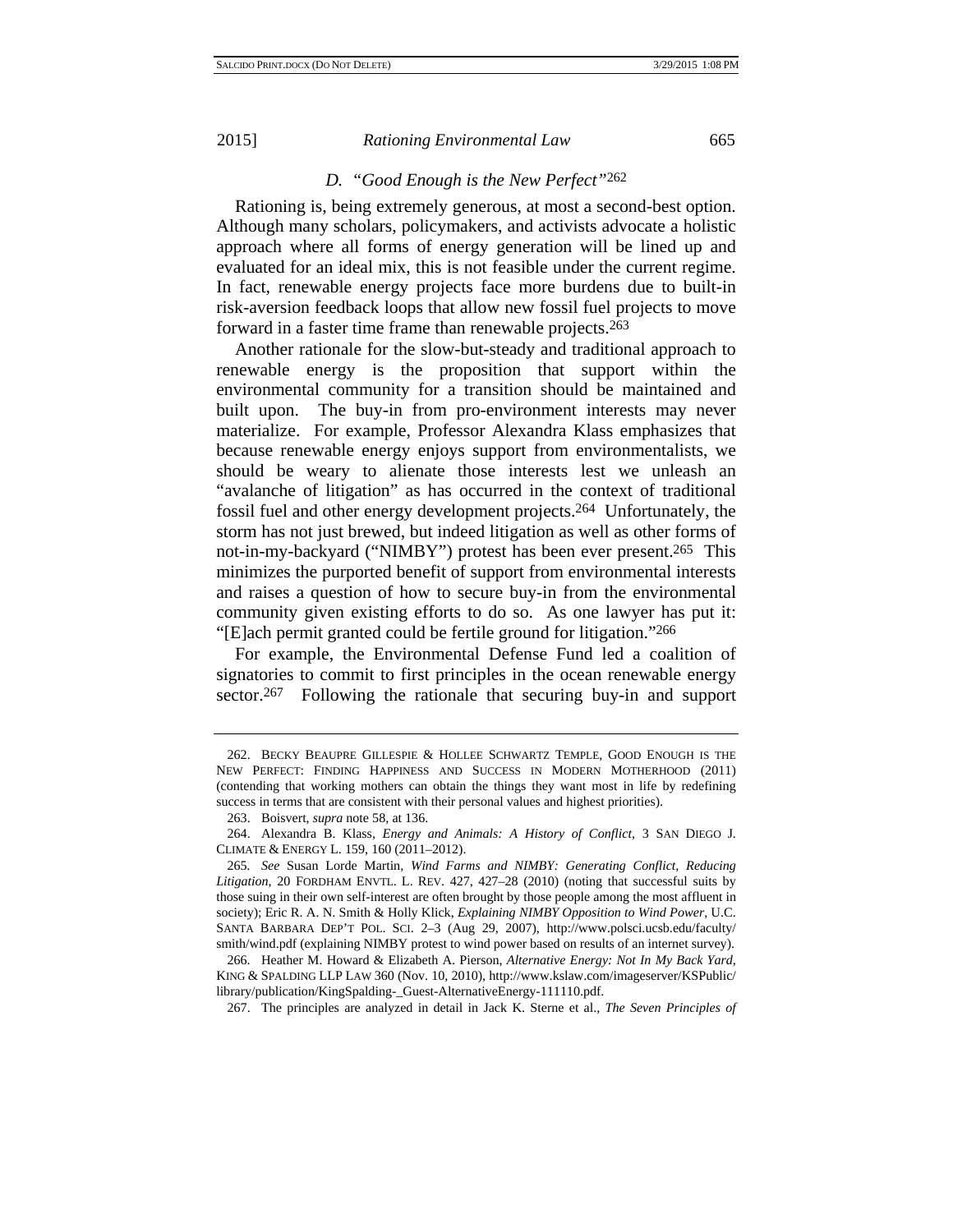### D. *"Good Enough is the New Perfect"*[262]

Rationing is, being extremely generous, at most a second-best option. Although many scholars, policymakers, and activists advocate a holistic approach where all forms of energy generation will be lined up and evaluated for an ideal mix, this is not feasible under the current regime. In fact, renewable energy projects face more burdens due to built-in risk-aversion feedback loops that allow new fossil fuel projects to move forward in a faster time frame than renewable projects.[263]

Another rationale for the slow-but-steady and traditional approach to renewable energy is the proposition that support within the environmental community for a transition should be maintained and built upon. The buy-in from pro-environment interests may never materialize. For example, Professor Alexandra Klass emphasizes that because renewable energy enjoys support from environmentalists, we should be weary to alienate those interests lest we unleash an "avalanche of litigation" as has occurred in the context of traditional fossil fuel and other energy development projects.[264] Unfortunately, the storm has not just brewed, but indeed litigation as well as other forms of not-in-my-backyard ("NIMBY") protest has been ever present.[265] This minimizes the purported benefit of support from environmental interests and raises a question of how to secure buy-in from the environmental community given existing efforts to do so. As one lawyer has put it: "[E]ach permit granted could be fertile ground for litigation."[266]

For example, the Environmental Defense Fund led a coalition of signatories to commit to first principles in the ocean renewable energy sector.[267] Following the rationale that securing buy-in and support

---

262. BECKY BEAUPRE GILLESPIE & HOLLEE SCHWARTZ TEMPLE, GOOD ENOUGH IS THE NEW PERFECT: FINDING HAPPINESS AND SUCCESS IN MODERN MOTHERHOOD (2011) (contending that working mothers can obtain the things they want most in life by redefining success in terms that are consistent with their personal values and highest priorities).

263. Boisvert, *supra* note 58, at 136.

264. Alexandra B. Klass, *Energy and Animals: A History of Conflict*, 3 SAN DIEGO J. CLIMATE & ENERGY L. 159, 160 (2011–2012).

265. *See* Susan Lorde Martin, *Wind Farms and NIMBY: Generating Conflict, Reducing Litigation*, 20 FORDHAM ENVTL. L. REV. 427, 427–28 (2010) (noting that successful suits by those suing in their own self-interest are often brought by those people among the most affluent in society); Eric R. A. N. Smith & Holly Klick, *Explaining NIMBY Opposition to Wind Power*, U.C. SANTA BARBARA DEP'T POL. SCI. 2–3 (Aug 29, 2007), http://www.polsci.ucsb.edu/faculty/smith/wind.pdf (explaining NIMBY protest to wind power based on results of an internet survey).

266. Heather M. Howard & Elizabeth A. Pierson, *Alternative Energy: Not In My Back Yard*, KING & SPALDING LLP LAW 360 (Nov. 10, 2010), http://www.kslaw.com/imageserver/KSPublic/library/publication/KingSpalding-_Guest-AlternativeEnergy-111110.pdf.

267. The principles are analyzed in detail in Jack K. Sterne et al., *The Seven Principles of*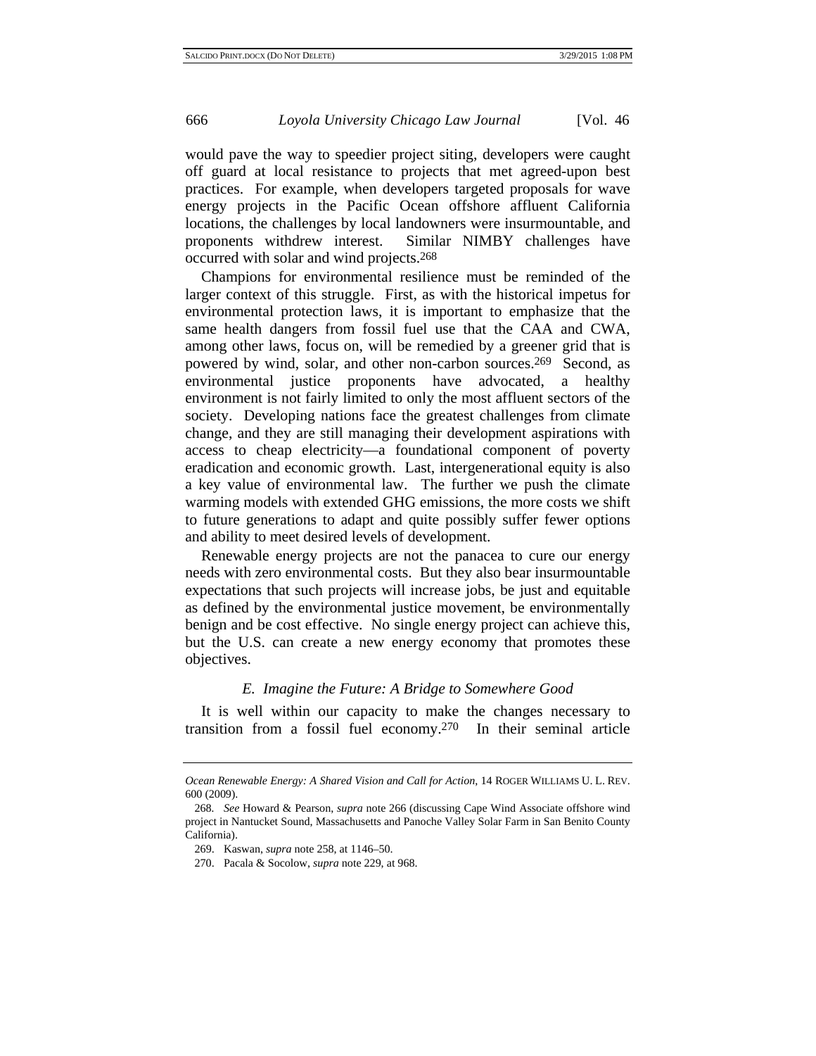would pave the way to speedier project siting, developers were caught off guard at local resistance to projects that met agreed-upon best practices. For example, when developers targeted proposals for wave energy projects in the Pacific Ocean offshore affluent California locations, the challenges by local landowners were insurmountable, and proponents withdrew interest. Similar NIMBY challenges have occurred with solar and wind projects.[268]

Champions for environmental resilience must be reminded of the larger context of this struggle. First, as with the historical impetus for environmental protection laws, it is important to emphasize that the same health dangers from fossil fuel use that the CAA and CWA, among other laws, focus on, will be remedied by a greener grid that is powered by wind, solar, and other non-carbon sources.[269] Second, as environmental justice proponents have advocated, a healthy environment is not fairly limited to only the most affluent sectors of the society. Developing nations face the greatest challenges from climate change, and they are still managing their development aspirations with access to cheap electricity—a foundational component of poverty eradication and economic growth. Last, intergenerational equity is also a key value of environmental law. The further we push the climate warming models with extended GHG emissions, the more costs we shift to future generations to adapt and quite possibly suffer fewer options and ability to meet desired levels of development.

Renewable energy projects are not the panacea to cure our energy needs with zero environmental costs. But they also bear insurmountable expectations that such projects will increase jobs, be just and equitable as defined by the environmental justice movement, be environmentally benign and be cost effective. No single energy project can achieve this, but the U.S. can create a new energy economy that promotes these objectives.

### *E. Imagine the Future: A Bridge to Somewhere Good*

It is well within our capacity to make the changes necessary to transition from a fossil fuel economy.[270] In their seminal article

---

*Ocean Renewable Energy: A Shared Vision and Call for Action*, 14 ROGER WILLIAMS U. L. REV. 600 (2009).

268. *See* Howard & Pearson, *supra* note 266 (discussing Cape Wind Associate offshore wind project in Nantucket Sound, Massachusetts and Panoche Valley Solar Farm in San Benito County California).

269. Kaswan, *supra* note 258, at 1146–50.

270. Pacala & Socolow, *supra* note 229, at 968.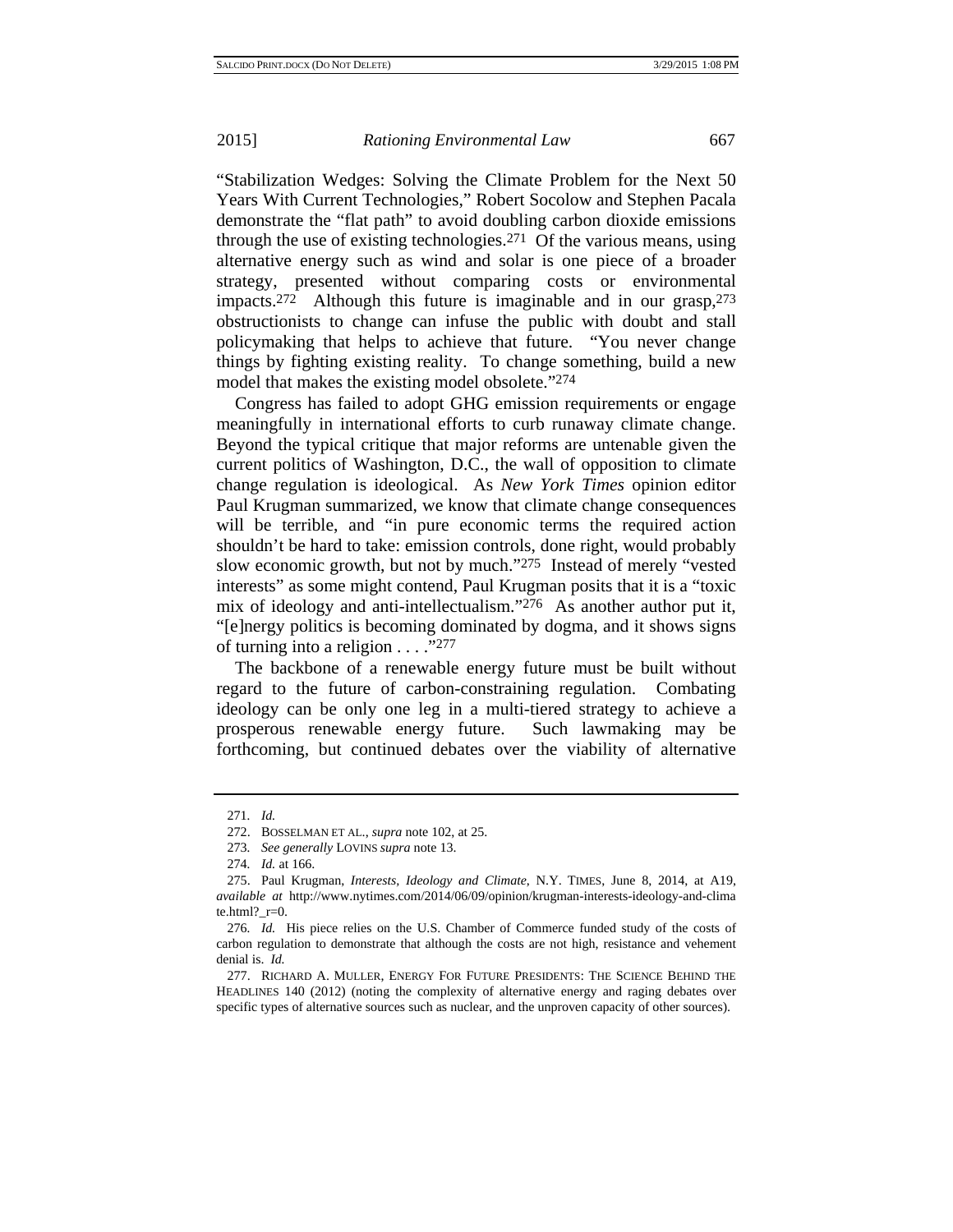"Stabilization Wedges: Solving the Climate Problem for the Next 50 Years With Current Technologies," Robert Socolow and Stephen Pacala demonstrate the "flat path" to avoid doubling carbon dioxide emissions through the use of existing technologies.[271] Of the various means, using alternative energy such as wind and solar is one piece of a broader strategy, presented without comparing costs or environmental impacts.[272] Although this future is imaginable and in our grasp,[273] obstructionists to change can infuse the public with doubt and stall policymaking that helps to achieve that future. "You never change things by fighting existing reality. To change something, build a new model that makes the existing model obsolete."[274]

Congress has failed to adopt GHG emission requirements or engage meaningfully in international efforts to curb runaway climate change. Beyond the typical critique that major reforms are untenable given the current politics of Washington, D.C., the wall of opposition to climate change regulation is ideological. As *New York Times* opinion editor Paul Krugman summarized, we know that climate change consequences will be terrible, and "in pure economic terms the required action shouldn't be hard to take: emission controls, done right, would probably slow economic growth, but not by much."[275] Instead of merely "vested interests" as some might contend, Paul Krugman posits that it is a "toxic mix of ideology and anti-intellectualism."[276] As another author put it, "[e]nergy politics is becoming dominated by dogma, and it shows signs of turning into a religion . . . ."[277]

The backbone of a renewable energy future must be built without regard to the future of carbon-constraining regulation. Combating ideology can be only one leg in a multi-tiered strategy to achieve a prosperous renewable energy future. Such lawmaking may be forthcoming, but continued debates over the viability of alternative

---

271. *Id.*

272. BOSSELMAN ET AL., *supra* note 102, at 25.

273. *See generally* LOVINS *supra* note 13.

274. *Id.* at 166.

275. Paul Krugman, *Interests, Ideology and Climate*, N.Y. TIMES, June 8, 2014, at A19, *available at* http://www.nytimes.com/2014/06/09/opinion/krugman-interests-ideology-and-climate.html?_r=0.

276. *Id.* His piece relies on the U.S. Chamber of Commerce funded study of the costs of carbon regulation to demonstrate that although the costs are not high, resistance and vehement denial is. *Id.*

277. RICHARD A. MULLER, ENERGY FOR FUTURE PRESIDENTS: THE SCIENCE BEHIND THE HEADLINES 140 (2012) (noting the complexity of alternative energy and raging debates over specific types of alternative sources such as nuclear, and the unproven capacity of other sources).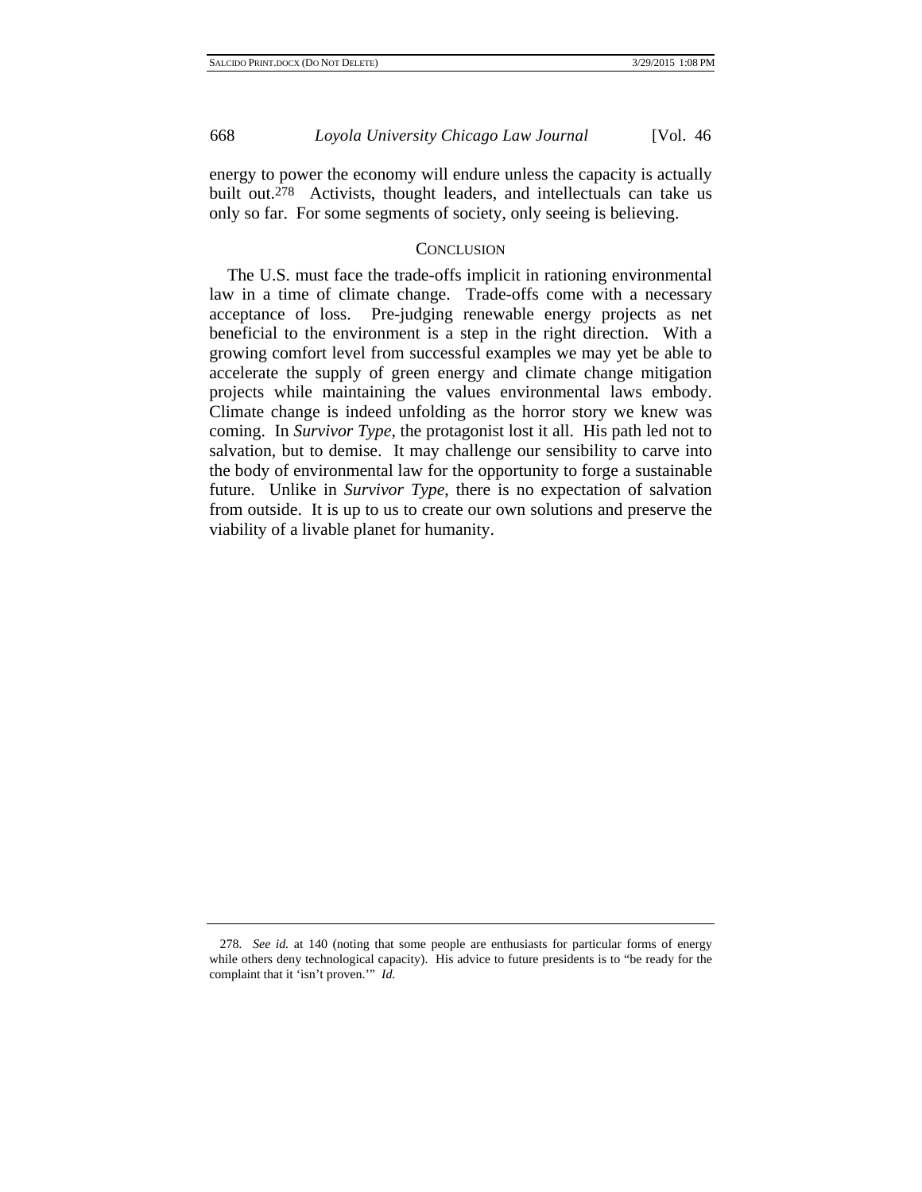energy to power the economy will endure unless the capacity is actually built out.[278] Activists, thought leaders, and intellectuals can take us only so far. For some segments of society, only seeing is believing.

## CONCLUSION

The U.S. must face the trade-offs implicit in rationing environmental law in a time of climate change. Trade-offs come with a necessary acceptance of loss. Pre-judging renewable energy projects as net beneficial to the environment is a step in the right direction. With a growing comfort level from successful examples we may yet be able to accelerate the supply of green energy and climate change mitigation projects while maintaining the values environmental laws embody. Climate change is indeed unfolding as the horror story we knew was coming. In *Survivor Type*, the protagonist lost it all. His path led not to salvation, but to demise. It may challenge our sensibility to carve into the body of environmental law for the opportunity to forge a sustainable future. Unlike in *Survivor Type*, there is no expectation of salvation from outside. It is up to us to create our own solutions and preserve the viability of a livable planet for humanity.

---

278. *See id.* at 140 (noting that some people are enthusiasts for particular forms of energy while others deny technological capacity). His advice to future presidents is to "be ready for the complaint that it 'isn't proven.'" *Id.*